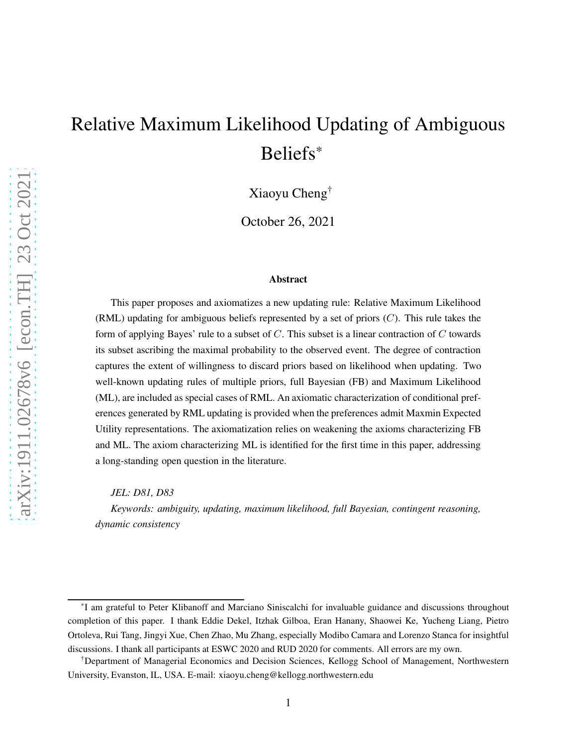# Relative Maximum Likelihood Updating of Ambiguous Beliefs*

Xiaoyu Cheng†

October 26, 2021

### Abstract

This paper proposes and axiomatizes a new updating rule: Relative Maximum Likelihood (RML) updating for ambiguous beliefs represented by a set of priors ($C$). This rule takes the form of applying Bayes' rule to a subset of $C$. This subset is a linear contraction of $C$ towards its subset ascribing the maximal probability to the observed event. The degree of contraction captures the extent of willingness to discard priors based on likelihood when updating. Two well-known updating rules of multiple priors, full Bayesian (FB) and Maximum Likelihood (ML), are included as special cases of RML. An axiomatic characterization of conditional preferences generated by RML updating is provided when the preferences admit Maxmin Expected Utility representations. The axiomatization relies on weakening the axioms characterizing FB and ML. The axiom characterizing ML is identified for the first time in this paper, addressing a long-standing open question in the literature.

*JEL: D81, D83*

*Keywords: ambiguity, updating, maximum likelihood, full Bayesian, contingent reasoning, dynamic consistency*

---

*I am grateful to Peter Klibanoff and Marciano Siniscalchi for invaluable guidance and discussions throughout completion of this paper. I thank Eddie Dekel, Itzhak Gilboa, Eran Hanany, Shaowei Ke, Yucheng Liang, Pietro Ortoleva, Rui Tang, Jingyi Xue, Chen Zhao, Mu Zhang, especially Modibo Camara and Lorenzo Stanca for insightful discussions. I thank all participants at ESWC 2020 and RUD 2020 for comments. All errors are my own.

†Department of Managerial Economics and Decision Sciences, Kellogg School of Management, Northwestern University, Evanston, IL, USA. E-mail: xiaoyu.cheng@kellogg.northwestern.edu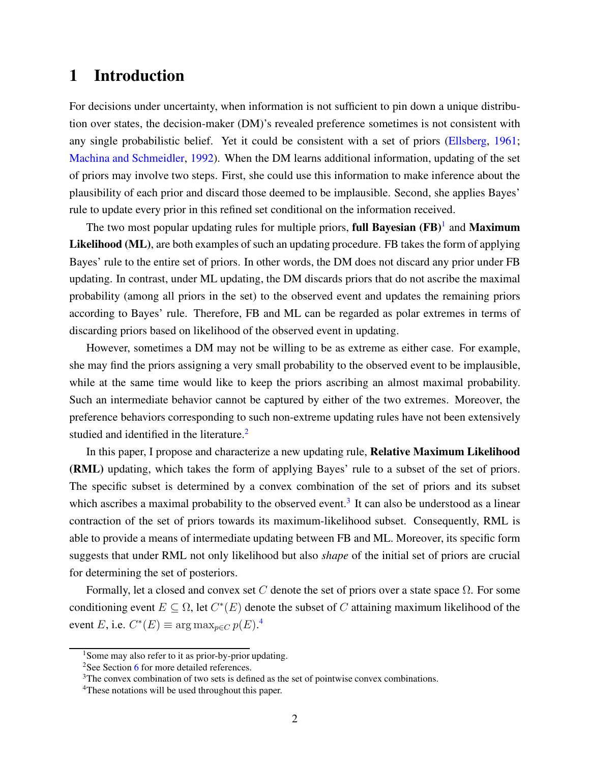# 1 Introduction

For decisions under uncertainty, when information is not sufficient to pin down a unique distribution over states, the decision-maker (DM)'s revealed preference sometimes is not consistent with any single probabilistic belief. Yet it could be consistent with a set of priors (Ellsberg, 1961; Machina and Schmeidler, 1992). When the DM learns additional information, updating of the set of priors may involve two steps. First, she could use this information to make inference about the plausibility of each prior and discard those deemed to be implausible. Second, she applies Bayes' rule to update every prior in this refined set conditional on the information received.

The two most popular updating rules for multiple priors, **full Bayesian (FB)**[1] and **Maximum Likelihood (ML)**, are both examples of such an updating procedure. FB takes the form of applying Bayes' rule to the entire set of priors. In other words, the DM does not discard any prior under FB updating. In contrast, under ML updating, the DM discards priors that do not ascribe the maximal probability (among all priors in the set) to the observed event and updates the remaining priors according to Bayes' rule. Therefore, FB and ML can be regarded as polar extremes in terms of discarding priors based on likelihood of the observed event in updating.

However, sometimes a DM may not be willing to be as extreme as either case. For example, she may find the priors assigning a very small probability to the observed event to be implausible, while at the same time would like to keep the priors ascribing an almost maximal probability. Such an intermediate behavior cannot be captured by either of the two extremes. Moreover, the preference behaviors corresponding to such non-extreme updating rules have not been extensively studied and identified in the literature.[2]

In this paper, I propose and characterize a new updating rule, **Relative Maximum Likelihood (RML)** updating, which takes the form of applying Bayes' rule to a subset of the set of priors. The specific subset is determined by a convex combination of the set of priors and its subset which ascribes a maximal probability to the observed event.[3] It can also be understood as a linear contraction of the set of priors towards its maximum-likelihood subset. Consequently, RML is able to provide a means of intermediate updating between FB and ML. Moreover, its specific form suggests that under RML not only likelihood but also *shape* of the initial set of priors are crucial for determining the set of posteriors.

Formally, let a closed and convex set $C$ denote the set of priors over a state space $\Omega$. For some conditioning event $E \subseteq \Omega$, let $C^*(E)$ denote the subset of $C$ attaining maximum likelihood of the event $E$, i.e. $C^*(E) \equiv \arg\max_{p \in C} p(E)$.[4]

[1] Some may also refer to it as prior-by-prior updating.

[2] See Section 6 for more detailed references.

[3] The convex combination of two sets is defined as the set of pointwise convex combinations.

[4] These notations will be used throughout this paper.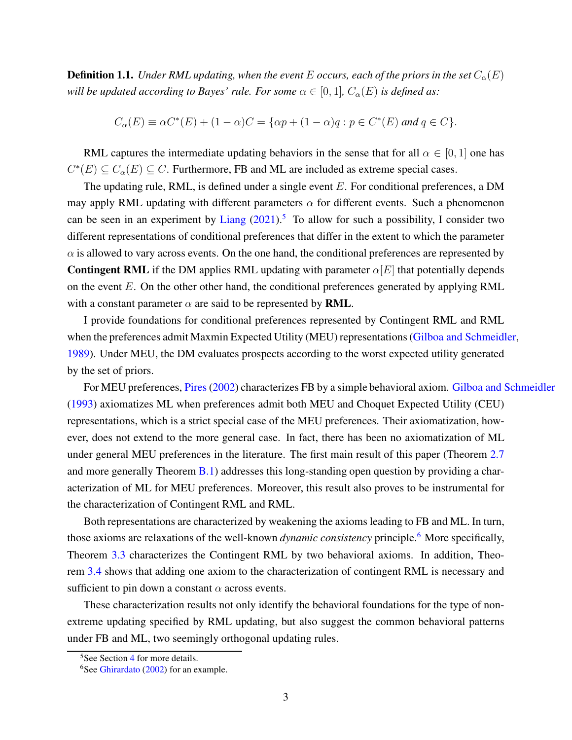**Definition 1.1.** *Under RML updating, when the event $E$ occurs, each of the priors in the set $C_\alpha(E)$ will be updated according to Bayes' rule. For some $\alpha \in [0, 1]$, $C_\alpha(E)$ is defined as:*

$$C_\alpha(E) \equiv \alpha C^*(E) + (1 - \alpha)C = \{\alpha p + (1 - \alpha)q : p \in C^*(E) \text{ and } q \in C\}.$$

RML captures the intermediate updating behaviors in the sense that for all $\alpha \in [0, 1]$ one has $C^*(E) \subseteq C_\alpha(E) \subseteq C$. Furthermore, FB and ML are included as extreme special cases.

The updating rule, RML, is defined under a single event $E$. For conditional preferences, a DM may apply RML updating with different parameters $\alpha$ for different events. Such a phenomenon can be seen in an experiment by Liang (2021).[5] To allow for such a possibility, I consider two different representations of conditional preferences that differ in the extent to which the parameter $\alpha$ is allowed to vary across events. On the one hand, the conditional preferences are represented by **Contingent RML** if the DM applies RML updating with parameter $\alpha[E]$ that potentially depends on the event $E$. On the other other hand, the conditional preferences generated by applying RML with a constant parameter $\alpha$ are said to be represented by **RML**.

I provide foundations for conditional preferences represented by Contingent RML and RML when the preferences admit Maxmin Expected Utility (MEU) representations (Gilboa and Schmeidler, 1989). Under MEU, the DM evaluates prospects according to the worst expected utility generated by the set of priors.

For MEU preferences, Pires (2002) characterizes FB by a simple behavioral axiom. Gilboa and Schmeidler (1993) axiomatizes ML when preferences admit both MEU and Choquet Expected Utility (CEU) representations, which is a strict special case of the MEU preferences. Their axiomatization, however, does not extend to the more general case. In fact, there has been no axiomatization of ML under general MEU preferences in the literature. The first main result of this paper (Theorem 2.7 and more generally Theorem B.1) addresses this long-standing open question by providing a characterization of ML for MEU preferences. Moreover, this result also proves to be instrumental for the characterization of Contingent RML and RML.

Both representations are characterized by weakening the axioms leading to FB and ML. In turn, those axioms are relaxations of the well-known *dynamic consistency* principle.[6] More specifically, Theorem 3.3 characterizes the Contingent RML by two behavioral axioms. In addition, Theorem 3.4 shows that adding one axiom to the characterization of contingent RML is necessary and sufficient to pin down a constant $\alpha$ across events.

These characterization results not only identify the behavioral foundations for the type of non-extreme updating specified by RML updating, but also suggest the common behavioral patterns under FB and ML, two seemingly orthogonal updating rules.

---

[5] See Section 4 for more details.

[6] See Ghirardato (2002) for an example.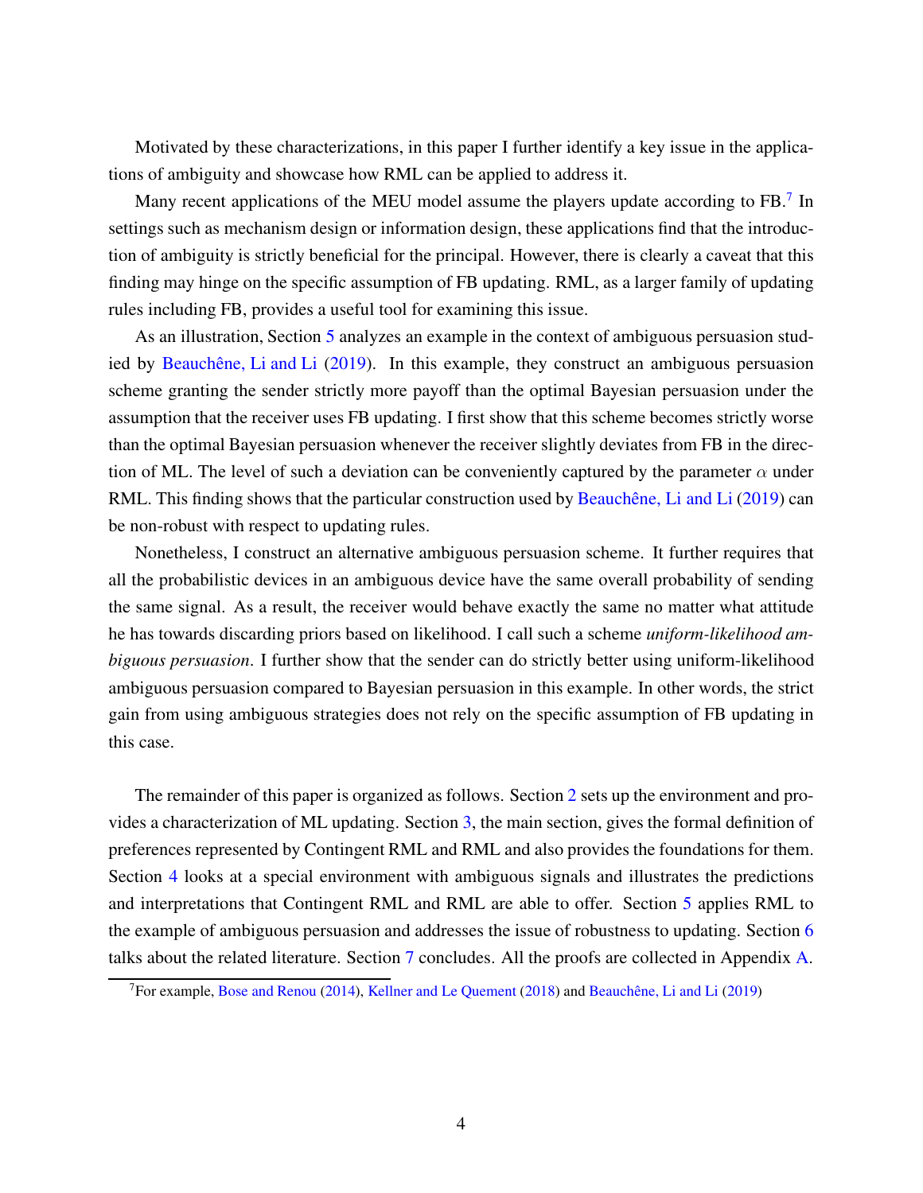Motivated by these characterizations, in this paper I further identify a key issue in the applications of ambiguity and showcase how RML can be applied to address it.

Many recent applications of the MEU model assume the players update according to FB.[7] In settings such as mechanism design or information design, these applications find that the introduction of ambiguity is strictly beneficial for the principal. However, there is clearly a caveat that this finding may hinge on the specific assumption of FB updating. RML, as a larger family of updating rules including FB, provides a useful tool for examining this issue.

As an illustration, Section 5 analyzes an example in the context of ambiguous persuasion studied by Beauchêne, Li and Li (2019). In this example, they construct an ambiguous persuasion scheme granting the sender strictly more payoff than the optimal Bayesian persuasion under the assumption that the receiver uses FB updating. I first show that this scheme becomes strictly worse than the optimal Bayesian persuasion whenever the receiver slightly deviates from FB in the direction of ML. The level of such a deviation can be conveniently captured by the parameter $\alpha$ under RML. This finding shows that the particular construction used by Beauchêne, Li and Li (2019) can be non-robust with respect to updating rules.

Nonetheless, I construct an alternative ambiguous persuasion scheme. It further requires that all the probabilistic devices in an ambiguous device have the same overall probability of sending the same signal. As a result, the receiver would behave exactly the same no matter what attitude he has towards discarding priors based on likelihood. I call such a scheme *uniform-likelihood ambiguous persuasion*. I further show that the sender can do strictly better using uniform-likelihood ambiguous persuasion compared to Bayesian persuasion in this example. In other words, the strict gain from using ambiguous strategies does not rely on the specific assumption of FB updating in this case.

The remainder of this paper is organized as follows. Section 2 sets up the environment and provides a characterization of ML updating. Section 3, the main section, gives the formal definition of preferences represented by Contingent RML and RML and also provides the foundations for them. Section 4 looks at a special environment with ambiguous signals and illustrates the predictions and interpretations that Contingent RML and RML are able to offer. Section 5 applies RML to the example of ambiguous persuasion and addresses the issue of robustness to updating. Section 6 talks about the related literature. Section 7 concludes. All the proofs are collected in Appendix A.

[7] For example, Bose and Renou (2014), Kellner and Le Quement (2018) and Beauchêne, Li and Li (2019)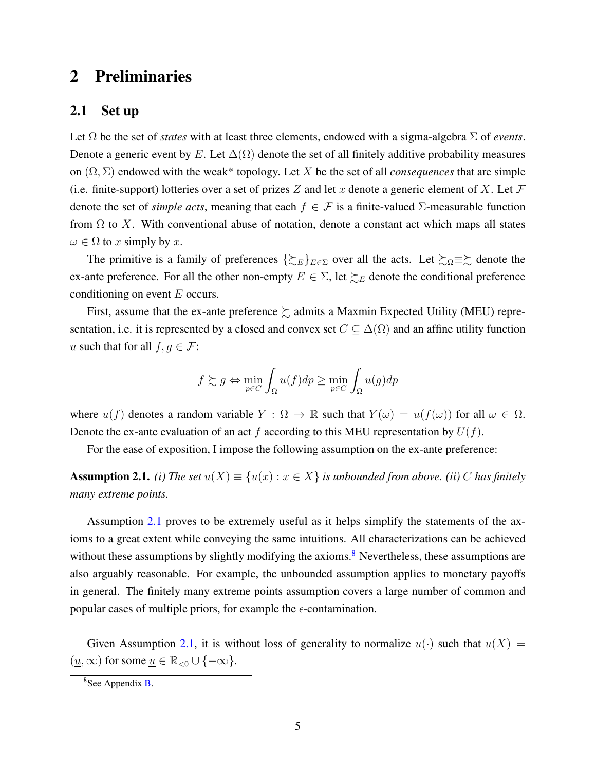# 2 Preliminaries

## 2.1 Set up

Let $\Omega$ be the set of *states* with at least three elements, endowed with a sigma-algebra $\Sigma$ of *events*. Denote a generic event by $E$. Let $\Delta(\Omega)$ denote the set of all finitely additive probability measures on $(\Omega, \Sigma)$ endowed with the weak* topology. Let $X$ be the set of all *consequences* that are simple (i.e. finite-support) lotteries over a set of prizes $Z$ and let $x$ denote a generic element of $X$. Let $\mathcal{F}$ denote the set of *simple acts*, meaning that each $f \in \mathcal{F}$ is a finite-valued $\Sigma$-measurable function from $\Omega$ to $X$. With conventional abuse of notation, denote a constant act which maps all states $\omega \in \Omega$ to $x$ simply by $x$.

The primitive is a family of preferences $\{\succsim_E\}_{E\in\Sigma}$ over all the acts. Let $\succsim_\Omega \equiv \succsim$ denote the ex-ante preference. For all the other non-empty $E \in \Sigma$, let $\succsim_E$ denote the conditional preference conditioning on event $E$ occurs.

First, assume that the ex-ante preference $\succsim$ admits a Maxmin Expected Utility (MEU) representation, i.e. it is represented by a closed and convex set $C \subseteq \Delta(\Omega)$ and an affine utility function $u$ such that for all $f, g \in \mathcal{F}$:

$$f \succsim g \Leftrightarrow \min_{p\in C} \int_\Omega u(f)dp \geq \min_{p\in C} \int_\Omega u(g)dp$$

where $u(f)$ denotes a random variable $Y : \Omega \to \mathbb{R}$ such that $Y(\omega) = u(f(\omega))$ for all $\omega \in \Omega$. Denote the ex-ante evaluation of an act $f$ according to this MEU representation by $U(f)$.

For the ease of exposition, I impose the following assumption on the ex-ante preference:

**Assumption 2.1.** *(i) The set $u(X) \equiv \{u(x) : x \in X\}$ is unbounded from above. (ii) $C$ has finitely many extreme points.*

Assumption 2.1 proves to be extremely useful as it helps simplify the statements of the axioms to a great extent while conveying the same intuitions. All characterizations can be achieved without these assumptions by slightly modifying the axioms.[8] Nevertheless, these assumptions are also arguably reasonable. For example, the unbounded assumption applies to monetary payoffs in general. The finitely many extreme points assumption covers a large number of common and popular cases of multiple priors, for example the $\epsilon$-contamination.

Given Assumption 2.1, it is without loss of generality to normalize $u(\cdot)$ such that $u(X) = (\underline{u}, \infty)$ for some $\underline{u} \in \mathbb{R}_{<0} \cup \{-\infty\}$.

[8] See Appendix B.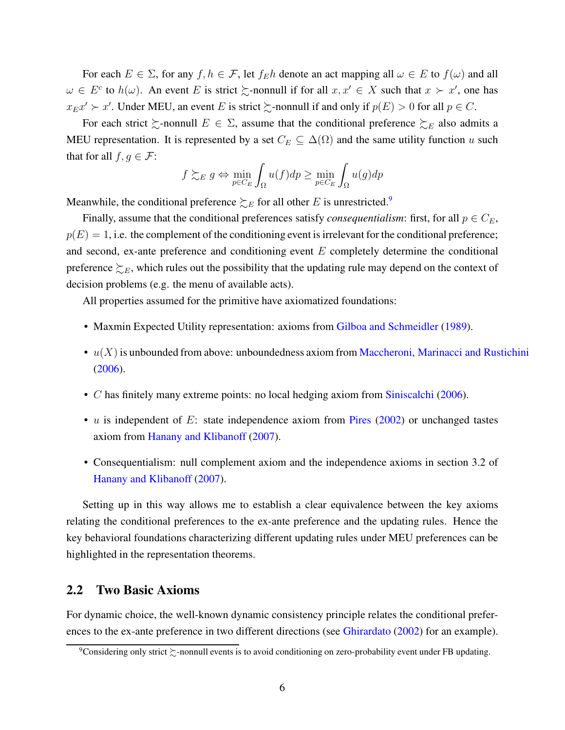For each $E \in \Sigma$, for any $f, h \in \mathcal{F}$, let $f_E h$ denote an act mapping all $\omega \in E$ to $f(\omega)$ and all $\omega \in E^c$ to $h(\omega)$. An event $E$ is strict $\succsim$-nonnull if for all $x, x' \in X$ such that $x \succ x'$, one has $x_E x' \succ x'$. Under MEU, an event $E$ is strict $\succsim$-nonnull if and only if $p(E) > 0$ for all $p \in C$.

For each strict $\succsim$-nonnull $E \in \Sigma$, assume that the conditional preference $\succsim_E$ also admits a MEU representation. It is represented by a set $C_E \subseteq \Delta(\Omega)$ and the same utility function $u$ such that for all $f, g \in \mathcal{F}$:

$$f \succsim_E g \Leftrightarrow \min_{p \in C_E} \int_\Omega u(f) dp \geq \min_{p \in C_E} \int_\Omega u(g) dp$$

Meanwhile, the conditional preference $\succsim_E$ for all other $E$ is unrestricted.[9]

Finally, assume that the conditional preferences satisfy *consequentialism*: first, for all $p \in C_E$, $p(E) = 1$, i.e. the complement of the conditioning event is irrelevant for the conditional preference; and second, ex-ante preference and conditioning event $E$ completely determine the conditional preference $\succsim_E$, which rules out the possibility that the updating rule may depend on the context of decision problems (e.g. the menu of available acts).

All properties assumed for the primitive have axiomatized foundations:

- Maxmin Expected Utility representation: axioms from Gilboa and Schmeidler (1989).
- $u(X)$ is unbounded from above: unboundedness axiom from Maccheroni, Marinacci and Rustichini (2006).
- $C$ has finitely many extreme points: no local hedging axiom from Siniscalchi (2006).
- $u$ is independent of $E$: state independence axiom from Pires (2002) or unchanged tastes axiom from Hanany and Klibanoff (2007).
- Consequentialism: null complement axiom and the independence axioms in section 3.2 of Hanany and Klibanoff (2007).

Setting up in this way allows me to establish a clear equivalence between the key axioms relating the conditional preferences to the ex-ante preference and the updating rules. Hence the key behavioral foundations characterizing different updating rules under MEU preferences can be highlighted in the representation theorems.

## 2.2 Two Basic Axioms

For dynamic choice, the well-known dynamic consistency principle relates the conditional preferences to the ex-ante preference in two different directions (see Ghirardato (2002) for an example).

[9] Considering only strict $\succsim$-nonnull events is to avoid conditioning on zero-probability event under FB updating.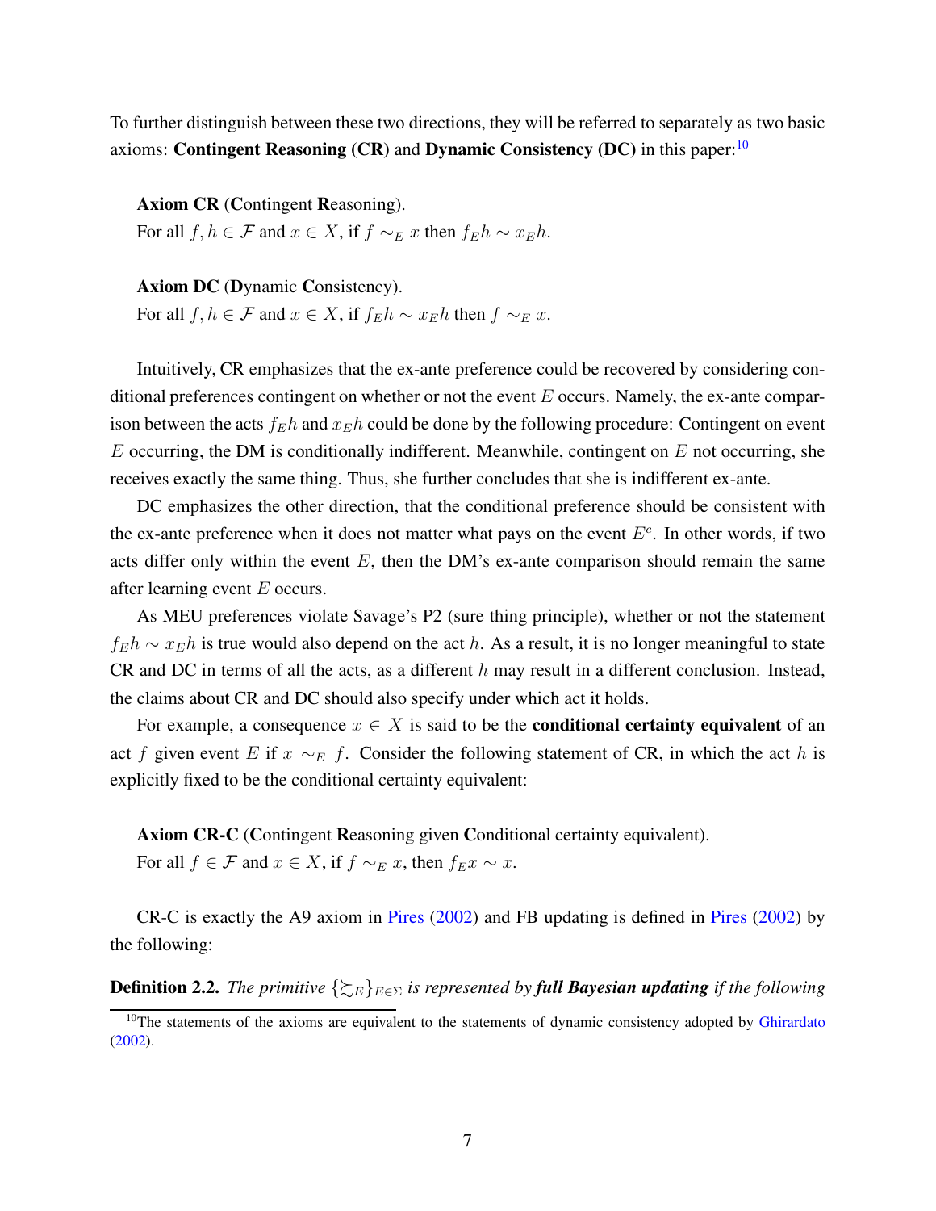To further distinguish between these two directions, they will be referred to separately as two basic axioms: **Contingent Reasoning (CR)** and **Dynamic Consistency (DC)** in this paper:[10]

**Axiom CR** (**C**ontingent **R**easoning).
For all $f, h \in \mathcal{F}$ and $x \in X$, if $f \sim_E x$ then $f_E h \sim x_E h$.

**Axiom DC** (**D**ynamic **C**onsistency).
For all $f, h \in \mathcal{F}$ and $x \in X$, if $f_E h \sim x_E h$ then $f \sim_E x$.

Intuitively, CR emphasizes that the ex-ante preference could be recovered by considering conditional preferences contingent on whether or not the event $E$ occurs. Namely, the ex-ante comparison between the acts $f_E h$ and $x_E h$ could be done by the following procedure: Contingent on event $E$ occurring, the DM is conditionally indifferent. Meanwhile, contingent on $E$ not occurring, she receives exactly the same thing. Thus, she further concludes that she is indifferent ex-ante.

DC emphasizes the other direction, that the conditional preference should be consistent with the ex-ante preference when it does not matter what pays on the event $E^c$. In other words, if two acts differ only within the event $E$, then the DM's ex-ante comparison should remain the same after learning event $E$ occurs.

As MEU preferences violate Savage's P2 (sure thing principle), whether or not the statement $f_E h \sim x_E h$ is true would also depend on the act $h$. As a result, it is no longer meaningful to state CR and DC in terms of all the acts, as a different $h$ may result in a different conclusion. Instead, the claims about CR and DC should also specify under which act it holds.

For example, a consequence $x \in X$ is said to be the **conditional certainty equivalent** of an act $f$ given event $E$ if $x \sim_E f$. Consider the following statement of CR, in which the act $h$ is explicitly fixed to be the conditional certainty equivalent:

**Axiom CR-C** (**C**ontingent **R**easoning given **C**onditional certainty equivalent).
For all $f \in \mathcal{F}$ and $x \in X$, if $f \sim_E x$, then $f_E x \sim x$.

CR-C is exactly the A9 axiom in Pires (2002) and FB updating is defined in Pires (2002) by the following:

**Definition 2.2.** *The primitive $\{\succsim_E\}_{E \in \Sigma}$ is represented by* ***full Bayesian updating*** *if the following*

[10] The statements of the axioms are equivalent to the statements of dynamic consistency adopted by Ghirardato (2002).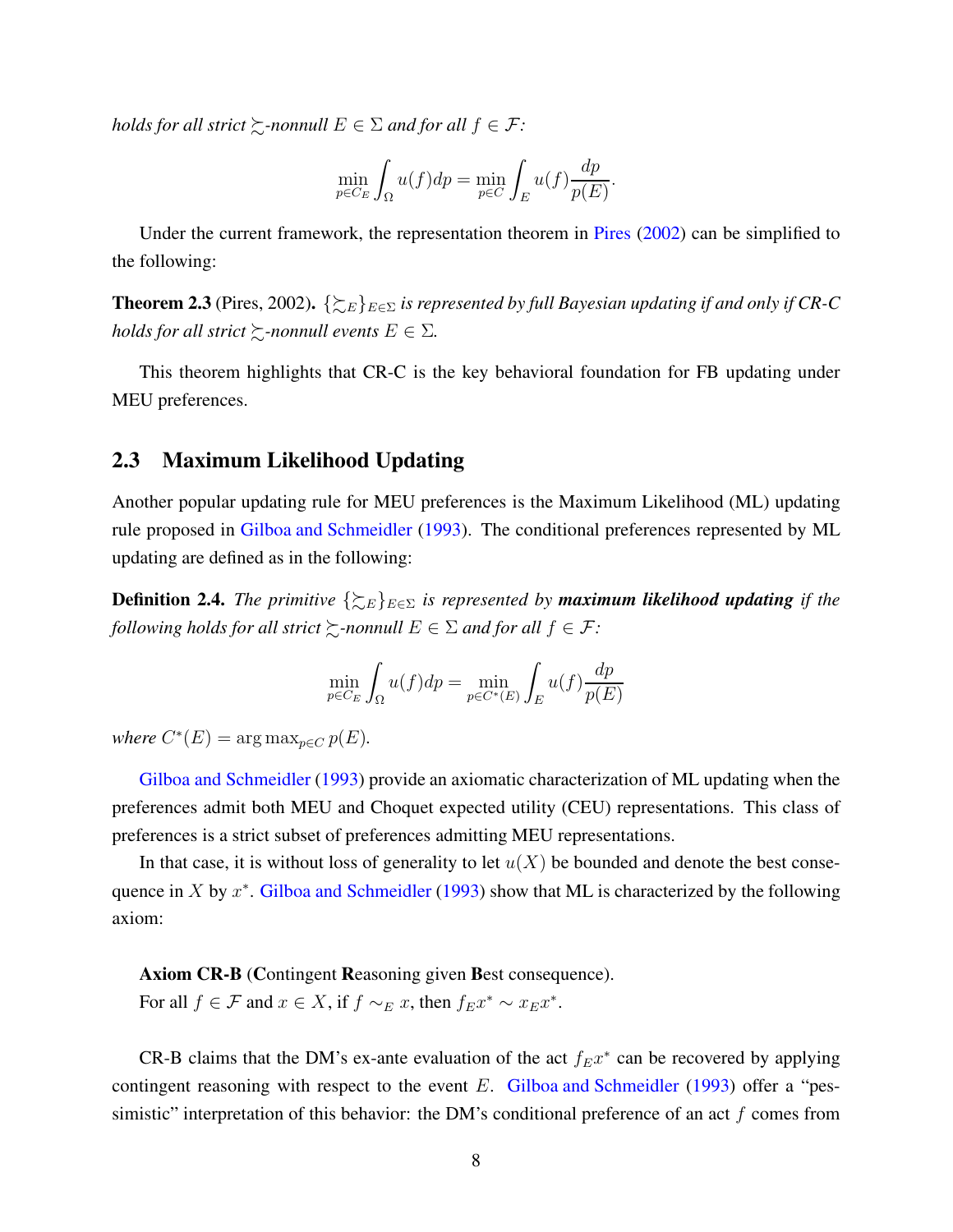*holds for all strict $\succsim$-nonnull $E \in \Sigma$ and for all $f \in \mathcal{F}$:*

$$\min_{p \in C_E} \int_\Omega u(f) dp = \min_{p \in C} \int_E u(f) \frac{dp}{p(E)}.$$

Under the current framework, the representation theorem in Pires (2002) can be simplified to the following:

**Theorem 2.3** (Pires, 2002)**.** *$\{\succsim_E\}_{E \in \Sigma}$ is represented by full Bayesian updating if and only if CR-C holds for all strict $\succsim$-nonnull events $E \in \Sigma$.*

This theorem highlights that CR-C is the key behavioral foundation for FB updating under MEU preferences.

## 2.3 Maximum Likelihood Updating

Another popular updating rule for MEU preferences is the Maximum Likelihood (ML) updating rule proposed in Gilboa and Schmeidler (1993). The conditional preferences represented by ML updating are defined as in the following:

**Definition 2.4.** *The primitive $\{\succsim_E\}_{E \in \Sigma}$ is represented by **maximum likelihood updating** if the following holds for all strict $\succsim$-nonnull $E \in \Sigma$ and for all $f \in \mathcal{F}$:*

$$\min_{p \in C_E} \int_\Omega u(f) dp = \min_{p \in C^*(E)} \int_E u(f) \frac{dp}{p(E)}$$

*where $C^*(E) = \arg\max_{p \in C} p(E)$.*

Gilboa and Schmeidler (1993) provide an axiomatic characterization of ML updating when the preferences admit both MEU and Choquet expected utility (CEU) representations. This class of preferences is a strict subset of preferences admitting MEU representations.

In that case, it is without loss of generality to let $u(X)$ be bounded and denote the best consequence in $X$ by $x^*$. Gilboa and Schmeidler (1993) show that ML is characterized by the following axiom:

**Axiom CR-B** (**C**ontingent **R**easoning given **B**est consequence).
For all $f \in \mathcal{F}$ and $x \in X$, if $f \sim_E x$, then $f_E x^* \sim x_E x^*$.

CR-B claims that the DM's ex-ante evaluation of the act $f_E x^*$ can be recovered by applying contingent reasoning with respect to the event $E$. Gilboa and Schmeidler (1993) offer a "pessimistic" interpretation of this behavior: the DM's conditional preference of an act $f$ comes from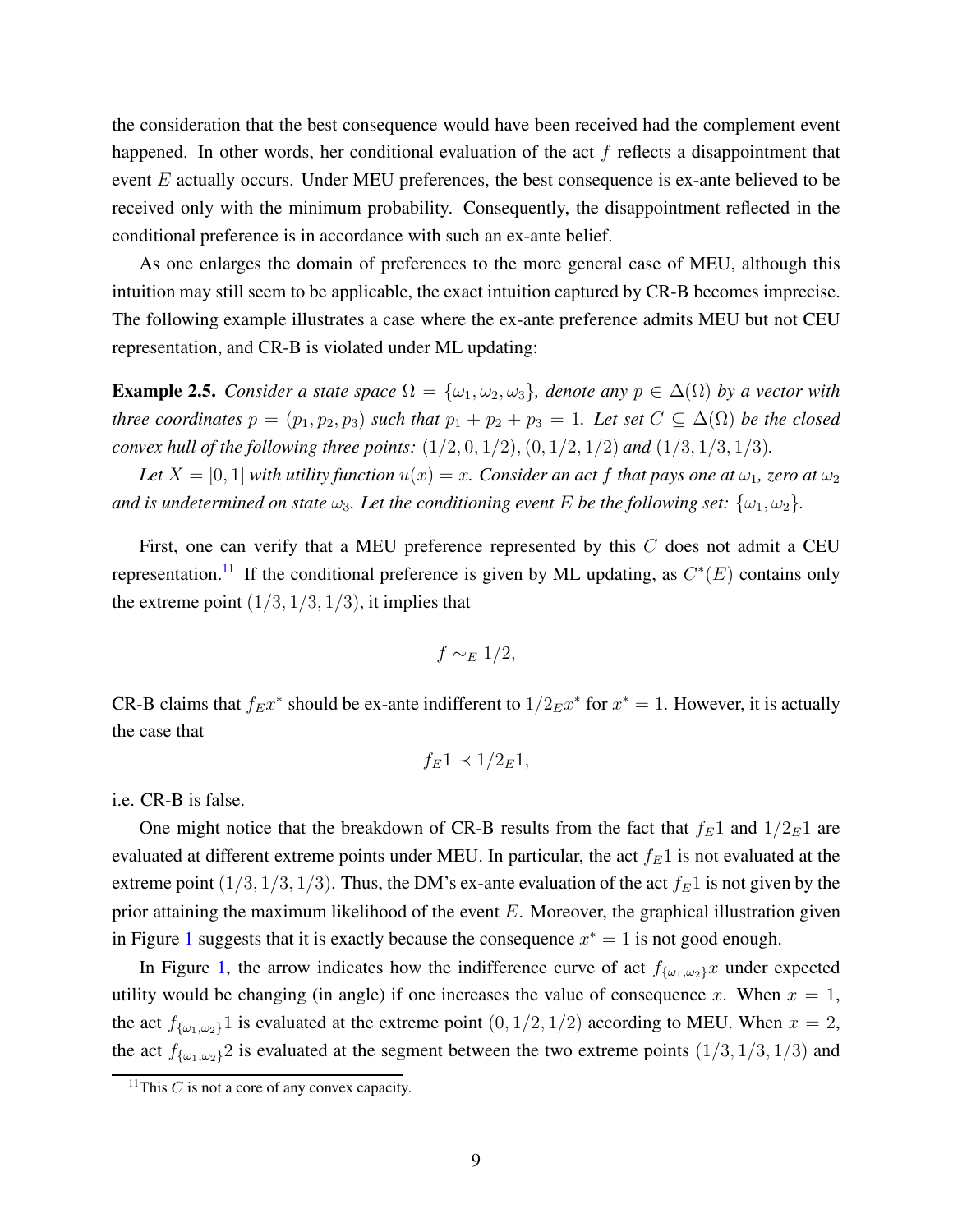the consideration that the best consequence would have been received had the complement event happened. In other words, her conditional evaluation of the act $f$ reflects a disappointment that event $E$ actually occurs. Under MEU preferences, the best consequence is ex-ante believed to be received only with the minimum probability. Consequently, the disappointment reflected in the conditional preference is in accordance with such an ex-ante belief.

As one enlarges the domain of preferences to the more general case of MEU, although this intuition may still seem to be applicable, the exact intuition captured by CR-B becomes imprecise. The following example illustrates a case where the ex-ante preference admits MEU but not CEU representation, and CR-B is violated under ML updating:

**Example 2.5.** *Consider a state space $\Omega = \{\omega_1, \omega_2, \omega_3\}$, denote any $p \in \Delta(\Omega)$ by a vector with three coordinates $p = (p_1, p_2, p_3)$ such that $p_1 + p_2 + p_3 = 1$. Let set $C \subseteq \Delta(\Omega)$ be the closed convex hull of the following three points: $(1/2, 0, 1/2)$, $(0, 1/2, 1/2)$ and $(1/3, 1/3, 1/3)$.*

*Let $X = [0, 1]$ with utility function $u(x) = x$. Consider an act $f$ that pays one at $\omega_1$, zero at $\omega_2$ and is undetermined on state $\omega_3$. Let the conditioning event $E$ be the following set: $\{\omega_1, \omega_2\}$.*

First, one can verify that a MEU preference represented by this $C$ does not admit a CEU representation.[11] If the conditional preference is given by ML updating, as $C^*(E)$ contains only the extreme point $(1/3, 1/3, 1/3)$, it implies that

$$f \sim_E 1/2,$$

CR-B claims that $f_E x^*$ should be ex-ante indifferent to $1/2_E x^*$ for $x^* = 1$. However, it is actually the case that

$$f_E 1 \prec 1/2_E 1,$$

i.e. CR-B is false.

One might notice that the breakdown of CR-B results from the fact that $f_E 1$ and $1/2_E 1$ are evaluated at different extreme points under MEU. In particular, the act $f_E 1$ is not evaluated at the extreme point $(1/3, 1/3, 1/3)$. Thus, the DM's ex-ante evaluation of the act $f_E 1$ is not given by the prior attaining the maximum likelihood of the event $E$. Moreover, the graphical illustration given in Figure 1 suggests that it is exactly because the consequence $x^* = 1$ is not good enough.

In Figure 1, the arrow indicates how the indifference curve of act $f_{\{\omega_1,\omega_2\}} x$ under expected utility would be changing (in angle) if one increases the value of consequence $x$. When $x = 1$, the act $f_{\{\omega_1,\omega_2\}} 1$ is evaluated at the extreme point $(0, 1/2, 1/2)$ according to MEU. When $x = 2$, the act $f_{\{\omega_1,\omega_2\}} 2$ is evaluated at the segment between the two extreme points $(1/3, 1/3, 1/3)$ and

[11] This $C$ is not a core of any convex capacity.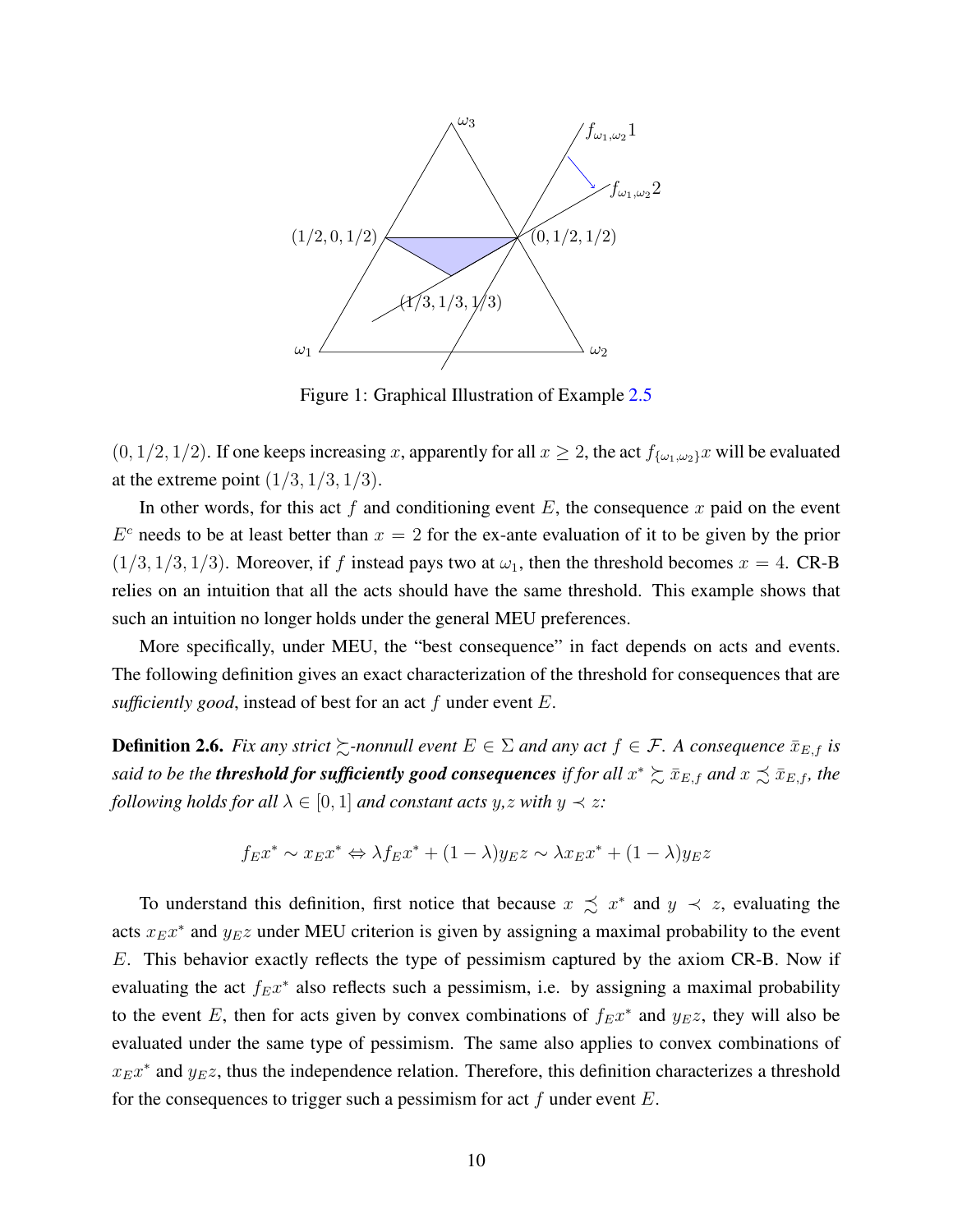Figure 1: Graphical Illustration of Example 2.5

$(0, 1/2, 1/2)$. If one keeps increasing $x$, apparently for all $x \geq 2$, the act $f_{\{\omega_1,\omega_2\}}x$ will be evaluated at the extreme point $(1/3, 1/3, 1/3)$.

In other words, for this act $f$ and conditioning event $E$, the consequence $x$ paid on the event $E^c$ needs to be at least better than $x = 2$ for the ex-ante evaluation of it to be given by the prior $(1/3, 1/3, 1/3)$. Moreover, if $f$ instead pays two at $\omega_1$, then the threshold becomes $x = 4$. CR-B relies on an intuition that all the acts should have the same threshold. This example shows that such an intuition no longer holds under the general MEU preferences.

More specifically, under MEU, the "best consequence" in fact depends on acts and events. The following definition gives an exact characterization of the threshold for consequences that are *sufficiently good*, instead of best for an act $f$ under event $E$.

**Definition 2.6.** *Fix any strict $\succsim$-nonnull event $E \in \Sigma$ and any act $f \in \mathcal{F}$. A consequence $\bar{x}_{E,f}$ is said to be the* ***threshold for sufficiently good consequences*** *if for all $x^* \succsim \bar{x}_{E,f}$ and $x \precsim \bar{x}_{E,f}$, the following holds for all $\lambda \in [0, 1]$ and constant acts y,z with $y \prec z$:*

$$f_E x^* \sim x_E x^* \Leftrightarrow \lambda f_E x^* + (1 - \lambda) y_E z \sim \lambda x_E x^* + (1 - \lambda) y_E z$$

To understand this definition, first notice that because $x \precsim x^*$ and $y \prec z$, evaluating the acts $x_E x^*$ and $y_E z$ under MEU criterion is given by assigning a maximal probability to the event $E$. This behavior exactly reflects the type of pessimism captured by the axiom CR-B. Now if evaluating the act $f_E x^*$ also reflects such a pessimism, i.e. by assigning a maximal probability to the event $E$, then for acts given by convex combinations of $f_E x^*$ and $y_E z$, they will also be evaluated under the same type of pessimism. The same also applies to convex combinations of $x_E x^*$ and $y_E z$, thus the independence relation. Therefore, this definition characterizes a threshold for the consequences to trigger such a pessimism for act $f$ under event $E$.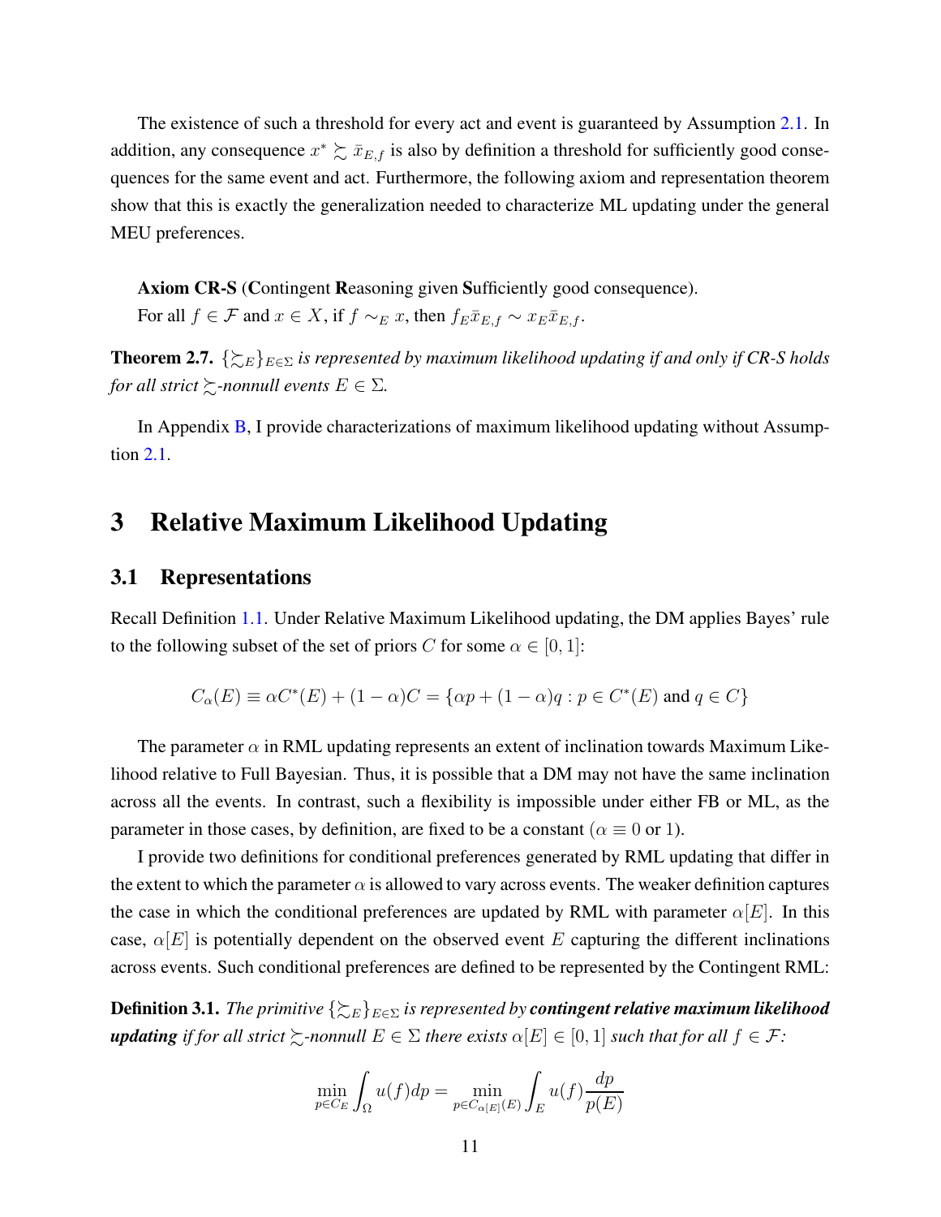The existence of such a threshold for every act and event is guaranteed by Assumption 2.1. In addition, any consequence $x^* \succsim \bar{x}_{E,f}$ is also by definition a threshold for sufficiently good consequences for the same event and act. Furthermore, the following axiom and representation theorem show that this is exactly the generalization needed to characterize ML updating under the general MEU preferences.

**Axiom CR-S** (**C**ontingent **R**easoning given **S**ufficiently good consequence).
For all $f \in \mathcal{F}$ and $x \in X$, if $f \sim_E x$, then $f_E \bar{x}_{E,f} \sim x_E \bar{x}_{E,f}$.

**Theorem 2.7.** *$\{\succsim_E\}_{E \in \Sigma}$ is represented by maximum likelihood updating if and only if CR-S holds for all strict $\succsim$-nonnull events $E \in \Sigma$.*

In Appendix B, I provide characterizations of maximum likelihood updating without Assumption 2.1.

# 3 Relative Maximum Likelihood Updating

## 3.1 Representations

Recall Definition 1.1. Under Relative Maximum Likelihood updating, the DM applies Bayes' rule to the following subset of the set of priors $C$ for some $\alpha \in [0, 1]$:

$$C_\alpha(E) \equiv \alpha C^*(E) + (1 - \alpha)C = \{\alpha p + (1 - \alpha)q : p \in C^*(E) \text{ and } q \in C\}$$

The parameter $\alpha$ in RML updating represents an extent of inclination towards Maximum Likelihood relative to Full Bayesian. Thus, it is possible that a DM may not have the same inclination across all the events. In contrast, such a flexibility is impossible under either FB or ML, as the parameter in those cases, by definition, are fixed to be a constant ($\alpha \equiv 0$ or $1$).

I provide two definitions for conditional preferences generated by RML updating that differ in the extent to which the parameter $\alpha$ is allowed to vary across events. The weaker definition captures the case in which the conditional preferences are updated by RML with parameter $\alpha[E]$. In this case, $\alpha[E]$ is potentially dependent on the observed event $E$ capturing the different inclinations across events. Such conditional preferences are defined to be represented by the Contingent RML:

**Definition 3.1.** *The primitive $\{\succsim_E\}_{E \in \Sigma}$ is represented by* ***contingent relative maximum likelihood updating*** *if for all strict $\succsim$-nonnull $E \in \Sigma$ there exists $\alpha[E] \in [0, 1]$ such that for all $f \in \mathcal{F}$:*

$$\min_{p \in C_E} \int_\Omega u(f)dp = \min_{p \in C_{\alpha[E]}(E)} \int_E u(f)\frac{dp}{p(E)}$$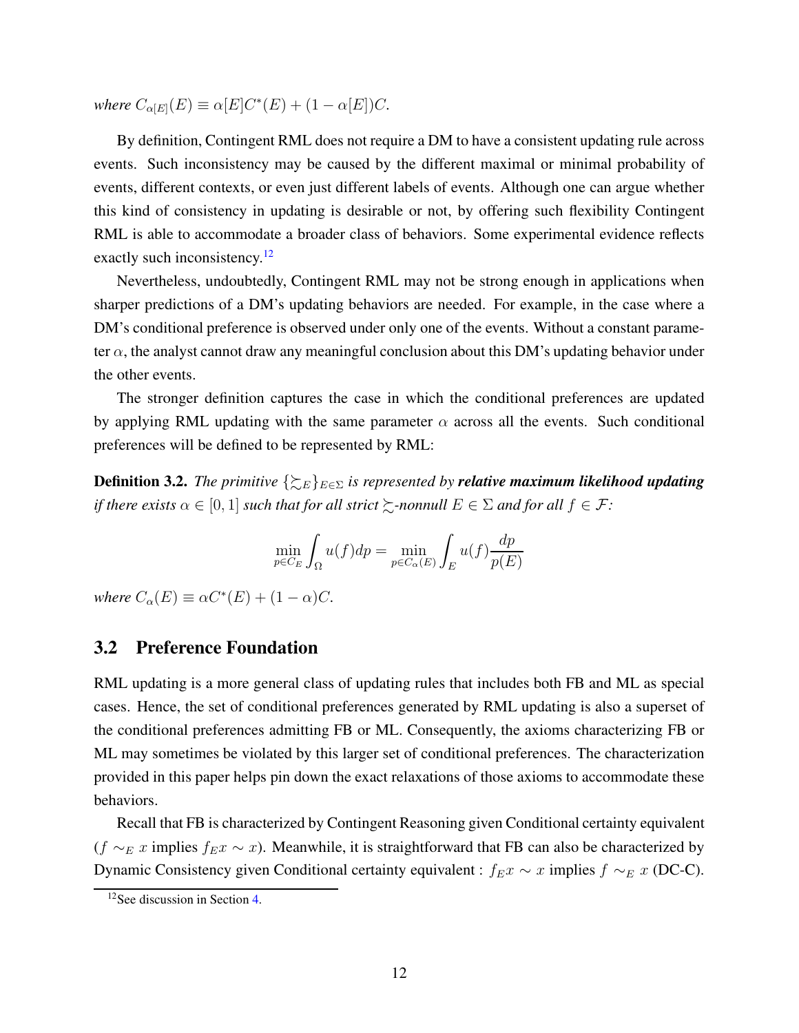*where* $C_{\alpha[E]}(E) \equiv \alpha[E]C^*(E) + (1 - \alpha[E])C$.

By definition, Contingent RML does not require a DM to have a consistent updating rule across events. Such inconsistency may be caused by the different maximal or minimal probability of events, different contexts, or even just different labels of events. Although one can argue whether this kind of consistency in updating is desirable or not, by offering such flexibility Contingent RML is able to accommodate a broader class of behaviors. Some experimental evidence reflects exactly such inconsistency.[12]

Nevertheless, undoubtedly, Contingent RML may not be strong enough in applications when sharper predictions of a DM's updating behaviors are needed. For example, in the case where a DM's conditional preference is observed under only one of the events. Without a constant parameter $\alpha$, the analyst cannot draw any meaningful conclusion about this DM's updating behavior under the other events.

The stronger definition captures the case in which the conditional preferences are updated by applying RML updating with the same parameter $\alpha$ across all the events. Such conditional preferences will be defined to be represented by RML:

**Definition 3.2.** *The primitive* $\{\succsim_E\}_{E\in\Sigma}$ *is represented by* ***relative maximum likelihood updating*** *if there exists* $\alpha \in [0, 1]$ *such that for all strict* $\succsim$*-nonnull* $E \in \Sigma$ *and for all* $f \in \mathcal{F}$*:*

$$\min_{p\in C_E} \int_\Omega u(f)dp = \min_{p\in C_\alpha(E)} \int_E u(f)\frac{dp}{p(E)}$$

*where* $C_\alpha(E) \equiv \alpha C^*(E) + (1 - \alpha)C$.

## 3.2 Preference Foundation

RML updating is a more general class of updating rules that includes both FB and ML as special cases. Hence, the set of conditional preferences generated by RML updating is also a superset of the conditional preferences admitting FB or ML. Consequently, the axioms characterizing FB or ML may sometimes be violated by this larger set of conditional preferences. The characterization provided in this paper helps pin down the exact relaxations of those axioms to accommodate these behaviors.

Recall that FB is characterized by Contingent Reasoning given Conditional certainty equivalent ($f \sim_E x$ implies $f_E x \sim x$). Meanwhile, it is straightforward that FB can also be characterized by Dynamic Consistency given Conditional certainty equivalent : $f_E x \sim x$ implies $f \sim_E x$ (DC-C).

[12] See discussion in Section 4.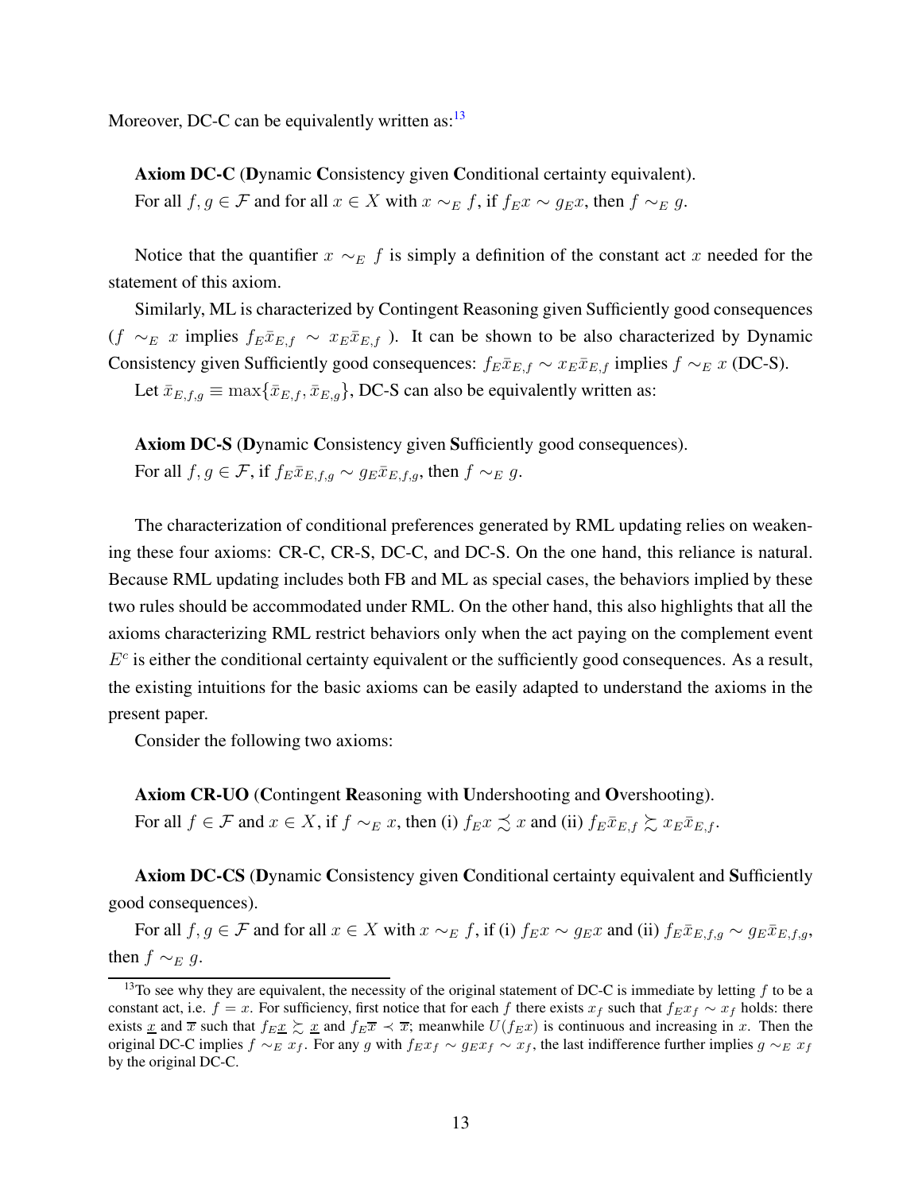Moreover, DC-C can be equivalently written as:[13]

**Axiom DC-C** (**D**ynamic **C**onsistency given **C**onditional certainty equivalent).
For all $f, g \in \mathcal{F}$ and for all $x \in X$ with $x \sim_E f$, if $f_E x \sim g_E x$, then $f \sim_E g$.

Notice that the quantifier $x \sim_E f$ is simply a definition of the constant act $x$ needed for the statement of this axiom.

Similarly, ML is characterized by Contingent Reasoning given Sufficiently good consequences ($f \sim_E x$ implies $f_E \bar{x}_{E,f} \sim x_E \bar{x}_{E,f}$ ). It can be shown to be also characterized by Dynamic Consistency given Sufficiently good consequences: $f_E \bar{x}_{E,f} \sim x_E \bar{x}_{E,f}$ implies $f \sim_E x$ (DC-S).

Let $\bar{x}_{E,f,g} \equiv \max\{\bar{x}_{E,f}, \bar{x}_{E,g}\}$, DC-S can also be equivalently written as:

**Axiom DC-S** (**D**ynamic **C**onsistency given **S**ufficiently good consequences).
For all $f, g \in \mathcal{F}$, if $f_E \bar{x}_{E,f,g} \sim g_E \bar{x}_{E,f,g}$, then $f \sim_E g$.

The characterization of conditional preferences generated by RML updating relies on weakening these four axioms: CR-C, CR-S, DC-C, and DC-S. On the one hand, this reliance is natural. Because RML updating includes both FB and ML as special cases, the behaviors implied by these two rules should be accommodated under RML. On the other hand, this also highlights that all the axioms characterizing RML restrict behaviors only when the act paying on the complement event $E^c$ is either the conditional certainty equivalent or the sufficiently good consequences. As a result, the existing intuitions for the basic axioms can be easily adapted to understand the axioms in the present paper.

Consider the following two axioms:

**Axiom CR-UO** (**C**ontingent **R**easoning with **U**ndershooting and **O**vershooting).
For all $f \in \mathcal{F}$ and $x \in X$, if $f \sim_E x$, then (i) $f_E x \precsim x$ and (ii) $f_E \bar{x}_{E,f} \succsim x_E \bar{x}_{E,f}$.

**Axiom DC-CS** (**D**ynamic **C**onsistency given **C**onditional certainty equivalent and **S**ufficiently good consequences).

For all $f, g \in \mathcal{F}$ and for all $x \in X$ with $x \sim_E f$, if (i) $f_E x \sim g_E x$ and (ii) $f_E \bar{x}_{E,f,g} \sim g_E \bar{x}_{E,f,g}$, then $f \sim_E g$.

---

[13] To see why they are equivalent, the necessity of the original statement of DC-C is immediate by letting $f$ to be a constant act, i.e. $f = x$. For sufficiency, first notice that for each $f$ there exists $x_f$ such that $f_E x_f \sim x_f$ holds: there exists $\underline{x}$ and $\overline{x}$ such that $f_E \underline{x} \succsim \underline{x}$ and $f_E \overline{x} \prec \overline{x}$; meanwhile $U(f_E x)$ is continuous and increasing in $x$. Then the original DC-C implies $f \sim_E x_f$. For any $g$ with $f_E x_f \sim g_E x_f \sim x_f$, the last indifference further implies $g \sim_E x_f$ by the original DC-C.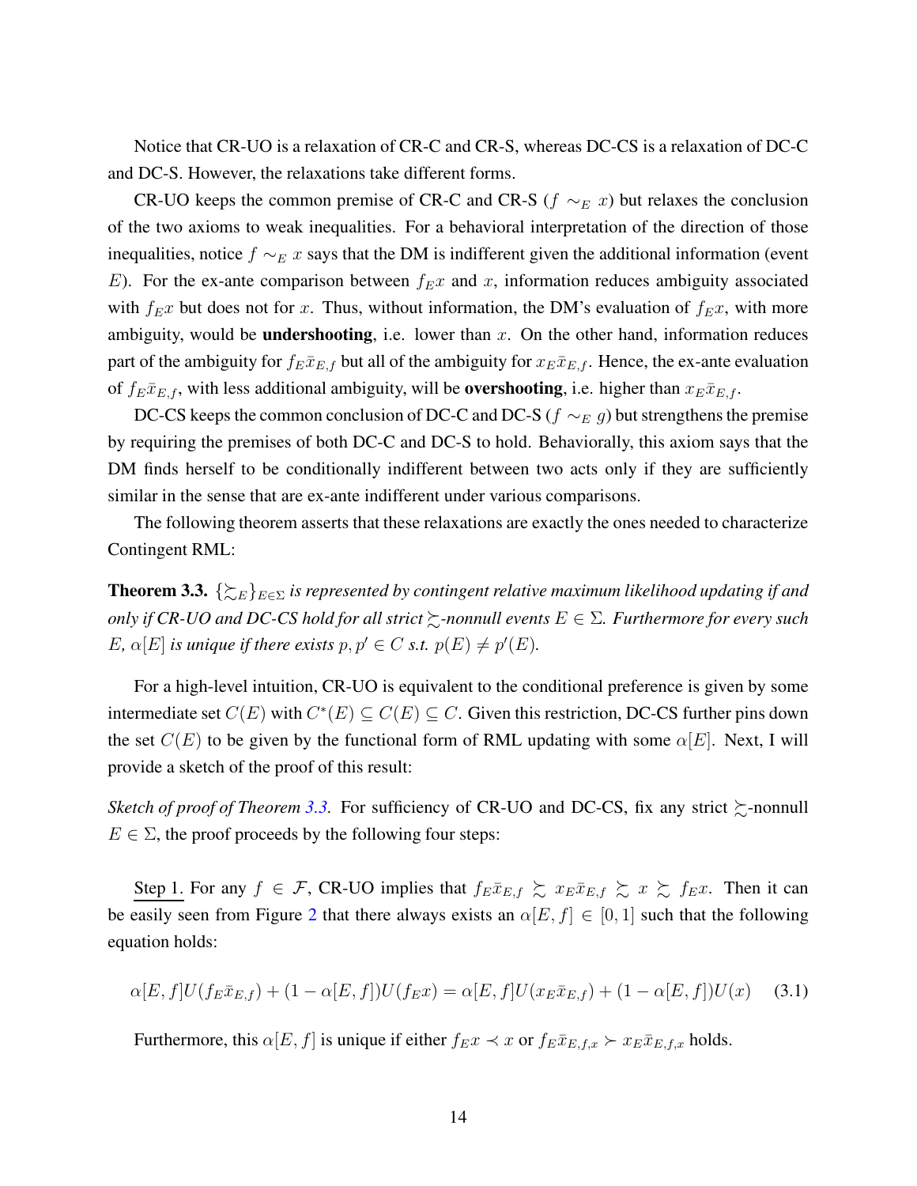Notice that CR-UO is a relaxation of CR-C and CR-S, whereas DC-CS is a relaxation of DC-C and DC-S. However, the relaxations take different forms.

CR-UO keeps the common premise of CR-C and CR-S ($f \sim_E x$) but relaxes the conclusion of the two axioms to weak inequalities. For a behavioral interpretation of the direction of those inequalities, notice $f \sim_E x$ says that the DM is indifferent given the additional information (event $E$). For the ex-ante comparison between $f_E x$ and $x$, information reduces ambiguity associated with $f_E x$ but does not for $x$. Thus, without information, the DM's evaluation of $f_E x$, with more ambiguity, would be **undershooting**, i.e. lower than $x$. On the other hand, information reduces part of the ambiguity for $f_E \bar{x}_{E,f}$ but all of the ambiguity for $x_E \bar{x}_{E,f}$. Hence, the ex-ante evaluation of $f_E \bar{x}_{E,f}$, with less additional ambiguity, will be **overshooting**, i.e. higher than $x_E \bar{x}_{E,f}$.

DC-CS keeps the common conclusion of DC-C and DC-S ($f \sim_E g$) but strengthens the premise by requiring the premises of both DC-C and DC-S to hold. Behaviorally, this axiom says that the DM finds herself to be conditionally indifferent between two acts only if they are sufficiently similar in the sense that are ex-ante indifferent under various comparisons.

The following theorem asserts that these relaxations are exactly the ones needed to characterize Contingent RML:

**Theorem 3.3.** *$\{\succsim_E\}_{E\in\Sigma}$ is represented by contingent relative maximum likelihood updating if and only if CR-UO and DC-CS hold for all strict $\succsim$-nonnull events $E \in \Sigma$. Furthermore for every such $E$, $\alpha[E]$ is unique if there exists $p, p' \in C$ s.t. $p(E) \neq p'(E)$.*

For a high-level intuition, CR-UO is equivalent to the conditional preference is given by some intermediate set $C(E)$ with $C^*(E) \subseteq C(E) \subseteq C$. Given this restriction, DC-CS further pins down the set $C(E)$ to be given by the functional form of RML updating with some $\alpha[E]$. Next, I will provide a sketch of the proof of this result:

*Sketch of proof of Theorem 3.3.* For sufficiency of CR-UO and DC-CS, fix any strict $\succsim$-nonnull $E \in \Sigma$, the proof proceeds by the following four steps:

Step 1. For any $f \in \mathcal{F}$, CR-UO implies that $f_E \bar{x}_{E,f} \succsim x_E \bar{x}_{E,f} \succsim x \succsim f_E x$. Then it can be easily seen from Figure 2 that there always exists an $\alpha[E,f] \in [0,1]$ such that the following equation holds:

$$\alpha[E,f]U(f_E \bar{x}_{E,f}) + (1-\alpha[E,f])U(f_E x) = \alpha[E,f]U(x_E \bar{x}_{E,f}) + (1-\alpha[E,f])U(x) \quad (3.1)$$

Furthermore, this $\alpha[E,f]$ is unique if either $f_E x \prec x$ or $f_E \bar{x}_{E,f,x} \succ x_E \bar{x}_{E,f,x}$ holds.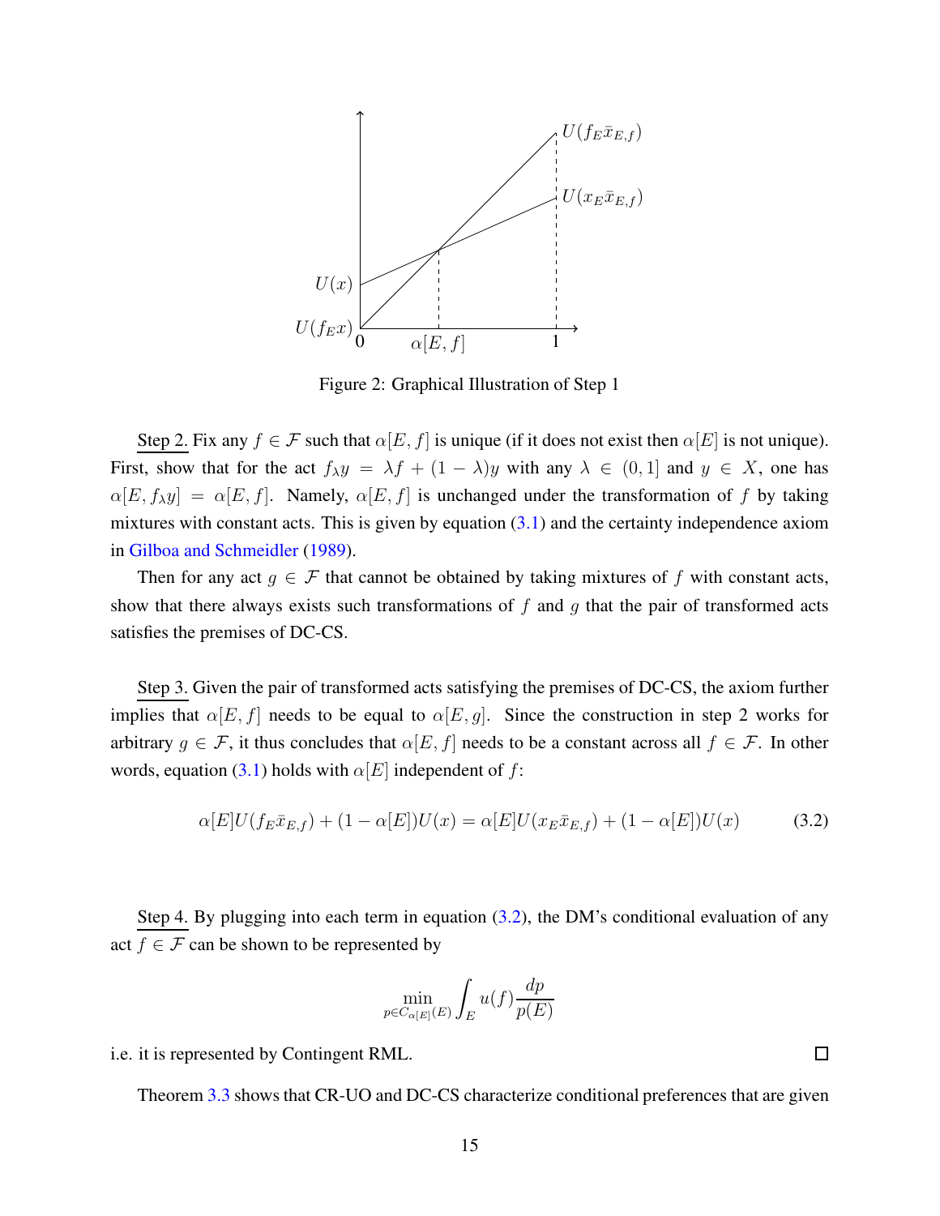Figure 2: Graphical Illustration of Step 1

Step 2. Fix any $f \in \mathcal{F}$ such that $\alpha[E, f]$ is unique (if it does not exist then $\alpha[E]$ is not unique). First, show that for the act $f_\lambda y = \lambda f + (1-\lambda)y$ with any $\lambda \in (0,1]$ and $y \in X$, one has $\alpha[E, f_\lambda y] = \alpha[E, f]$. Namely, $\alpha[E, f]$ is unchanged under the transformation of $f$ by taking mixtures with constant acts. This is given by equation (3.1) and the certainty independence axiom in Gilboa and Schmeidler (1989).

Then for any act $g \in \mathcal{F}$ that cannot be obtained by taking mixtures of $f$ with constant acts, show that there always exists such transformations of $f$ and $g$ that the pair of transformed acts satisfies the premises of DC-CS.

Step 3. Given the pair of transformed acts satisfying the premises of DC-CS, the axiom further implies that $\alpha[E, f]$ needs to be equal to $\alpha[E, g]$. Since the construction in step 2 works for arbitrary $g \in \mathcal{F}$, it thus concludes that $\alpha[E, f]$ needs to be a constant across all $f \in \mathcal{F}$. In other words, equation (3.1) holds with $\alpha[E]$ independent of $f$:

$$\alpha[E]U(f_E\bar{x}_{E,f}) + (1-\alpha[E])U(x) = \alpha[E]U(x_E\bar{x}_{E,f}) + (1-\alpha[E])U(x) \tag{3.2}$$

Step 4. By plugging into each term in equation (3.2), the DM's conditional evaluation of any act $f \in \mathcal{F}$ can be shown to be represented by

$$\min_{p \in C_{\alpha[E]}(E)} \int_E u(f) \frac{dp}{p(E)}$$

i.e. it is represented by Contingent RML. □

Theorem 3.3 shows that CR-UO and DC-CS characterize conditional preferences that are given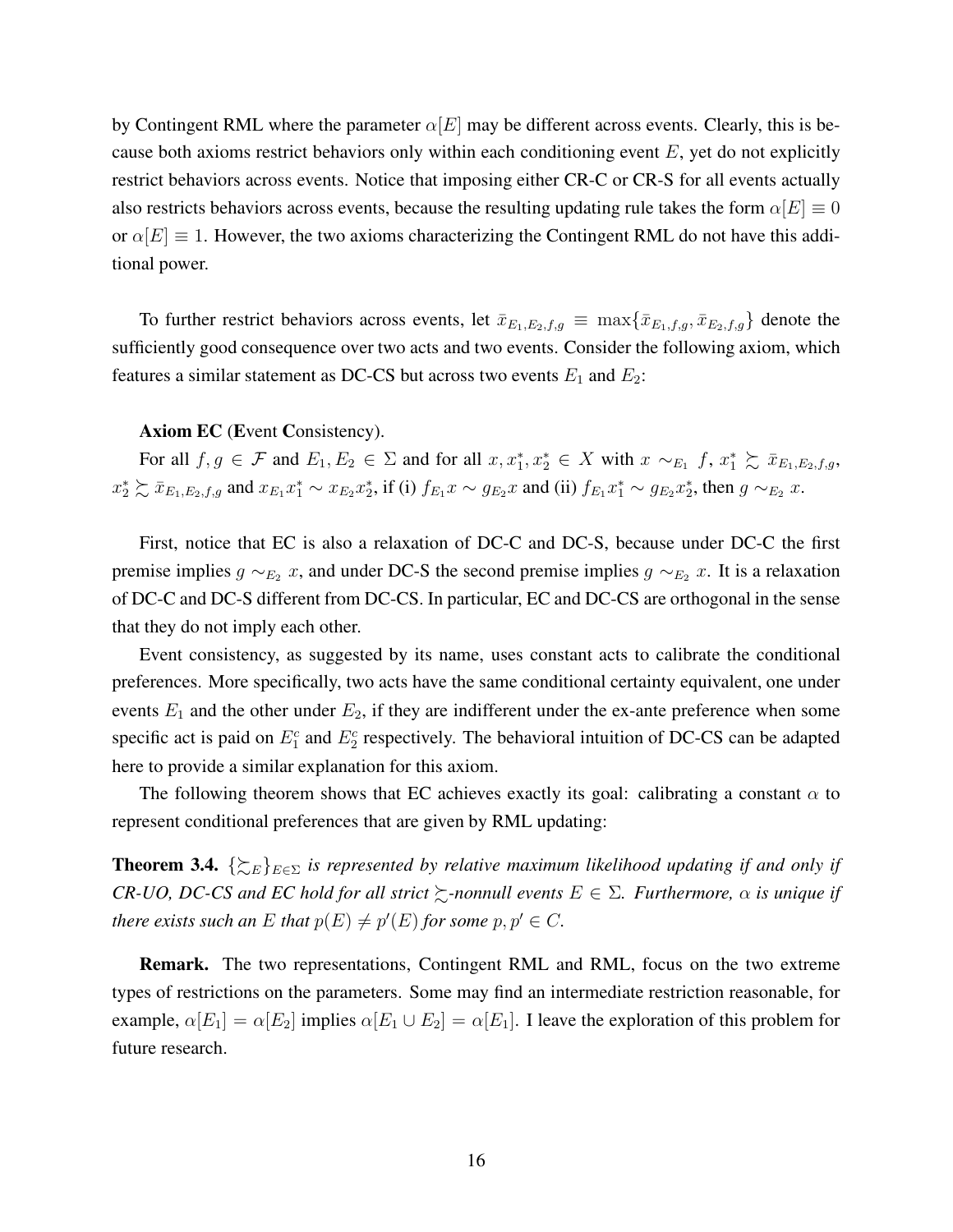by Contingent RML where the parameter $\alpha[E]$ may be different across events. Clearly, this is because both axioms restrict behaviors only within each conditioning event $E$, yet do not explicitly restrict behaviors across events. Notice that imposing either CR-C or CR-S for all events actually also restricts behaviors across events, because the resulting updating rule takes the form $\alpha[E] \equiv 0$ or $\alpha[E] \equiv 1$. However, the two axioms characterizing the Contingent RML do not have this additional power.

To further restrict behaviors across events, let $\bar{x}_{E_1,E_2,f,g} \equiv \max\{\bar{x}_{E_1,f,g}, \bar{x}_{E_2,f,g}\}$ denote the sufficiently good consequence over two acts and two events. Consider the following axiom, which features a similar statement as DC-CS but across two events $E_1$ and $E_2$:

**Axiom EC** (**E**vent **C**onsistency).

For all $f, g \in \mathcal{F}$ and $E_1, E_2 \in \Sigma$ and for all $x, x_1^*, x_2^* \in X$ with $x \sim_{E_1} f$, $x_1^* \succsim \bar{x}_{E_1,E_2,f,g}$, $x_2^* \succsim \bar{x}_{E_1,E_2,f,g}$ and $x_{E_1}x_1^* \sim x_{E_2}x_2^*$, if (i) $f_{E_1}x \sim g_{E_2}x$ and (ii) $f_{E_1}x_1^* \sim g_{E_2}x_2^*$, then $g \sim_{E_2} x$.

First, notice that EC is also a relaxation of DC-C and DC-S, because under DC-C the first premise implies $g \sim_{E_2} x$, and under DC-S the second premise implies $g \sim_{E_2} x$. It is a relaxation of DC-C and DC-S different from DC-CS. In particular, EC and DC-CS are orthogonal in the sense that they do not imply each other.

Event consistency, as suggested by its name, uses constant acts to calibrate the conditional preferences. More specifically, two acts have the same conditional certainty equivalent, one under events $E_1$ and the other under $E_2$, if they are indifferent under the ex-ante preference when some specific act is paid on $E_1^c$ and $E_2^c$ respectively. The behavioral intuition of DC-CS can be adapted here to provide a similar explanation for this axiom.

The following theorem shows that EC achieves exactly its goal: calibrating a constant $\alpha$ to represent conditional preferences that are given by RML updating:

**Theorem 3.4.** *$\{\succsim_E\}_{E\in\Sigma}$ is represented by relative maximum likelihood updating if and only if CR-UO, DC-CS and EC hold for all strict $\succsim$-nonnull events $E \in \Sigma$. Furthermore, $\alpha$ is unique if there exists such an $E$ that $p(E) \neq p'(E)$ for some $p, p' \in C$.*

**Remark.** The two representations, Contingent RML and RML, focus on the two extreme types of restrictions on the parameters. Some may find an intermediate restriction reasonable, for example, $\alpha[E_1] = \alpha[E_2]$ implies $\alpha[E_1 \cup E_2] = \alpha[E_1]$. I leave the exploration of this problem for future research.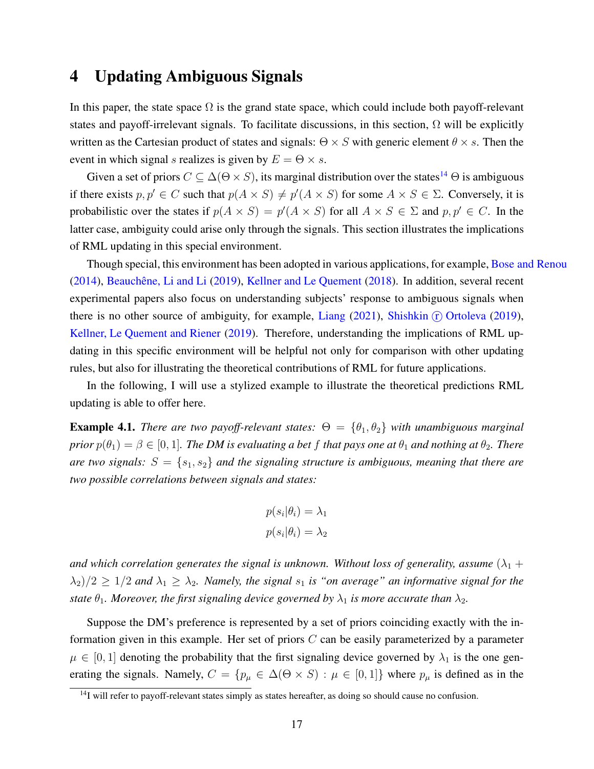# 4 Updating Ambiguous Signals

In this paper, the state space $\Omega$ is the grand state space, which could include both payoff-relevant states and payoff-irrelevant signals. To facilitate discussions, in this section, $\Omega$ will be explicitly written as the Cartesian product of states and signals: $\Theta \times S$ with generic element $\theta \times s$. Then the event in which signal $s$ realizes is given by $E = \Theta \times s$.

Given a set of priors $C \subseteq \Delta(\Theta \times S)$, its marginal distribution over the states[14] $\Theta$ is ambiguous if there exists $p, p' \in C$ such that $p(A \times S) \neq p'(A \times S)$ for some $A \times S \in \Sigma$. Conversely, it is probabilistic over the states if $p(A \times S) = p'(A \times S)$ for all $A \times S \in \Sigma$ and $p, p' \in C$. In the latter case, ambiguity could arise only through the signals. This section illustrates the implications of RML updating in this special environment.

Though special, this environment has been adopted in various applications, for example, Bose and Renou (2014), Beauchêne, Li and Li (2019), Kellner and Le Quement (2018). In addition, several recent experimental papers also focus on understanding subjects' response to ambiguous signals when there is no other source of ambiguity, for example, Liang (2021), Shishkin ⓡ Ortoleva (2019), Kellner, Le Quement and Riener (2019). Therefore, understanding the implications of RML updating in this specific environment will be helpful not only for comparison with other updating rules, but also for illustrating the theoretical contributions of RML for future applications.

In the following, I will use a stylized example to illustrate the theoretical predictions RML updating is able to offer here.

**Example 4.1.** *There are two payoff-relevant states: $\Theta = \{\theta_1, \theta_2\}$ with unambiguous marginal prior $p(\theta_1) = \beta \in [0, 1]$. The DM is evaluating a bet $f$ that pays one at $\theta_1$ and nothing at $\theta_2$. There are two signals: $S = \{s_1, s_2\}$ and the signaling structure is ambiguous, meaning that there are two possible correlations between signals and states:*

$$p(s_i|\theta_i) = \lambda_1$$
$$p(s_i|\theta_i) = \lambda_2$$

*and which correlation generates the signal is unknown. Without loss of generality, assume $(\lambda_1 + \lambda_2)/2 \geq 1/2$ and $\lambda_1 \geq \lambda_2$. Namely, the signal $s_1$ is "on average" an informative signal for the state $\theta_1$. Moreover, the first signaling device governed by $\lambda_1$ is more accurate than $\lambda_2$.*

Suppose the DM's preference is represented by a set of priors coinciding exactly with the information given in this example. Her set of priors $C$ can be easily parameterized by a parameter $\mu \in [0, 1]$ denoting the probability that the first signaling device governed by $\lambda_1$ is the one generating the signals. Namely, $C = \{p_\mu \in \Delta(\Theta \times S) : \mu \in [0, 1]\}$ where $p_\mu$ is defined as in the

[14] I will refer to payoff-relevant states simply as states hereafter, as doing so should cause no confusion.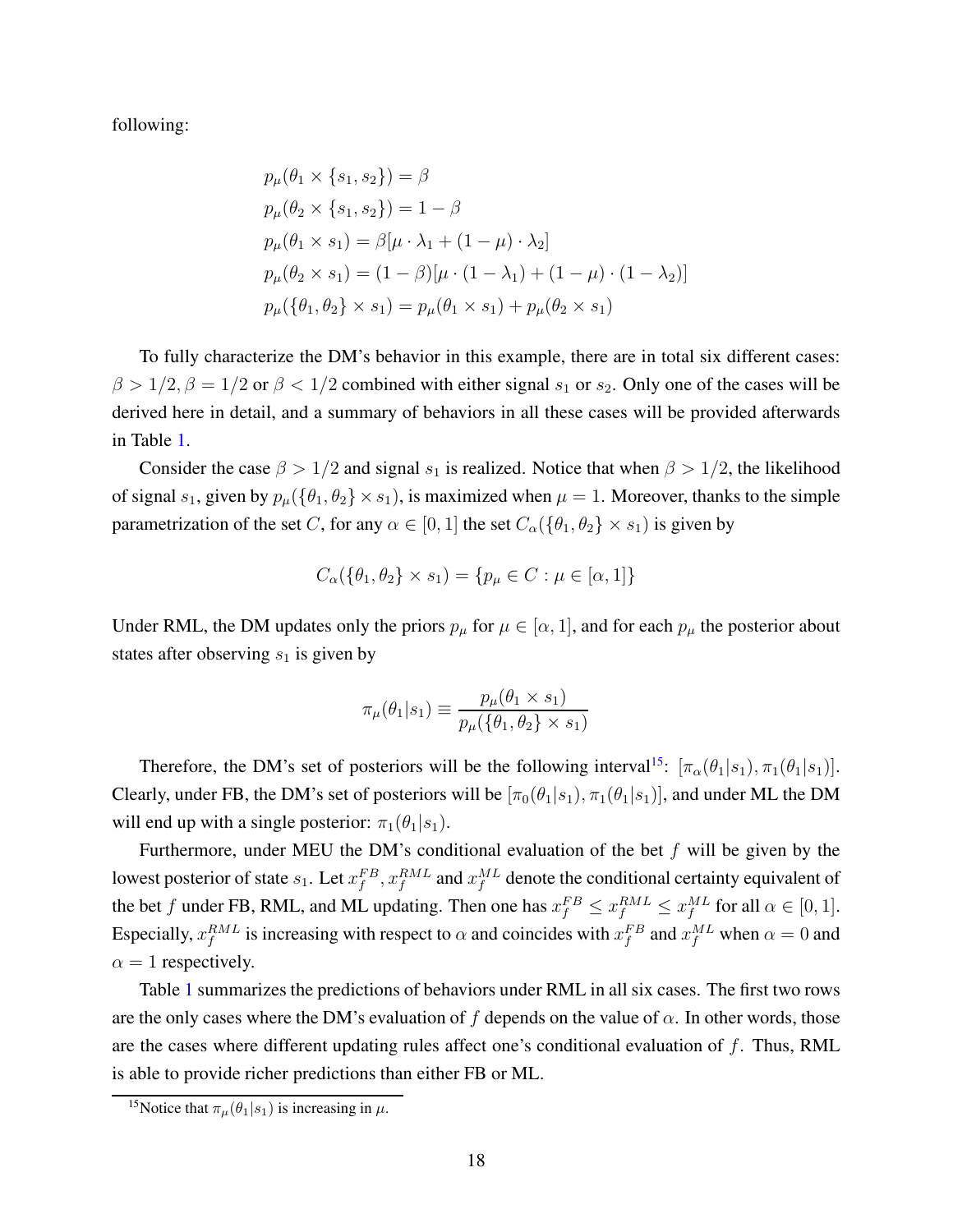following:

$$
\begin{aligned}
&p_\mu(\theta_1 \times \{s_1, s_2\}) = \beta \\
&p_\mu(\theta_2 \times \{s_1, s_2\}) = 1 - \beta \\
&p_\mu(\theta_1 \times s_1) = \beta[\mu \cdot \lambda_1 + (1-\mu) \cdot \lambda_2] \\
&p_\mu(\theta_2 \times s_1) = (1-\beta)[\mu \cdot (1-\lambda_1) + (1-\mu) \cdot (1-\lambda_2)] \\
&p_\mu(\{\theta_1, \theta_2\} \times s_1) = p_\mu(\theta_1 \times s_1) + p_\mu(\theta_2 \times s_1)
\end{aligned}
$$

To fully characterize the DM's behavior in this example, there are in total six different cases: $\beta > 1/2, \beta = 1/2$ or $\beta < 1/2$ combined with either signal $s_1$ or $s_2$. Only one of the cases will be derived here in detail, and a summary of behaviors in all these cases will be provided afterwards in Table 1.

Consider the case $\beta > 1/2$ and signal $s_1$ is realized. Notice that when $\beta > 1/2$, the likelihood of signal $s_1$, given by $p_\mu(\{\theta_1, \theta_2\} \times s_1)$, is maximized when $\mu = 1$. Moreover, thanks to the simple parametrization of the set $C$, for any $\alpha \in [0, 1]$ the set $C_\alpha(\{\theta_1, \theta_2\} \times s_1)$ is given by

$$
C_\alpha(\{\theta_1, \theta_2\} \times s_1) = \{p_\mu \in C : \mu \in [\alpha, 1]\}
$$

Under RML, the DM updates only the priors $p_\mu$ for $\mu \in [\alpha, 1]$, and for each $p_\mu$ the posterior about states after observing $s_1$ is given by

$$
\pi_\mu(\theta_1|s_1) \equiv \frac{p_\mu(\theta_1 \times s_1)}{p_\mu(\{\theta_1, \theta_2\} \times s_1)}
$$

Therefore, the DM's set of posteriors will be the following interval[15]: $[\pi_\alpha(\theta_1|s_1), \pi_1(\theta_1|s_1)]$. Clearly, under FB, the DM's set of posteriors will be $[\pi_0(\theta_1|s_1), \pi_1(\theta_1|s_1)]$, and under ML the DM will end up with a single posterior: $\pi_1(\theta_1|s_1)$.

Furthermore, under MEU the DM's conditional evaluation of the bet $f$ will be given by the lowest posterior of state $s_1$. Let $x_f^{FB}, x_f^{RML}$ and $x_f^{ML}$ denote the conditional certainty equivalent of the bet $f$ under FB, RML, and ML updating. Then one has $x_f^{FB} \leq x_f^{RML} \leq x_f^{ML}$ for all $\alpha \in [0, 1]$. Especially, $x_f^{RML}$ is increasing with respect to $\alpha$ and coincides with $x_f^{FB}$ and $x_f^{ML}$ when $\alpha = 0$ and $\alpha = 1$ respectively.

Table 1 summarizes the predictions of behaviors under RML in all six cases. The first two rows are the only cases where the DM's evaluation of $f$ depends on the value of $\alpha$. In other words, those are the cases where different updating rules affect one's conditional evaluation of $f$. Thus, RML is able to provide richer predictions than either FB or ML.

[15] Notice that $\pi_\mu(\theta_1|s_1)$ is increasing in $\mu$.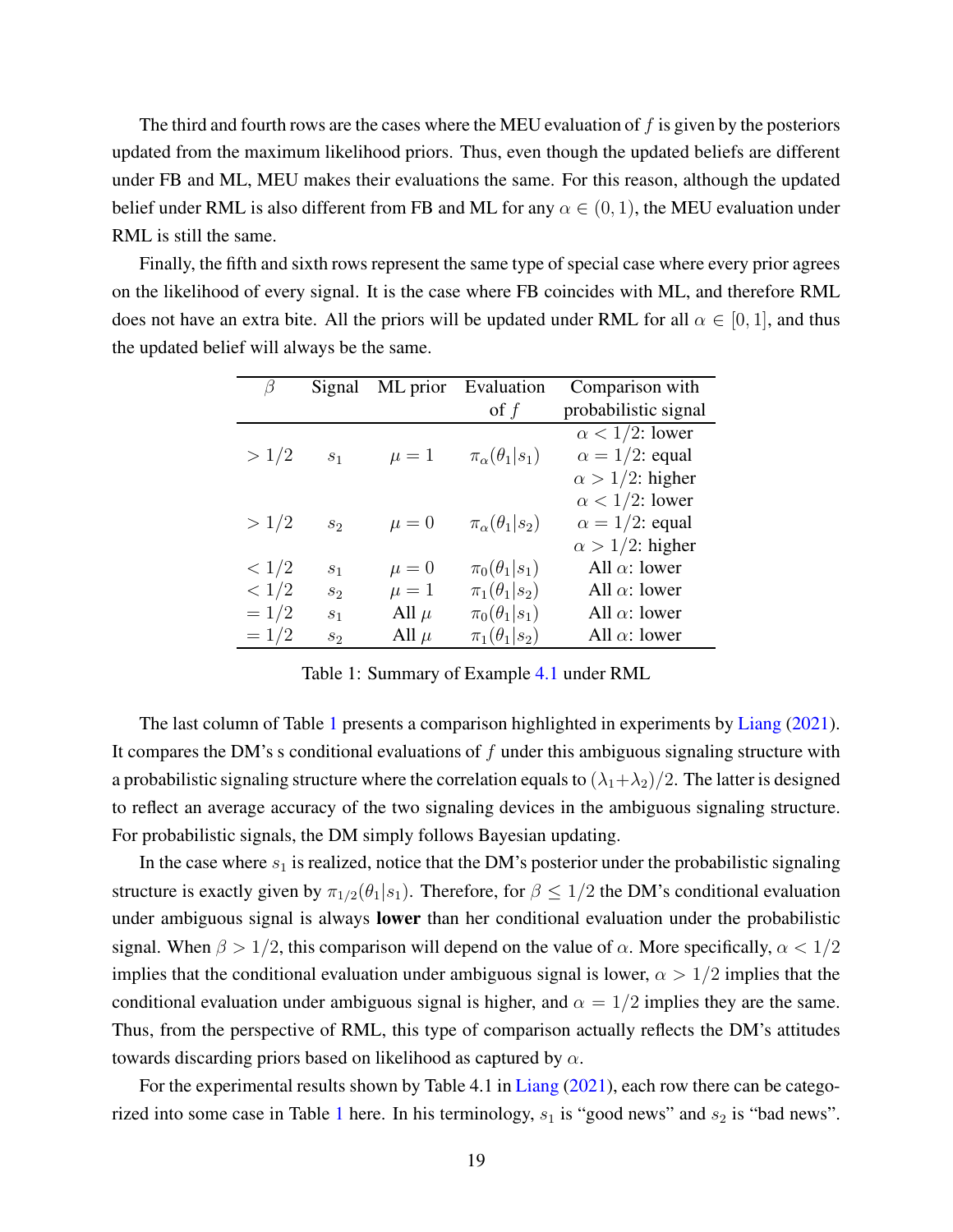The third and fourth rows are the cases where the MEU evaluation of $f$ is given by the posteriors updated from the maximum likelihood priors. Thus, even though the updated beliefs are different under FB and ML, MEU makes their evaluations the same. For this reason, although the updated belief under RML is also different from FB and ML for any $\alpha \in (0, 1)$, the MEU evaluation under RML is still the same.

Finally, the fifth and sixth rows represent the same type of special case where every prior agrees on the likelihood of every signal. It is the case where FB coincides with ML, and therefore RML does not have an extra bite. All the priors will be updated under RML for all $\alpha \in [0, 1]$, and thus the updated belief will always be the same.

| $\beta$ | Signal | ML prior | Evaluation of $f$ | Comparison with probabilistic signal |
|---|---|---|---|---|
| $> 1/2$ | $s_1$ | $\mu = 1$ | $\pi_\alpha(\theta_1 \mid s_1)$ | $\alpha < 1/2$: lower<br>$\alpha = 1/2$: equal<br>$\alpha > 1/2$: higher |
| $> 1/2$ | $s_2$ | $\mu = 0$ | $\pi_\alpha(\theta_1 \mid s_2)$ | $\alpha < 1/2$: lower<br>$\alpha = 1/2$: equal<br>$\alpha > 1/2$: higher |
| $< 1/2$ | $s_1$ | $\mu = 0$ | $\pi_0(\theta_1 \mid s_1)$ | All $\alpha$: lower |
| $< 1/2$ | $s_2$ | $\mu = 1$ | $\pi_1(\theta_1 \mid s_2)$ | All $\alpha$: lower |
| $= 1/2$ | $s_1$ | All $\mu$ | $\pi_0(\theta_1 \mid s_1)$ | All $\alpha$: lower |
| $= 1/2$ | $s_2$ | All $\mu$ | $\pi_1(\theta_1 \mid s_2)$ | All $\alpha$: lower |

Table 1: Summary of Example 4.1 under RML

The last column of Table 1 presents a comparison highlighted in experiments by Liang (2021). It compares the DM's s conditional evaluations of $f$ under this ambiguous signaling structure with a probabilistic signaling structure where the correlation equals to $(\lambda_1+\lambda_2)/2$. The latter is designed to reflect an average accuracy of the two signaling devices in the ambiguous signaling structure. For probabilistic signals, the DM simply follows Bayesian updating.

In the case where $s_1$ is realized, notice that the DM's posterior under the probabilistic signaling structure is exactly given by $\pi_{1/2}(\theta_1|s_1)$. Therefore, for $\beta \leq 1/2$ the DM's conditional evaluation under ambiguous signal is always **lower** than her conditional evaluation under the probabilistic signal. When $\beta > 1/2$, this comparison will depend on the value of $\alpha$. More specifically, $\alpha < 1/2$ implies that the conditional evaluation under ambiguous signal is lower, $\alpha > 1/2$ implies that the conditional evaluation under ambiguous signal is higher, and $\alpha = 1/2$ implies they are the same. Thus, from the perspective of RML, this type of comparison actually reflects the DM's attitudes towards discarding priors based on likelihood as captured by $\alpha$.

For the experimental results shown by Table 4.1 in Liang (2021), each row there can be categorized into some case in Table 1 here. In his terminology, $s_1$ is "good news" and $s_2$ is "bad news".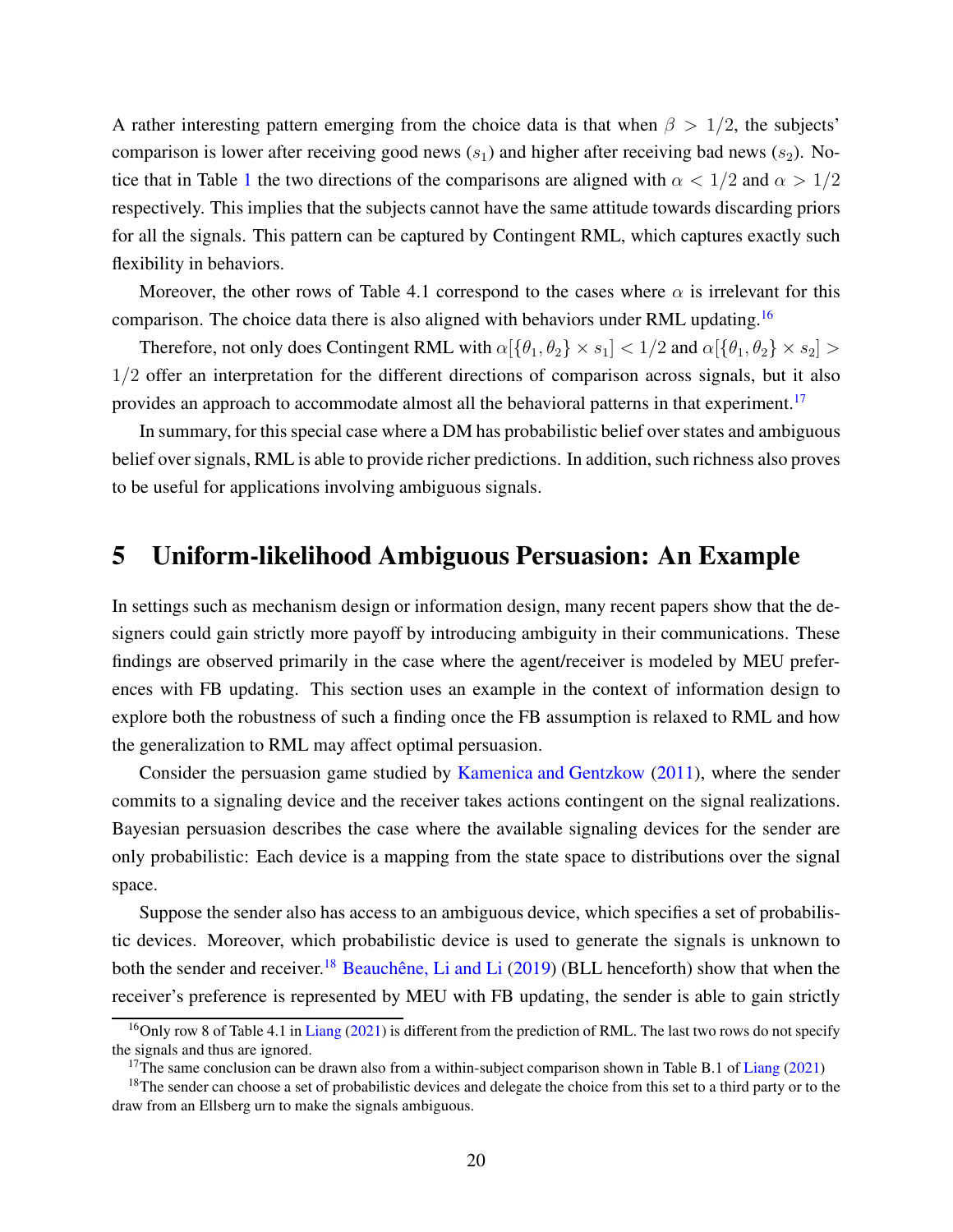A rather interesting pattern emerging from the choice data is that when $\beta > 1/2$, the subjects' comparison is lower after receiving good news ($s_1$) and higher after receiving bad news ($s_2$). Notice that in Table 1 the two directions of the comparisons are aligned with $\alpha < 1/2$ and $\alpha > 1/2$ respectively. This implies that the subjects cannot have the same attitude towards discarding priors for all the signals. This pattern can be captured by Contingent RML, which captures exactly such flexibility in behaviors.

Moreover, the other rows of Table 4.1 correspond to the cases where $\alpha$ is irrelevant for this comparison. The choice data there is also aligned with behaviors under RML updating.[16]

Therefore, not only does Contingent RML with $\alpha[\{\theta_1, \theta_2\} \times s_1] < 1/2$ and $\alpha[\{\theta_1, \theta_2\} \times s_2] > 1/2$ offer an interpretation for the different directions of comparison across signals, but it also provides an approach to accommodate almost all the behavioral patterns in that experiment.[17]

In summary, for this special case where a DM has probabilistic belief over states and ambiguous belief over signals, RML is able to provide richer predictions. In addition, such richness also proves to be useful for applications involving ambiguous signals.

# 5 Uniform-likelihood Ambiguous Persuasion: An Example

In settings such as mechanism design or information design, many recent papers show that the designers could gain strictly more payoff by introducing ambiguity in their communications. These findings are observed primarily in the case where the agent/receiver is modeled by MEU preferences with FB updating. This section uses an example in the context of information design to explore both the robustness of such a finding once the FB assumption is relaxed to RML and how the generalization to RML may affect optimal persuasion.

Consider the persuasion game studied by Kamenica and Gentzkow (2011), where the sender commits to a signaling device and the receiver takes actions contingent on the signal realizations. Bayesian persuasion describes the case where the available signaling devices for the sender are only probabilistic: Each device is a mapping from the state space to distributions over the signal space.

Suppose the sender also has access to an ambiguous device, which specifies a set of probabilistic devices. Moreover, which probabilistic device is used to generate the signals is unknown to both the sender and receiver.[18] Beauchêne, Li and Li (2019) (BLL henceforth) show that when the receiver's preference is represented by MEU with FB updating, the sender is able to gain strictly

[16] Only row 8 of Table 4.1 in Liang (2021) is different from the prediction of RML. The last two rows do not specify the signals and thus are ignored.

[17] The same conclusion can be drawn also from a within-subject comparison shown in Table B.1 of Liang (2021)

[18] The sender can choose a set of probabilistic devices and delegate the choice from this set to a third party or to the draw from an Ellsberg urn to make the signals ambiguous.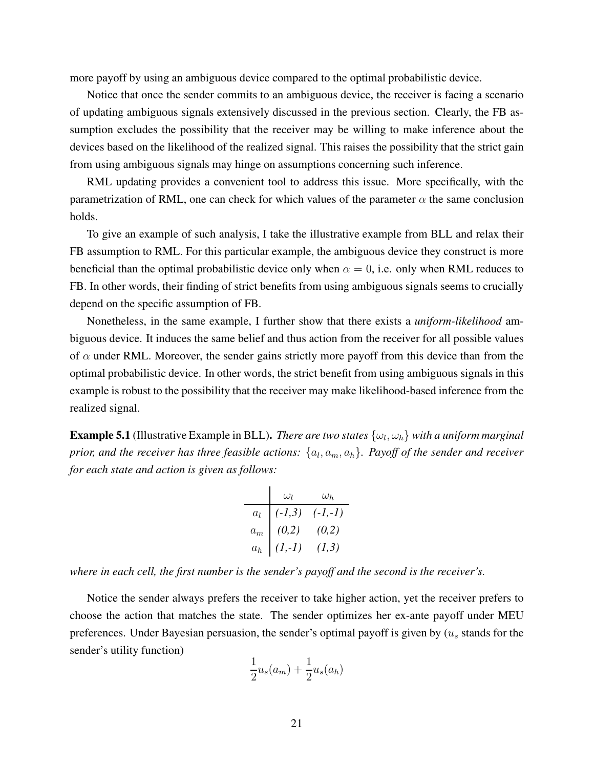more payoff by using an ambiguous device compared to the optimal probabilistic device.

Notice that once the sender commits to an ambiguous device, the receiver is facing a scenario of updating ambiguous signals extensively discussed in the previous section. Clearly, the FB assumption excludes the possibility that the receiver may be willing to make inference about the devices based on the likelihood of the realized signal. This raises the possibility that the strict gain from using ambiguous signals may hinge on assumptions concerning such inference.

RML updating provides a convenient tool to address this issue. More specifically, with the parametrization of RML, one can check for which values of the parameter $\alpha$ the same conclusion holds.

To give an example of such analysis, I take the illustrative example from BLL and relax their FB assumption to RML. For this particular example, the ambiguous device they construct is more beneficial than the optimal probabilistic device only when $\alpha = 0$, i.e. only when RML reduces to FB. In other words, their finding of strict benefits from using ambiguous signals seems to crucially depend on the specific assumption of FB.

Nonetheless, in the same example, I further show that there exists a *uniform-likelihood* ambiguous device. It induces the same belief and thus action from the receiver for all possible values of $\alpha$ under RML. Moreover, the sender gains strictly more payoff from this device than from the optimal probabilistic device. In other words, the strict benefit from using ambiguous signals in this example is robust to the possibility that the receiver may make likelihood-based inference from the realized signal.

**Example 5.1** (Illustrative Example in BLL)**.** *There are two states $\{\omega_l, \omega_h\}$ with a uniform marginal prior, and the receiver has three feasible actions: $\{a_l, a_m, a_h\}$. Payoff of the sender and receiver for each state and action is given as follows:*

| | $\omega_l$ | $\omega_h$ |
|---|---|---|
| $a_l$ | *(-1,3)* | *(-1,-1)* |
| $a_m$ | *(0,2)* | *(0,2)* |
| $a_h$ | *(1,-1)* | *(1,3)* |

*where in each cell, the first number is the sender's payoff and the second is the receiver's.*

Notice the sender always prefers the receiver to take higher action, yet the receiver prefers to choose the action that matches the state. The sender optimizes her ex-ante payoff under MEU preferences. Under Bayesian persuasion, the sender's optimal payoff is given by ($u_s$ stands for the sender's utility function)

$$\frac{1}{2}u_s(a_m) + \frac{1}{2}u_s(a_h)$$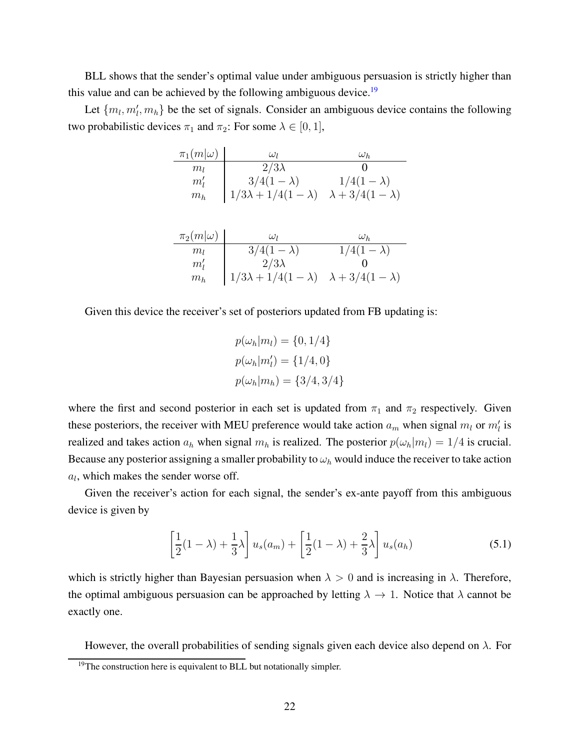BLL shows that the sender's optimal value under ambiguous persuasion is strictly higher than this value and can be achieved by the following ambiguous device.[19]

Let $\{m_l, m_l', m_h\}$ be the set of signals. Consider an ambiguous device contains the following two probabilistic devices $\pi_1$ and $\pi_2$: For some $\lambda \in [0, 1]$,

| $\pi_1(m\|\omega)$ | $\omega_l$ | $\omega_h$ |
|---|---|---|
| $m_l$ | $2/3\lambda$ | $0$ |
| $m_l'$ | $3/4(1-\lambda)$ | $1/4(1-\lambda)$ |
| $m_h$ | $1/3\lambda + 1/4(1-\lambda)$ | $\lambda + 3/4(1-\lambda)$ |

| $\pi_2(m\|\omega)$ | $\omega_l$ | $\omega_h$ |
|---|---|---|
| $m_l$ | $3/4(1-\lambda)$ | $1/4(1-\lambda)$ |
| $m_l'$ | $2/3\lambda$ | $0$ |
| $m_h$ | $1/3\lambda + 1/4(1-\lambda)$ | $\lambda + 3/4(1-\lambda)$ |

Given this device the receiver's set of posteriors updated from FB updating is:

$$
\begin{aligned}
p(\omega_h|m_l) &= \{0, 1/4\} \\
p(\omega_h|m_l') &= \{1/4, 0\} \\
p(\omega_h|m_h) &= \{3/4, 3/4\}
\end{aligned}
$$

where the first and second posterior in each set is updated from $\pi_1$ and $\pi_2$ respectively. Given these posteriors, the receiver with MEU preference would take action $a_m$ when signal $m_l$ or $m_l'$ is realized and takes action $a_h$ when signal $m_h$ is realized. The posterior $p(\omega_h|m_l) = 1/4$ is crucial. Because any posterior assigning a smaller probability to $\omega_h$ would induce the receiver to take action $a_l$, which makes the sender worse off.

Given the receiver's action for each signal, the sender's ex-ante payoff from this ambiguous device is given by

$$
\left[\frac{1}{2}(1-\lambda) + \frac{1}{3}\lambda\right] u_s(a_m) + \left[\frac{1}{2}(1-\lambda) + \frac{2}{3}\lambda\right] u_s(a_h) \tag{5.1}
$$

which is strictly higher than Bayesian persuasion when $\lambda > 0$ and is increasing in $\lambda$. Therefore, the optimal ambiguous persuasion can be approached by letting $\lambda \to 1$. Notice that $\lambda$ cannot be exactly one.

However, the overall probabilities of sending signals given each device also depend on $\lambda$. For

[19] The construction here is equivalent to BLL but notationally simpler.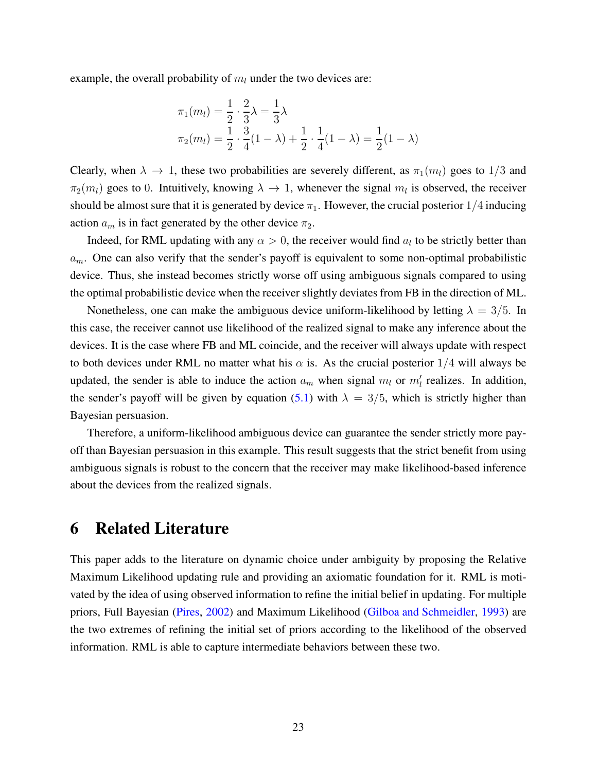example, the overall probability of $m_l$ under the two devices are:

$$
\begin{aligned}
\pi_1(m_l) &= \frac{1}{2} \cdot \frac{2}{3}\lambda = \frac{1}{3}\lambda \\
\pi_2(m_l) &= \frac{1}{2} \cdot \frac{3}{4}(1-\lambda) + \frac{1}{2} \cdot \frac{1}{4}(1-\lambda) = \frac{1}{2}(1-\lambda)
\end{aligned}
$$

Clearly, when $\lambda \to 1$, these two probabilities are severely different, as $\pi_1(m_l)$ goes to $1/3$ and $\pi_2(m_l)$ goes to 0. Intuitively, knowing $\lambda \to 1$, whenever the signal $m_l$ is observed, the receiver should be almost sure that it is generated by device $\pi_1$. However, the crucial posterior $1/4$ inducing action $a_m$ is in fact generated by the other device $\pi_2$.

Indeed, for RML updating with any $\alpha > 0$, the receiver would find $a_l$ to be strictly better than $a_m$. One can also verify that the sender's payoff is equivalent to some non-optimal probabilistic device. Thus, she instead becomes strictly worse off using ambiguous signals compared to using the optimal probabilistic device when the receiver slightly deviates from FB in the direction of ML.

Nonetheless, one can make the ambiguous device uniform-likelihood by letting $\lambda = 3/5$. In this case, the receiver cannot use likelihood of the realized signal to make any inference about the devices. It is the case where FB and ML coincide, and the receiver will always update with respect to both devices under RML no matter what his $\alpha$ is. As the crucial posterior $1/4$ will always be updated, the sender is able to induce the action $a_m$ when signal $m_l$ or $m_l'$ realizes. In addition, the sender's payoff will be given by equation (5.1) with $\lambda = 3/5$, which is strictly higher than Bayesian persuasion.

Therefore, a uniform-likelihood ambiguous device can guarantee the sender strictly more payoff than Bayesian persuasion in this example. This result suggests that the strict benefit from using ambiguous signals is robust to the concern that the receiver may make likelihood-based inference about the devices from the realized signals.

# 6 Related Literature

This paper adds to the literature on dynamic choice under ambiguity by proposing the Relative Maximum Likelihood updating rule and providing an axiomatic foundation for it. RML is motivated by the idea of using observed information to refine the initial belief in updating. For multiple priors, Full Bayesian (Pires, 2002) and Maximum Likelihood (Gilboa and Schmeidler, 1993) are the two extremes of refining the initial set of priors according to the likelihood of the observed information. RML is able to capture intermediate behaviors between these two.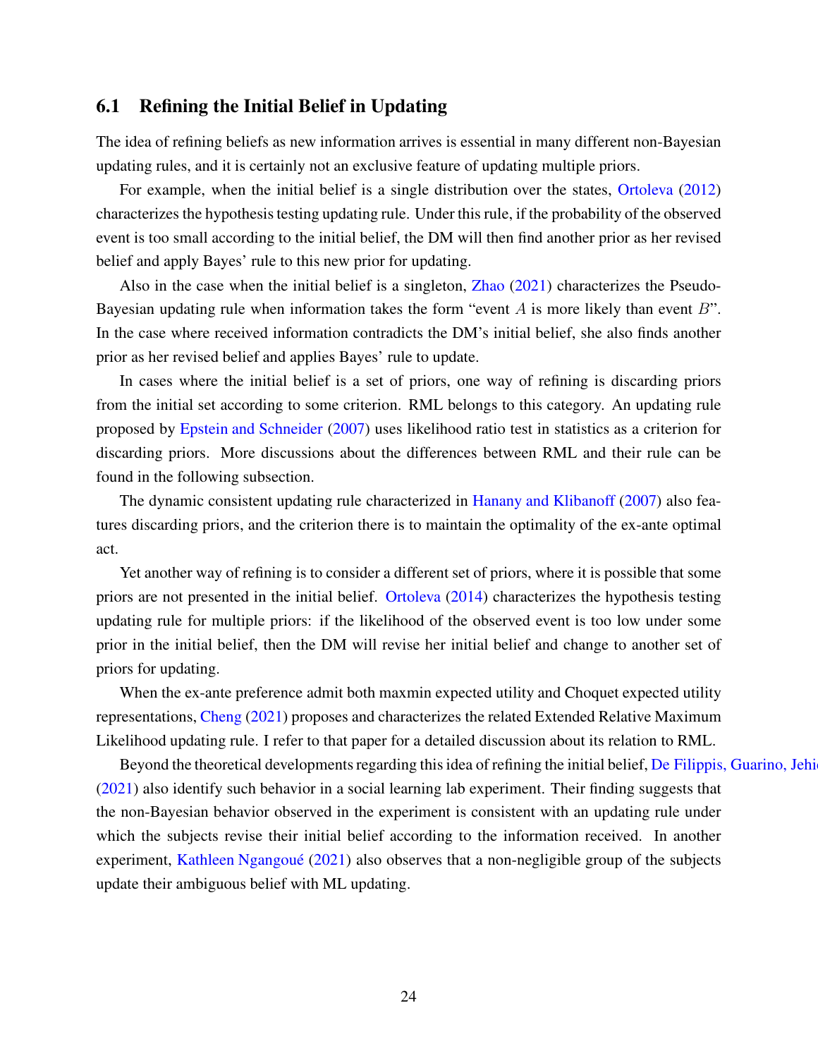### 6.1 Refining the Initial Belief in Updating

The idea of refining beliefs as new information arrives is essential in many different non-Bayesian updating rules, and it is certainly not an exclusive feature of updating multiple priors.

For example, when the initial belief is a single distribution over the states, Ortoleva (2012) characterizes the hypothesis testing updating rule. Under this rule, if the probability of the observed event is too small according to the initial belief, the DM will then find another prior as her revised belief and apply Bayes' rule to this new prior for updating.

Also in the case when the initial belief is a singleton, Zhao (2021) characterizes the Pseudo-Bayesian updating rule when information takes the form "event $A$ is more likely than event $B$". In the case where received information contradicts the DM's initial belief, she also finds another prior as her revised belief and applies Bayes' rule to update.

In cases where the initial belief is a set of priors, one way of refining is discarding priors from the initial set according to some criterion. RML belongs to this category. An updating rule proposed by Epstein and Schneider (2007) uses likelihood ratio test in statistics as a criterion for discarding priors. More discussions about the differences between RML and their rule can be found in the following subsection.

The dynamic consistent updating rule characterized in Hanany and Klibanoff (2007) also features discarding priors, and the criterion there is to maintain the optimality of the ex-ante optimal act.

Yet another way of refining is to consider a different set of priors, where it is possible that some priors are not presented in the initial belief. Ortoleva (2014) characterizes the hypothesis testing updating rule for multiple priors: if the likelihood of the observed event is too low under some prior in the initial belief, then the DM will revise her initial belief and change to another set of priors for updating.

When the ex-ante preference admit both maxmin expected utility and Choquet expected utility representations, Cheng (2021) proposes and characterizes the related Extended Relative Maximum Likelihood updating rule. I refer to that paper for a detailed discussion about its relation to RML.

Beyond the theoretical developments regarding this idea of refining the initial belief, De Filippis, Guarino, Jehi (2021) also identify such behavior in a social learning lab experiment. Their finding suggests that the non-Bayesian behavior observed in the experiment is consistent with an updating rule under which the subjects revise their initial belief according to the information received. In another experiment, Kathleen Ngangoué (2021) also observes that a non-negligible group of the subjects update their ambiguous belief with ML updating.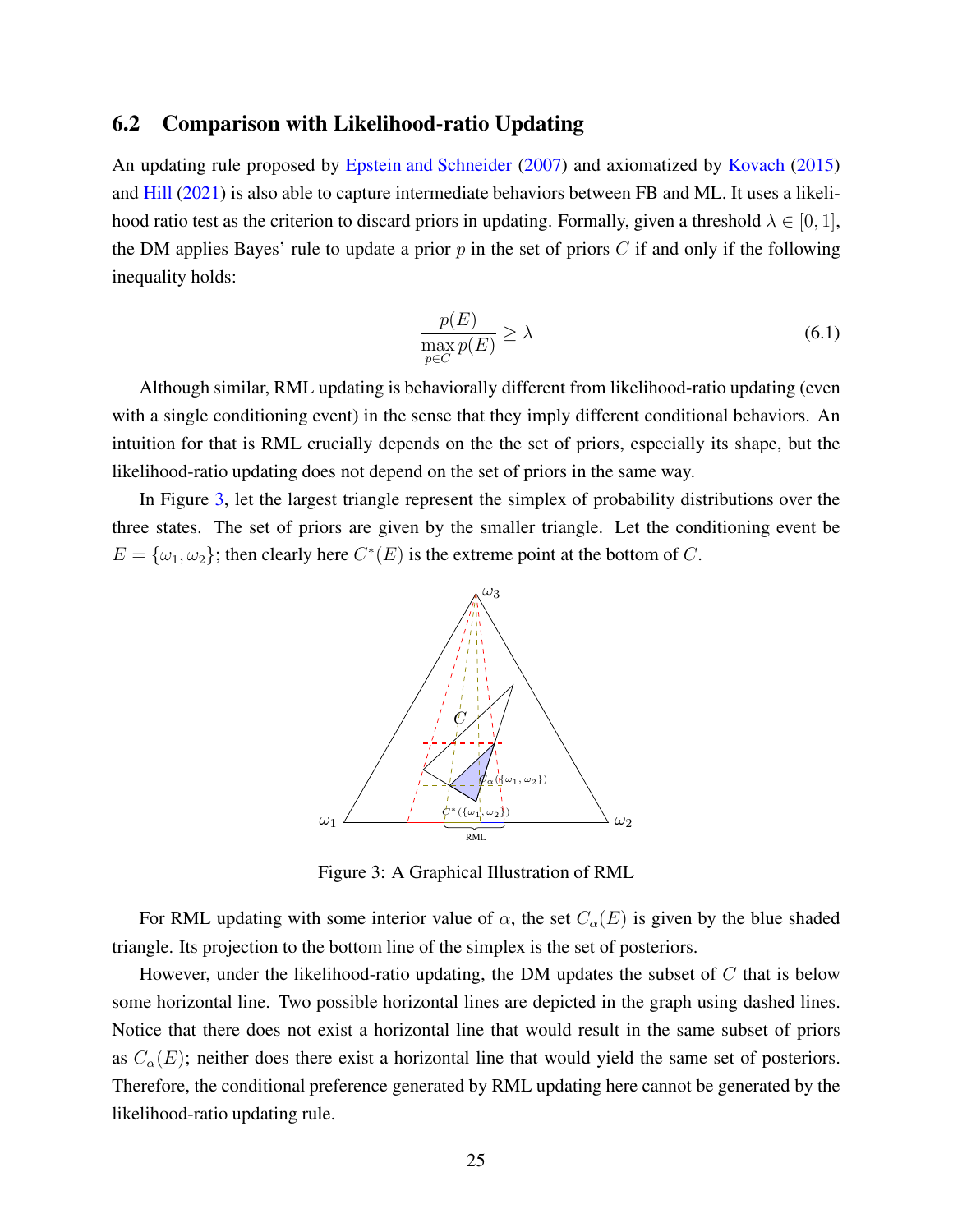## 6.2 Comparison with Likelihood-ratio Updating

An updating rule proposed by Epstein and Schneider (2007) and axiomatized by Kovach (2015) and Hill (2021) is also able to capture intermediate behaviors between FB and ML. It uses a likelihood ratio test as the criterion to discard priors in updating. Formally, given a threshold $\lambda \in [0, 1]$, the DM applies Bayes' rule to update a prior $p$ in the set of priors $C$ if and only if the following inequality holds:

$$\frac{p(E)}{\max\limits_{p \in C} p(E)} \geq \lambda \tag{6.1}$$

Although similar, RML updating is behaviorally different from likelihood-ratio updating (even with a single conditioning event) in the sense that they imply different conditional behaviors. An intuition for that is RML crucially depends on the the set of priors, especially its shape, but the likelihood-ratio updating does not depend on the set of priors in the same way.

In Figure 3, let the largest triangle represent the simplex of probability distributions over the three states. The set of priors are given by the smaller triangle. Let the conditioning event be $E = \{\omega_1, \omega_2\}$; then clearly here $C^*(E)$ is the extreme point at the bottom of $C$.

Figure 3: A Graphical Illustration of RML

For RML updating with some interior value of $\alpha$, the set $C_\alpha(E)$ is given by the blue shaded triangle. Its projection to the bottom line of the simplex is the set of posteriors.

However, under the likelihood-ratio updating, the DM updates the subset of $C$ that is below some horizontal line. Two possible horizontal lines are depicted in the graph using dashed lines. Notice that there does not exist a horizontal line that would result in the same subset of priors as $C_\alpha(E)$; neither does there exist a horizontal line that would yield the same set of posteriors. Therefore, the conditional preference generated by RML updating here cannot be generated by the likelihood-ratio updating rule.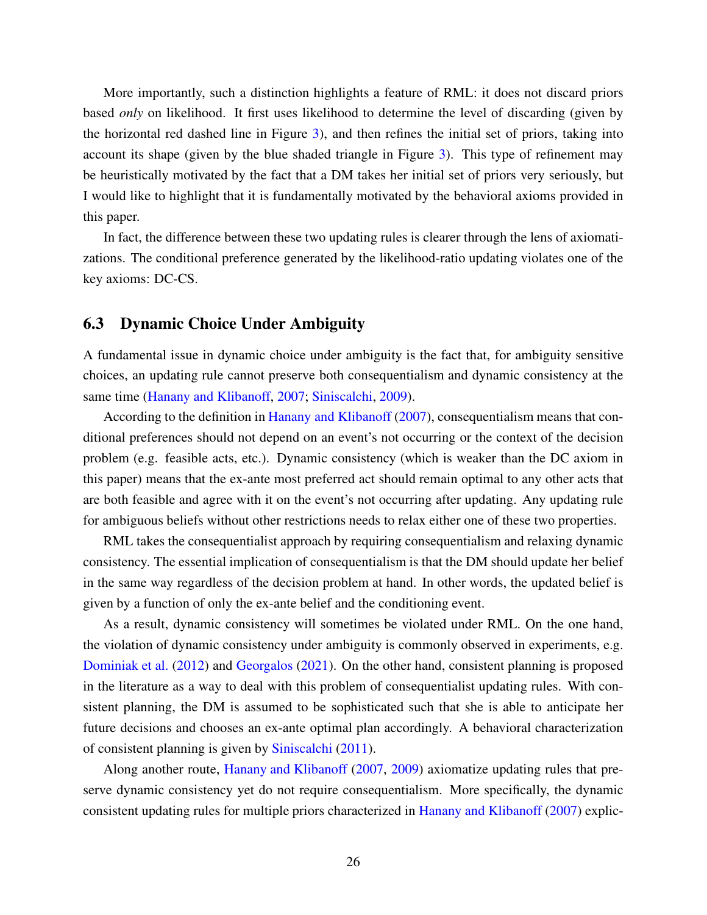More importantly, such a distinction highlights a feature of RML: it does not discard priors based *only* on likelihood. It first uses likelihood to determine the level of discarding (given by the horizontal red dashed line in Figure 3), and then refines the initial set of priors, taking into account its shape (given by the blue shaded triangle in Figure 3). This type of refinement may be heuristically motivated by the fact that a DM takes her initial set of priors very seriously, but I would like to highlight that it is fundamentally motivated by the behavioral axioms provided in this paper.

In fact, the difference between these two updating rules is clearer through the lens of axiomatizations. The conditional preference generated by the likelihood-ratio updating violates one of the key axioms: DC-CS.

### 6.3 Dynamic Choice Under Ambiguity

A fundamental issue in dynamic choice under ambiguity is the fact that, for ambiguity sensitive choices, an updating rule cannot preserve both consequentialism and dynamic consistency at the same time (Hanany and Klibanoff, 2007; Siniscalchi, 2009).

According to the definition in Hanany and Klibanoff (2007), consequentialism means that conditional preferences should not depend on an event's not occurring or the context of the decision problem (e.g. feasible acts, etc.). Dynamic consistency (which is weaker than the DC axiom in this paper) means that the ex-ante most preferred act should remain optimal to any other acts that are both feasible and agree with it on the event's not occurring after updating. Any updating rule for ambiguous beliefs without other restrictions needs to relax either one of these two properties.

RML takes the consequentialist approach by requiring consequentialism and relaxing dynamic consistency. The essential implication of consequentialism is that the DM should update her belief in the same way regardless of the decision problem at hand. In other words, the updated belief is given by a function of only the ex-ante belief and the conditioning event.

As a result, dynamic consistency will sometimes be violated under RML. On the one hand, the violation of dynamic consistency under ambiguity is commonly observed in experiments, e.g. Dominiak et al. (2012) and Georgalos (2021). On the other hand, consistent planning is proposed in the literature as a way to deal with this problem of consequentialist updating rules. With consistent planning, the DM is assumed to be sophisticated such that she is able to anticipate her future decisions and chooses an ex-ante optimal plan accordingly. A behavioral characterization of consistent planning is given by Siniscalchi (2011).

Along another route, Hanany and Klibanoff (2007, 2009) axiomatize updating rules that preserve dynamic consistency yet do not require consequentialism. More specifically, the dynamic consistent updating rules for multiple priors characterized in Hanany and Klibanoff (2007) explic-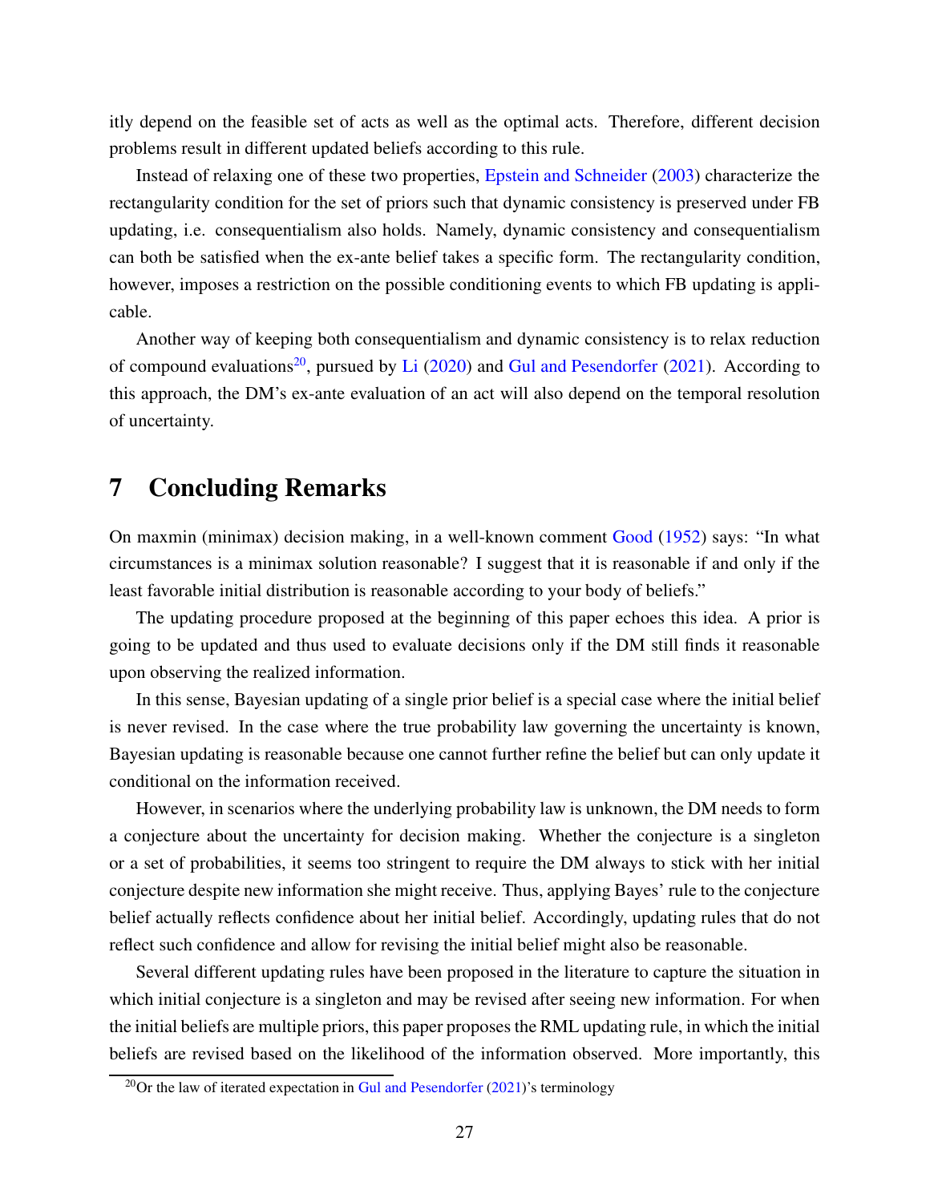itly depend on the feasible set of acts as well as the optimal acts. Therefore, different decision problems result in different updated beliefs according to this rule.

Instead of relaxing one of these two properties, Epstein and Schneider (2003) characterize the rectangularity condition for the set of priors such that dynamic consistency is preserved under FB updating, i.e. consequentialism also holds. Namely, dynamic consistency and consequentialism can both be satisfied when the ex-ante belief takes a specific form. The rectangularity condition, however, imposes a restriction on the possible conditioning events to which FB updating is applicable.

Another way of keeping both consequentialism and dynamic consistency is to relax reduction of compound evaluations[20], pursued by Li (2020) and Gul and Pesendorfer (2021). According to this approach, the DM's ex-ante evaluation of an act will also depend on the temporal resolution of uncertainty.

# 7 Concluding Remarks

On maxmin (minimax) decision making, in a well-known comment Good (1952) says: "In what circumstances is a minimax solution reasonable? I suggest that it is reasonable if and only if the least favorable initial distribution is reasonable according to your body of beliefs."

The updating procedure proposed at the beginning of this paper echoes this idea. A prior is going to be updated and thus used to evaluate decisions only if the DM still finds it reasonable upon observing the realized information.

In this sense, Bayesian updating of a single prior belief is a special case where the initial belief is never revised. In the case where the true probability law governing the uncertainty is known, Bayesian updating is reasonable because one cannot further refine the belief but can only update it conditional on the information received.

However, in scenarios where the underlying probability law is unknown, the DM needs to form a conjecture about the uncertainty for decision making. Whether the conjecture is a singleton or a set of probabilities, it seems too stringent to require the DM always to stick with her initial conjecture despite new information she might receive. Thus, applying Bayes' rule to the conjecture belief actually reflects confidence about her initial belief. Accordingly, updating rules that do not reflect such confidence and allow for revising the initial belief might also be reasonable.

Several different updating rules have been proposed in the literature to capture the situation in which initial conjecture is a singleton and may be revised after seeing new information. For when the initial beliefs are multiple priors, this paper proposes the RML updating rule, in which the initial beliefs are revised based on the likelihood of the information observed. More importantly, this

[20] Or the law of iterated expectation in Gul and Pesendorfer (2021)'s terminology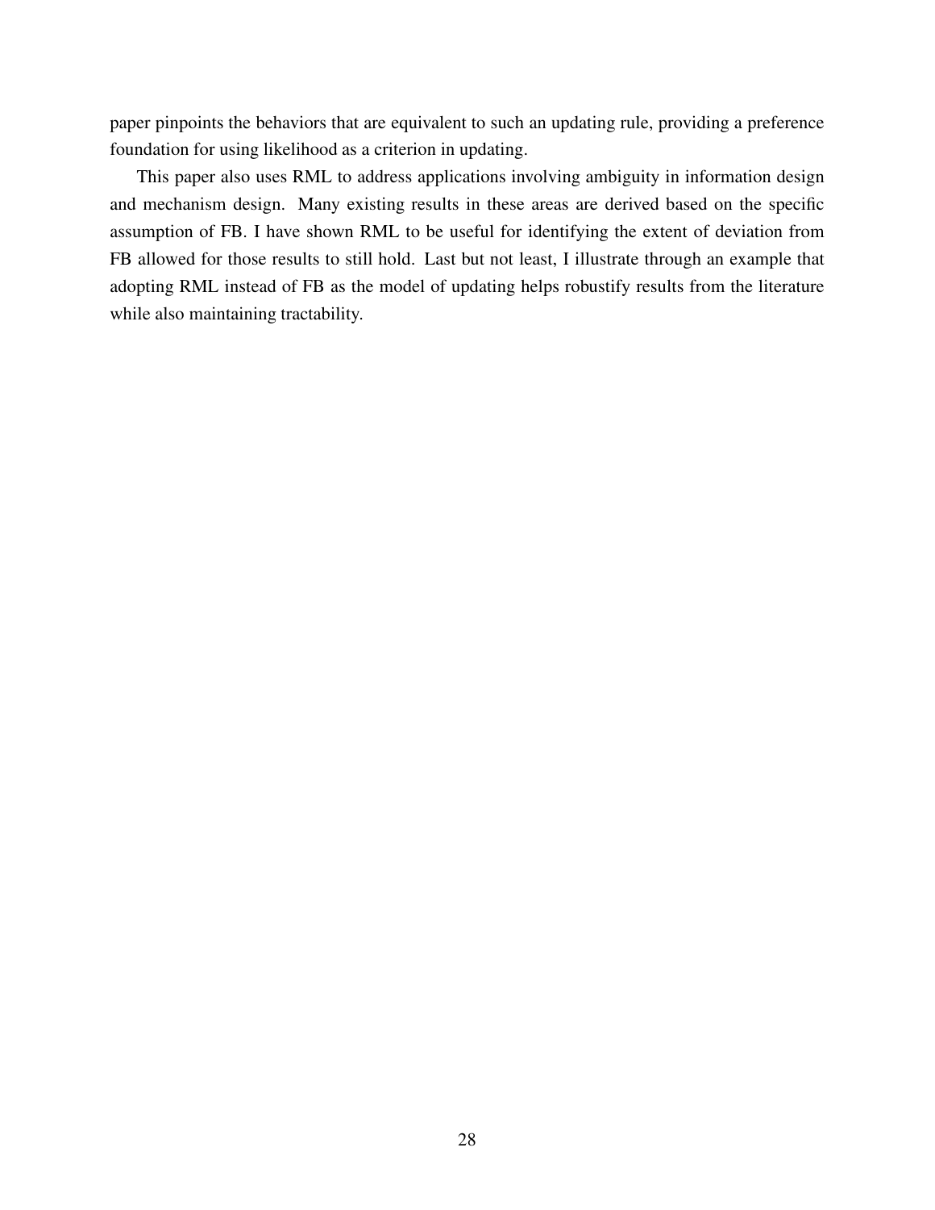paper pinpoints the behaviors that are equivalent to such an updating rule, providing a preference foundation for using likelihood as a criterion in updating.

This paper also uses RML to address applications involving ambiguity in information design and mechanism design. Many existing results in these areas are derived based on the specific assumption of FB. I have shown RML to be useful for identifying the extent of deviation from FB allowed for those results to still hold. Last but not least, I illustrate through an example that adopting RML instead of FB as the model of updating helps robustify results from the literature while also maintaining tractability.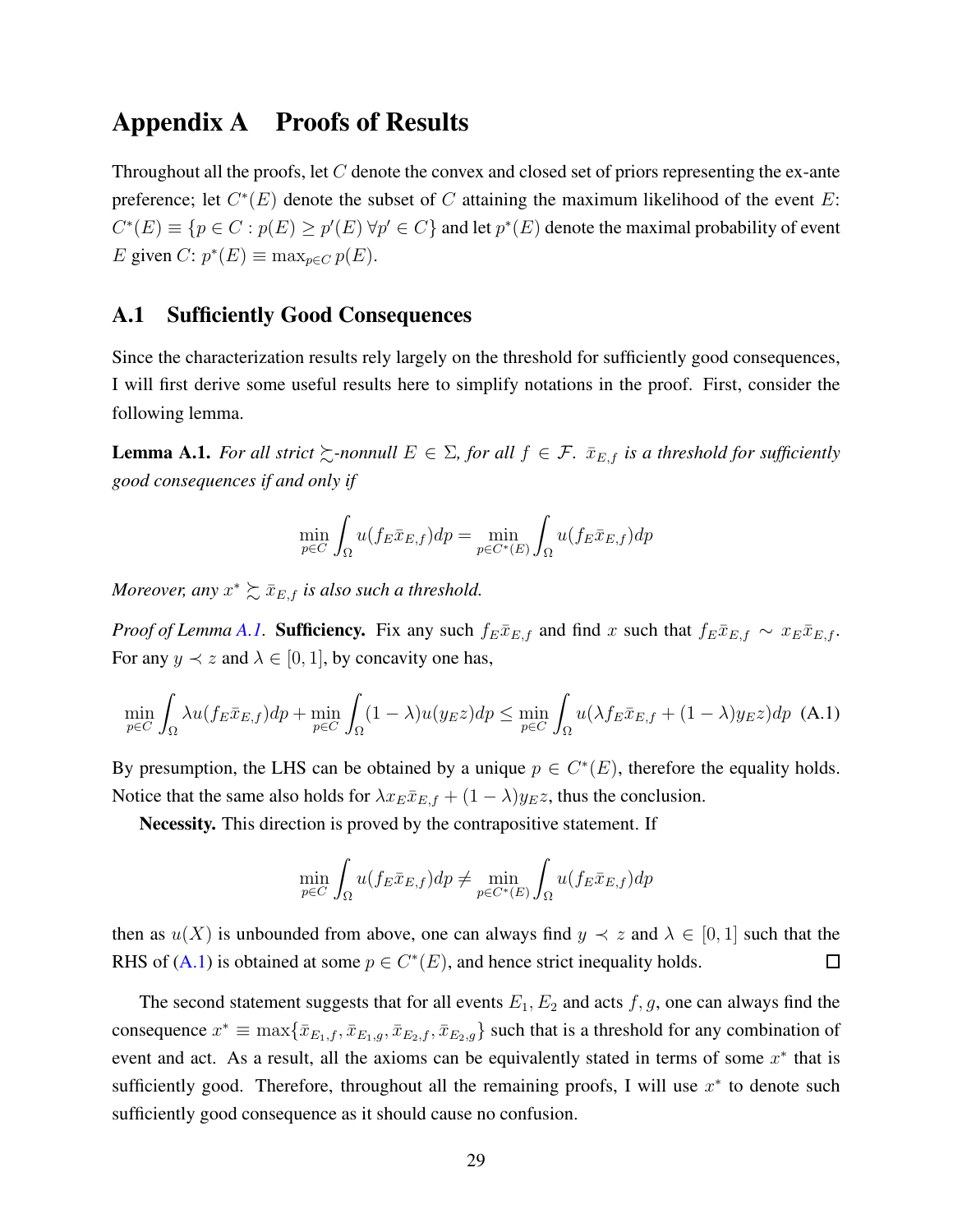# Appendix A Proofs of Results

Throughout all the proofs, let $C$ denote the convex and closed set of priors representing the ex-ante preference; let $C^*(E)$ denote the subset of $C$ attaining the maximum likelihood of the event $E$: $C^*(E) \equiv \{p \in C : p(E) \geq p'(E) \; \forall p' \in C\}$ and let $p^*(E)$ denote the maximal probability of event $E$ given $C$: $p^*(E) \equiv \max_{p \in C} p(E)$.

## A.1 Sufficiently Good Consequences

Since the characterization results rely largely on the threshold for sufficiently good consequences, I will first derive some useful results here to simplify notations in the proof. First, consider the following lemma.

**Lemma A.1.** *For all strict $\succsim$-nonnull $E \in \Sigma$, for all $f \in \mathcal{F}$. $\bar{x}_{E,f}$ is a threshold for sufficiently good consequences if and only if*

$$\min_{p \in C} \int_{\Omega} u(f_E \bar{x}_{E,f}) dp = \min_{p \in C^*(E)} \int_{\Omega} u(f_E \bar{x}_{E,f}) dp$$

*Moreover, any $x^* \succsim \bar{x}_{E,f}$ is also such a threshold.*

*Proof of Lemma A.1.* **Sufficiency.** Fix any such $f_E \bar{x}_{E,f}$ and find $x$ such that $f_E \bar{x}_{E,f} \sim x_E \bar{x}_{E,f}$. For any $y \prec z$ and $\lambda \in [0, 1]$, by concavity one has,

$$\min_{p \in C} \int_{\Omega} \lambda u(f_E \bar{x}_{E,f}) dp + \min_{p \in C} \int_{\Omega} (1 - \lambda) u(y_E z) dp \leq \min_{p \in C} \int_{\Omega} u(\lambda f_E \bar{x}_{E,f} + (1 - \lambda) y_E z) dp \quad \text{(A.1)}$$

By presumption, the LHS can be obtained by a unique $p \in C^*(E)$, therefore the equality holds. Notice that the same also holds for $\lambda x_E \bar{x}_{E,f} + (1 - \lambda) y_E z$, thus the conclusion.

**Necessity.** This direction is proved by the contrapositive statement. If

$$\min_{p \in C} \int_{\Omega} u(f_E \bar{x}_{E,f}) dp \neq \min_{p \in C^*(E)} \int_{\Omega} u(f_E \bar{x}_{E,f}) dp$$

then as $u(X)$ is unbounded from above, one can always find $y \prec z$ and $\lambda \in [0, 1]$ such that the RHS of (A.1) is obtained at some $p \in C^*(E)$, and hence strict inequality holds. $\square$

The second statement suggests that for all events $E_1, E_2$ and acts $f, g$, one can always find the consequence $x^* \equiv \max\{\bar{x}_{E_1,f}, \bar{x}_{E_1,g}, \bar{x}_{E_2,f}, \bar{x}_{E_2,g}\}$ such that is a threshold for any combination of event and act. As a result, all the axioms can be equivalently stated in terms of some $x^*$ that is sufficiently good. Therefore, throughout all the remaining proofs, I will use $x^*$ to denote such sufficiently good consequence as it should cause no confusion.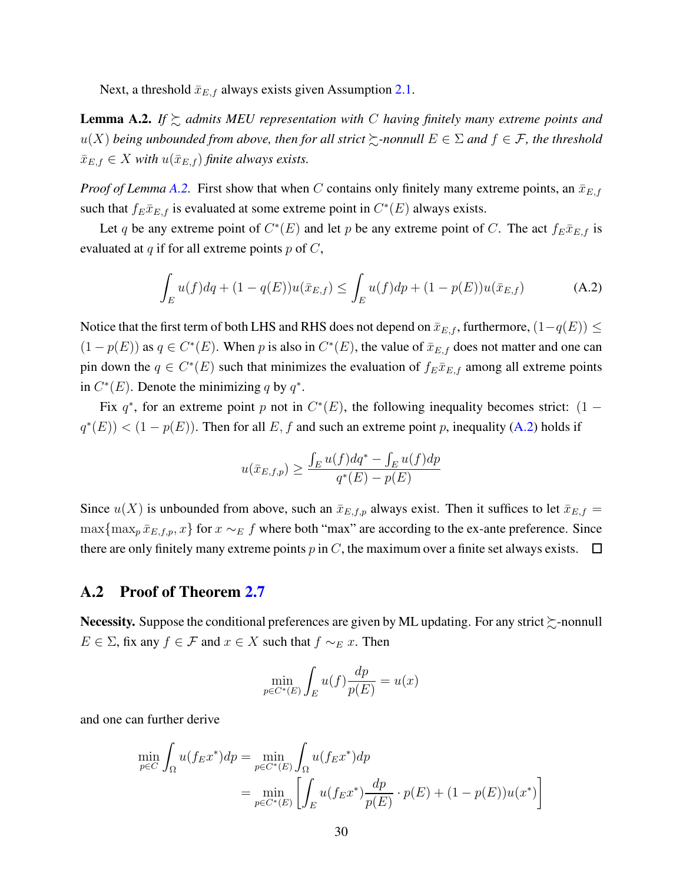Next, a threshold $\bar{x}_{E,f}$ always exists given Assumption 2.1.

**Lemma A.2.** *If $\succsim$ admits MEU representation with $C$ having finitely many extreme points and $u(X)$ being unbounded from above, then for all strict $\succsim$-nonnull $E \in \Sigma$ and $f \in \mathcal{F}$, the threshold $\bar{x}_{E,f} \in X$ with $u(\bar{x}_{E,f})$ finite always exists.*

*Proof of Lemma A.2.* First show that when $C$ contains only finitely many extreme points, an $\bar{x}_{E,f}$ such that $f_E \bar{x}_{E,f}$ is evaluated at some extreme point in $C^*(E)$ always exists.

Let $q$ be any extreme point of $C^*(E)$ and let $p$ be any extreme point of $C$. The act $f_E \bar{x}_{E,f}$ is evaluated at $q$ if for all extreme points $p$ of $C$,

$$\int_E u(f)dq + (1 - q(E))u(\bar{x}_{E,f}) \leq \int_E u(f)dp + (1 - p(E))u(\bar{x}_{E,f}) \tag{A.2}$$

Notice that the first term of both LHS and RHS does not depend on $\bar{x}_{E,f}$, furthermore, $(1-q(E)) \leq (1 - p(E))$ as $q \in C^*(E)$. When $p$ is also in $C^*(E)$, the value of $\bar{x}_{E,f}$ does not matter and one can pin down the $q \in C^*(E)$ such that minimizes the evaluation of $f_E \bar{x}_{E,f}$ among all extreme points in $C^*(E)$. Denote the minimizing $q$ by $q^*$.

Fix $q^*$, for an extreme point $p$ not in $C^*(E)$, the following inequality becomes strict: $(1 - q^*(E)) < (1 - p(E))$. Then for all $E, f$ and such an extreme point $p$, inequality (A.2) holds if

$$u(\bar{x}_{E,f,p}) \geq \frac{\int_E u(f)dq^* - \int_E u(f)dp}{q^*(E) - p(E)}$$

Since $u(X)$ is unbounded from above, such an $\bar{x}_{E,f,p}$ always exist. Then it suffices to let $\bar{x}_{E,f} = \max\{\max_p \bar{x}_{E,f,p}, x\}$ for $x \sim_E f$ where both "max" are according to the ex-ante preference. Since there are only finitely many extreme points $p$ in $C$, the maximum over a finite set always exists. $\square$

## A.2 Proof of Theorem 2.7

**Necessity.** Suppose the conditional preferences are given by ML updating. For any strict $\succsim$-nonnull $E \in \Sigma$, fix any $f \in \mathcal{F}$ and $x \in X$ such that $f \sim_E x$. Then

$$\min_{p \in C^*(E)} \int_E u(f)\frac{dp}{p(E)} = u(x)$$

and one can further derive

$$\begin{aligned}
\min_{p \in C} \int_\Omega u(f_E x^*)dp &= \min_{p \in C^*(E)} \int_\Omega u(f_E x^*)dp \\
&= \min_{p \in C^*(E)} \left[ \int_E u(f_E x^*)\frac{dp}{p(E)} \cdot p(E) + (1 - p(E))u(x^*) \right]
\end{aligned}$$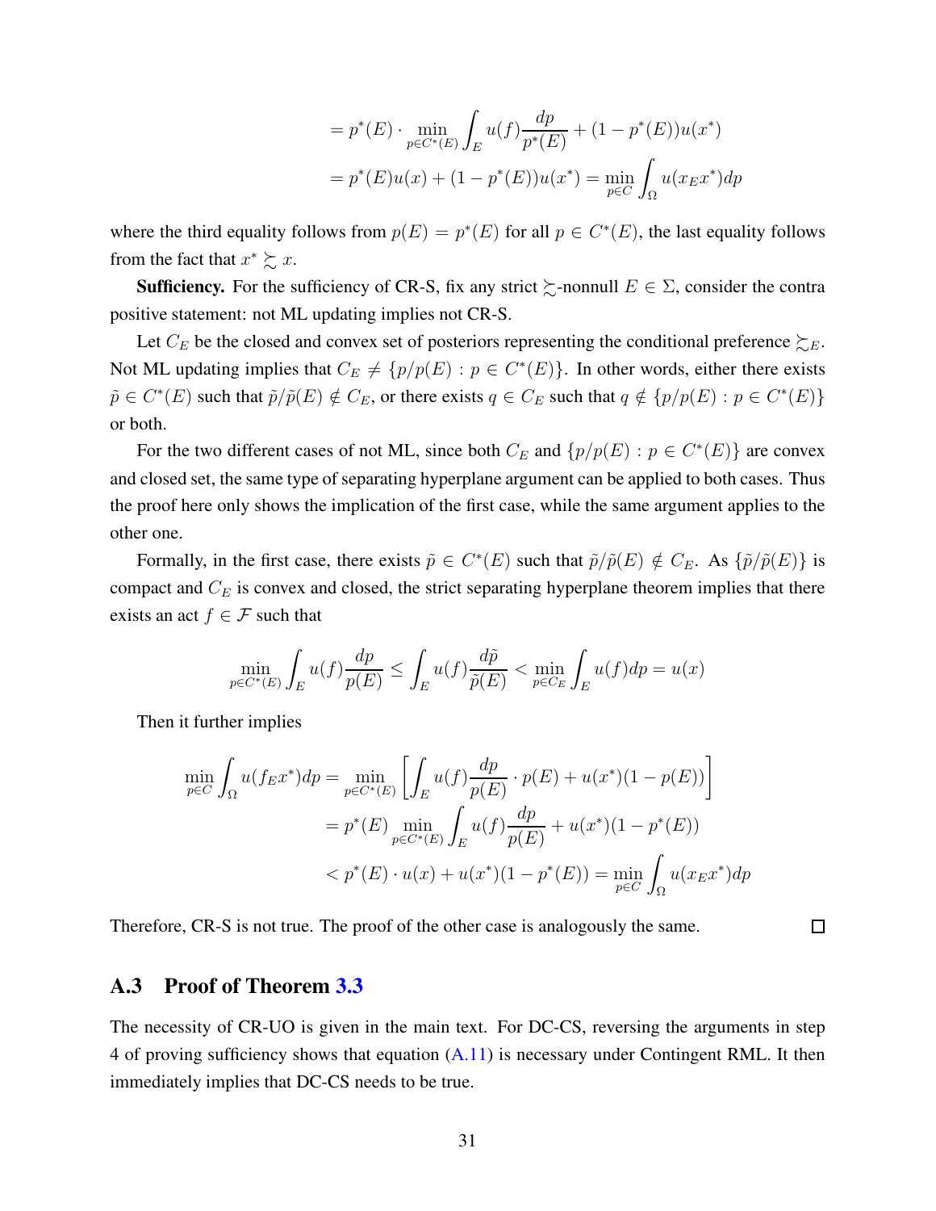$$= p^*(E) \cdot \min_{p \in C^*(E)} \int_E u(f) \frac{dp}{p^*(E)} + (1 - p^*(E)) u(x^*)$$

$$= p^*(E) u(x) + (1 - p^*(E)) u(x^*) = \min_{p \in C} \int_\Omega u(x_E x^*) dp$$

where the third equality follows from $p(E) = p^*(E)$ for all $p \in C^*(E)$, the last equality follows from the fact that $x^* \succsim x$.

**Sufficiency.** For the sufficiency of CR-S, fix any strict $\succsim$-nonnull $E \in \Sigma$, consider the contra positive statement: not ML updating implies not CR-S.

Let $C_E$ be the closed and convex set of posteriors representing the conditional preference $\succsim_E$. Not ML updating implies that $C_E \neq \{p/p(E) : p \in C^*(E)\}$. In other words, either there exists $\tilde{p} \in C^*(E)$ such that $\tilde{p}/\tilde{p}(E) \notin C_E$, or there exists $q \in C_E$ such that $q \notin \{p/p(E) : p \in C^*(E)\}$ or both.

For the two different cases of not ML, since both $C_E$ and $\{p/p(E) : p \in C^*(E)\}$ are convex and closed set, the same type of separating hyperplane argument can be applied to both cases. Thus the proof here only shows the implication of the first case, while the same argument applies to the other one.

Formally, in the first case, there exists $\tilde{p} \in C^*(E)$ such that $\tilde{p}/\tilde{p}(E) \notin C_E$. As $\{\tilde{p}/\tilde{p}(E)\}$ is compact and $C_E$ is convex and closed, the strict separating hyperplane theorem implies that there exists an act $f \in \mathcal{F}$ such that

$$\min_{p \in C^*(E)} \int_E u(f) \frac{dp}{p(E)} \leq \int_E u(f) \frac{d\tilde{p}}{\tilde{p}(E)} < \min_{p \in C_E} \int_E u(f) dp = u(x)$$

Then it further implies

$$\min_{p \in C} \int_\Omega u(f_E x^*) dp = \min_{p \in C^*(E)} \left[ \int_E u(f) \frac{dp}{p(E)} \cdot p(E) + u(x^*)(1 - p(E)) \right]$$

$$= p^*(E) \min_{p \in C^*(E)} \int_E u(f) \frac{dp}{p(E)} + u(x^*)(1 - p^*(E))$$

$$< p^*(E) \cdot u(x) + u(x^*)(1 - p^*(E)) = \min_{p \in C} \int_\Omega u(x_E x^*) dp$$

Therefore, CR-S is not true. The proof of the other case is analogously the same. □

## A.3 Proof of Theorem 3.3

The necessity of CR-UO is given in the main text. For DC-CS, reversing the arguments in step 4 of proving sufficiency shows that equation (A.11) is necessary under Contingent RML. It then immediately implies that DC-CS needs to be true.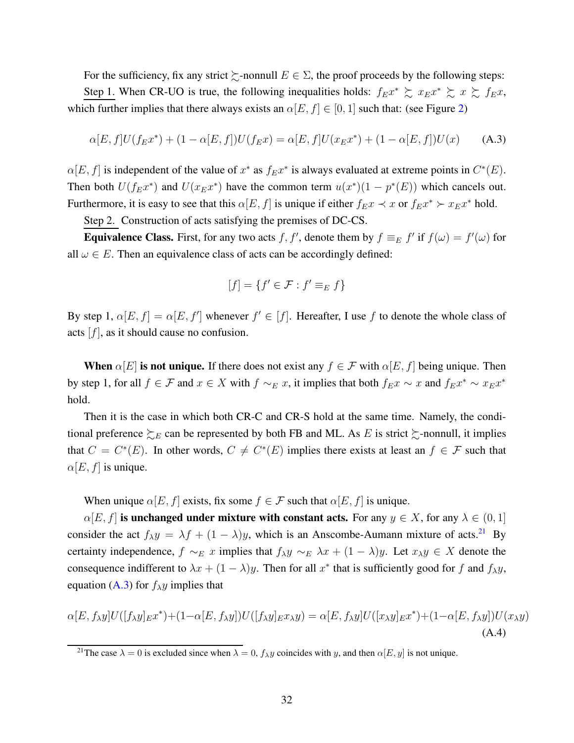For the sufficiency, fix any strict $\succsim$-nonnull $E \in \Sigma$, the proof proceeds by the following steps:

Step 1. When CR-UO is true, the following inequalities holds: $f_E x^* \succsim x_E x^* \succsim x \succsim f_E x$, which further implies that there always exists an $\alpha[E, f] \in [0, 1]$ such that: (see Figure 2)

$$\alpha[E, f]U(f_E x^*) + (1 - \alpha[E, f])U(f_E x) = \alpha[E, f]U(x_E x^*) + (1 - \alpha[E, f])U(x) \tag{A.3}$$

$\alpha[E, f]$ is independent of the value of $x^*$ as $f_E x^*$ is always evaluated at extreme points in $C^*(E)$. Then both $U(f_E x^*)$ and $U(x_E x^*)$ have the common term $u(x^*)(1 - p^*(E))$ which cancels out. Furthermore, it is easy to see that this $\alpha[E, f]$ is unique if either $f_E x \prec x$ or $f_E x^* \succ x_E x^*$ hold.

Step 2. Construction of acts satisfying the premises of DC-CS.

**Equivalence Class.** First, for any two acts $f, f'$, denote them by $f \equiv_E f'$ if $f(\omega) = f'(\omega)$ for all $\omega \in E$. Then an equivalence class of acts can be accordingly defined:

$$[f] = \{f' \in \mathcal{F} : f' \equiv_E f\}$$

By step 1, $\alpha[E, f] = \alpha[E, f']$ whenever $f' \in [f]$. Hereafter, I use $f$ to denote the whole class of acts $[f]$, as it should cause no confusion.

**When $\alpha[E]$ is not unique.** If there does not exist any $f \in \mathcal{F}$ with $\alpha[E, f]$ being unique. Then by step 1, for all $f \in \mathcal{F}$ and $x \in X$ with $f \sim_E x$, it implies that both $f_E x \sim x$ and $f_E x^* \sim x_E x^*$ hold.

Then it is the case in which both CR-C and CR-S hold at the same time. Namely, the conditional preference $\succsim_E$ can be represented by both FB and ML. As $E$ is strict $\succsim$-nonnull, it implies that $C = C^*(E)$. In other words, $C \neq C^*(E)$ implies there exists at least an $f \in \mathcal{F}$ such that $\alpha[E, f]$ is unique.

When unique $\alpha[E, f]$ exists, fix some $f \in \mathcal{F}$ such that $\alpha[E, f]$ is unique.

**$\alpha[E, f]$ is unchanged under mixture with constant acts.** For any $y \in X$, for any $\lambda \in (0, 1]$ consider the act $f_\lambda y = \lambda f + (1 - \lambda)y$, which is an Anscombe-Aumann mixture of acts.[21] By certainty independence, $f \sim_E x$ implies that $f_\lambda y \sim_E \lambda x + (1 - \lambda)y$. Let $x_\lambda y \in X$ denote the consequence indifferent to $\lambda x + (1 - \lambda)y$. Then for all $x^*$ that is sufficiently good for $f$ and $f_\lambda y$, equation (A.3) for $f_\lambda y$ implies that

$$\alpha[E, f_\lambda y]U([f_\lambda y]_E x^*) + (1 - \alpha[E, f_\lambda y])U([f_\lambda y]_E x_\lambda y) = \alpha[E, f_\lambda y]U([x_\lambda y]_E x^*) + (1 - \alpha[E, f_\lambda y])U(x_\lambda y) \tag{A.4}$$

[21] The case $\lambda = 0$ is excluded since when $\lambda = 0$, $f_\lambda y$ coincides with $y$, and then $\alpha[E, y]$ is not unique.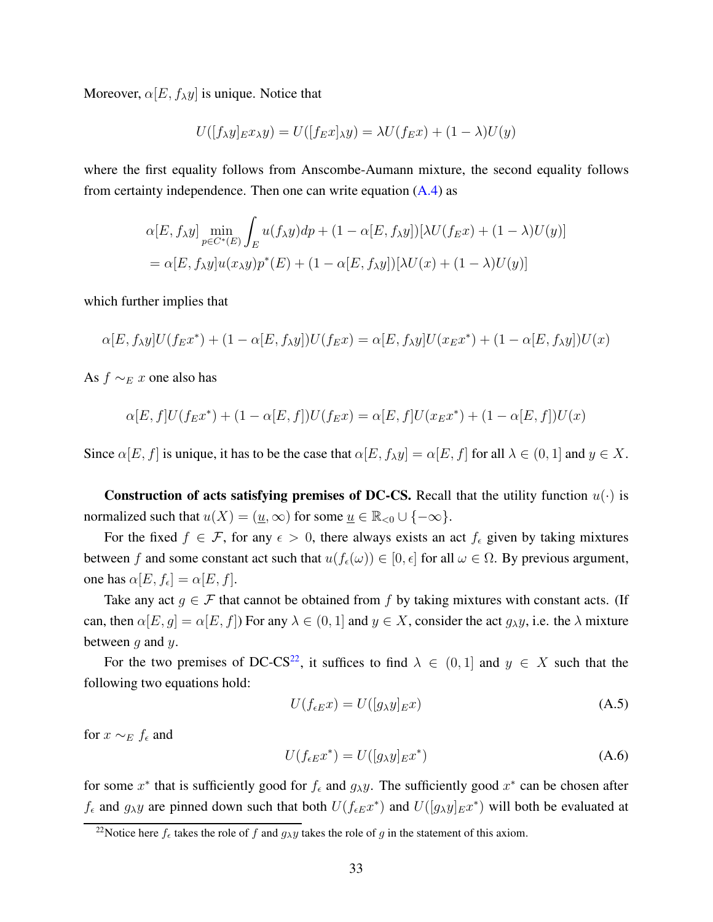Moreover, $\alpha[E, f_\lambda y]$ is unique. Notice that

$$U([f_\lambda y]_E x_\lambda y) = U([f_E x]_\lambda y) = \lambda U(f_E x) + (1-\lambda)U(y)$$

where the first equality follows from Anscombe-Aumann mixture, the second equality follows from certainty independence. Then one can write equation (A.4) as

$$\begin{aligned}
&\alpha[E, f_\lambda y] \min_{p \in C^*(E)} \int_E u(f_\lambda y) dp + (1 - \alpha[E, f_\lambda y])[\lambda U(f_E x) + (1-\lambda)U(y)] \\
&= \alpha[E, f_\lambda y] u(x_\lambda y) p^*(E) + (1 - \alpha[E, f_\lambda y])[\lambda U(x) + (1-\lambda)U(y)]
\end{aligned}$$

which further implies that

$$\alpha[E, f_\lambda y] U(f_E x^*) + (1 - \alpha[E, f_\lambda y]) U(f_E x) = \alpha[E, f_\lambda y] U(x_E x^*) + (1 - \alpha[E, f_\lambda y]) U(x)$$

As $f \sim_E x$ one also has

$$\alpha[E, f] U(f_E x^*) + (1 - \alpha[E, f]) U(f_E x) = \alpha[E, f] U(x_E x^*) + (1 - \alpha[E, f]) U(x)$$

Since $\alpha[E, f]$ is unique, it has to be the case that $\alpha[E, f_\lambda y] = \alpha[E, f]$ for all $\lambda \in (0, 1]$ and $y \in X$.

**Construction of acts satisfying premises of DC-CS.** Recall that the utility function $u(\cdot)$ is normalized such that $u(X) = (\underline{u}, \infty)$ for some $\underline{u} \in \mathbb{R}_{<0} \cup \{-\infty\}$.

For the fixed $f \in \mathcal{F}$, for any $\epsilon > 0$, there always exists an act $f_\epsilon$ given by taking mixtures between $f$ and some constant act such that $u(f_\epsilon(\omega)) \in [0, \epsilon]$ for all $\omega \in \Omega$. By previous argument, one has $\alpha[E, f_\epsilon] = \alpha[E, f]$.

Take any act $g \in \mathcal{F}$ that cannot be obtained from $f$ by taking mixtures with constant acts. (If can, then $\alpha[E, g] = \alpha[E, f]$) For any $\lambda \in (0, 1]$ and $y \in X$, consider the act $g_\lambda y$, i.e. the $\lambda$ mixture between $g$ and $y$.

For the two premises of DC-CS[22], it suffices to find $\lambda \in (0, 1]$ and $y \in X$ such that the following two equations hold:

$$U(f_{\epsilon E} x) = U([g_\lambda y]_E x) \tag{A.5}$$

for $x \sim_E f_\epsilon$ and

$$U(f_{\epsilon E} x^*) = U([g_\lambda y]_E x^*) \tag{A.6}$$

for some $x^*$ that is sufficiently good for $f_\epsilon$ and $g_\lambda y$. The sufficiently good $x^*$ can be chosen after $f_\epsilon$ and $g_\lambda y$ are pinned down such that both $U(f_{\epsilon E} x^*)$ and $U([g_\lambda y]_E x^*)$ will both be evaluated at

[22] Notice here $f_\epsilon$ takes the role of $f$ and $g_\lambda y$ takes the role of $g$ in the statement of this axiom.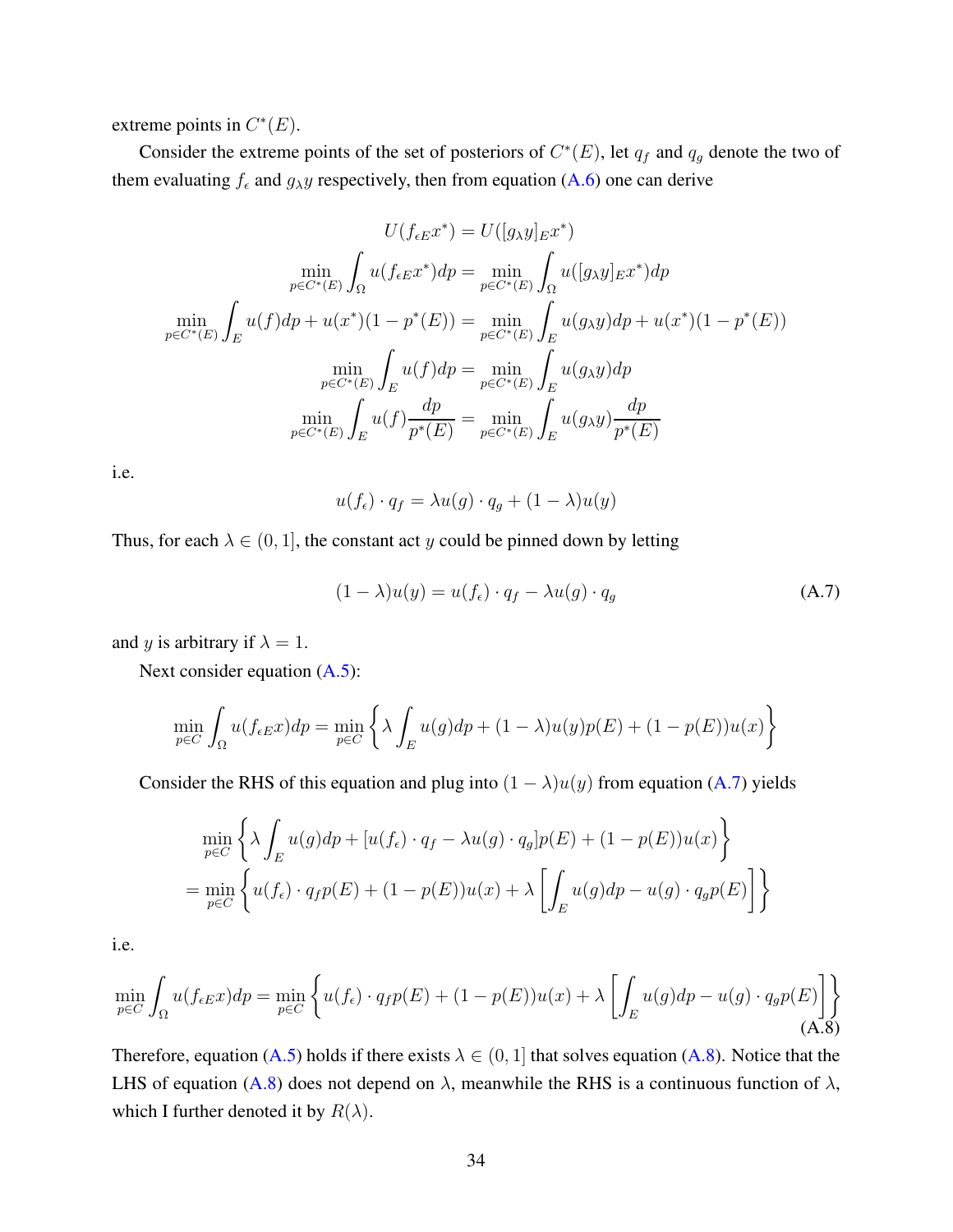extreme points in $C^*(E)$.

Consider the extreme points of the set of posteriors of $C^*(E)$, let $q_f$ and $q_g$ denote the two of them evaluating $f_\epsilon$ and $g_\lambda y$ respectively, then from equation (A.6) one can derive

$$
\begin{aligned}
U(f_{\epsilon E}x^*) &= U([g_\lambda y]_E x^*) \\
\min_{p\in C^*(E)} \int_\Omega u(f_{\epsilon E}x^*)dp &= \min_{p\in C^*(E)} \int_\Omega u([g_\lambda y]_E x^*)dp \\
\min_{p\in C^*(E)} \int_E u(f)dp + u(x^*)(1-p^*(E)) &= \min_{p\in C^*(E)} \int_E u(g_\lambda y)dp + u(x^*)(1-p^*(E)) \\
\min_{p\in C^*(E)} \int_E u(f)dp &= \min_{p\in C^*(E)} \int_E u(g_\lambda y)dp \\
\min_{p\in C^*(E)} \int_E u(f)\frac{dp}{p^*(E)} &= \min_{p\in C^*(E)} \int_E u(g_\lambda y)\frac{dp}{p^*(E)}
\end{aligned}
$$

i.e.

$$
u(f_\epsilon)\cdot q_f = \lambda u(g)\cdot q_g + (1-\lambda)u(y)
$$

Thus, for each $\lambda \in (0,1]$, the constant act $y$ could be pinned down by letting

$$
(1-\lambda)u(y) = u(f_\epsilon)\cdot q_f - \lambda u(g)\cdot q_g \tag{A.7}
$$

and $y$ is arbitrary if $\lambda = 1$.

Next consider equation (A.5):

$$
\min_{p\in C} \int_\Omega u(f_{\epsilon E}x)dp = \min_{p\in C}\left\{\lambda \int_E u(g)dp + (1-\lambda)u(y)p(E) + (1-p(E))u(x)\right\}
$$

Consider the RHS of this equation and plug into $(1-\lambda)u(y)$ from equation (A.7) yields

$$
\begin{aligned}
&\min_{p\in C}\left\{\lambda \int_E u(g)dp + [u(f_\epsilon)\cdot q_f - \lambda u(g)\cdot q_g]p(E) + (1-p(E))u(x)\right\} \\
&= \min_{p\in C}\left\{u(f_\epsilon)\cdot q_f p(E) + (1-p(E))u(x) + \lambda\left[\int_E u(g)dp - u(g)\cdot q_g p(E)\right]\right\}
\end{aligned}
$$

i.e.

$$
\min_{p\in C} \int_\Omega u(f_{\epsilon E}x)dp = \min_{p\in C}\left\{u(f_\epsilon)\cdot q_f p(E) + (1-p(E))u(x) + \lambda\left[\int_E u(g)dp - u(g)\cdot q_g p(E)\right]\right\} \tag{A.8}
$$

Therefore, equation (A.5) holds if there exists $\lambda \in (0,1]$ that solves equation (A.8). Notice that the LHS of equation (A.8) does not depend on $\lambda$, meanwhile the RHS is a continuous function of $\lambda$, which I further denoted it by $R(\lambda)$.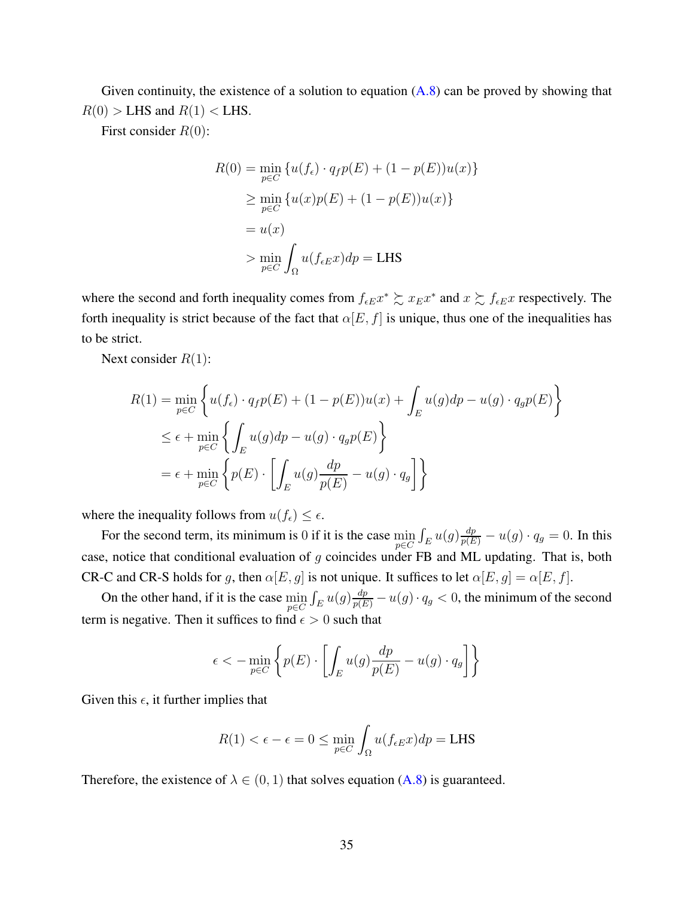Given continuity, the existence of a solution to equation (A.8) can be proved by showing that $R(0) >$ LHS and $R(1) <$ LHS.

First consider $R(0)$:

$$
\begin{aligned}
R(0) &= \min_{p \in C} \{u(f_\epsilon) \cdot q_f p(E) + (1 - p(E))u(x)\} \\
&\geq \min_{p \in C} \{u(x)p(E) + (1 - p(E))u(x)\} \\
&= u(x) \\
&> \min_{p \in C} \int_\Omega u(f_{\epsilon E} x) dp = \text{LHS}
\end{aligned}
$$

where the second and forth inequality comes from $f_\epsilon{}_E x^* \succsim x_E x^*$ and $x \succsim f_{\epsilon E} x$ respectively. The forth inequality is strict because of the fact that $\alpha[E, f]$ is unique, thus one of the inequalities has to be strict.

Next consider $R(1)$:

$$
\begin{aligned}
R(1) &= \min_{p \in C} \left\{ u(f_\epsilon) \cdot q_f p(E) + (1 - p(E))u(x) + \int_E u(g)dp - u(g) \cdot q_g p(E) \right\} \\
&\leq \epsilon + \min_{p \in C} \left\{ \int_E u(g)dp - u(g) \cdot q_g p(E) \right\} \\
&= \epsilon + \min_{p \in C} \left\{ p(E) \cdot \left[ \int_E u(g) \frac{dp}{p(E)} - u(g) \cdot q_g \right] \right\}
\end{aligned}
$$

where the inequality follows from $u(f_\epsilon) \leq \epsilon$.

For the second term, its minimum is $0$ if it is the case $\min_{p \in C} \int_E u(g) \frac{dp}{p(E)} - u(g) \cdot q_g = 0$. In this case, notice that conditional evaluation of $g$ coincides under FB and ML updating. That is, both CR-C and CR-S holds for $g$, then $\alpha[E, g]$ is not unique. It suffices to let $\alpha[E, g] = \alpha[E, f]$.

On the other hand, if it is the case $\min_{p \in C} \int_E u(g) \frac{dp}{p(E)} - u(g) \cdot q_g < 0$, the minimum of the second term is negative. Then it suffices to find $\epsilon > 0$ such that

$$
\epsilon < - \min_{p \in C} \left\{ p(E) \cdot \left[ \int_E u(g) \frac{dp}{p(E)} - u(g) \cdot q_g \right] \right\}
$$

Given this $\epsilon$, it further implies that

$$
R(1) < \epsilon - \epsilon = 0 \leq \min_{p \in C} \int_\Omega u(f_{\epsilon E} x) dp = \text{LHS}
$$

Therefore, the existence of $\lambda \in (0, 1)$ that solves equation (A.8) is guaranteed.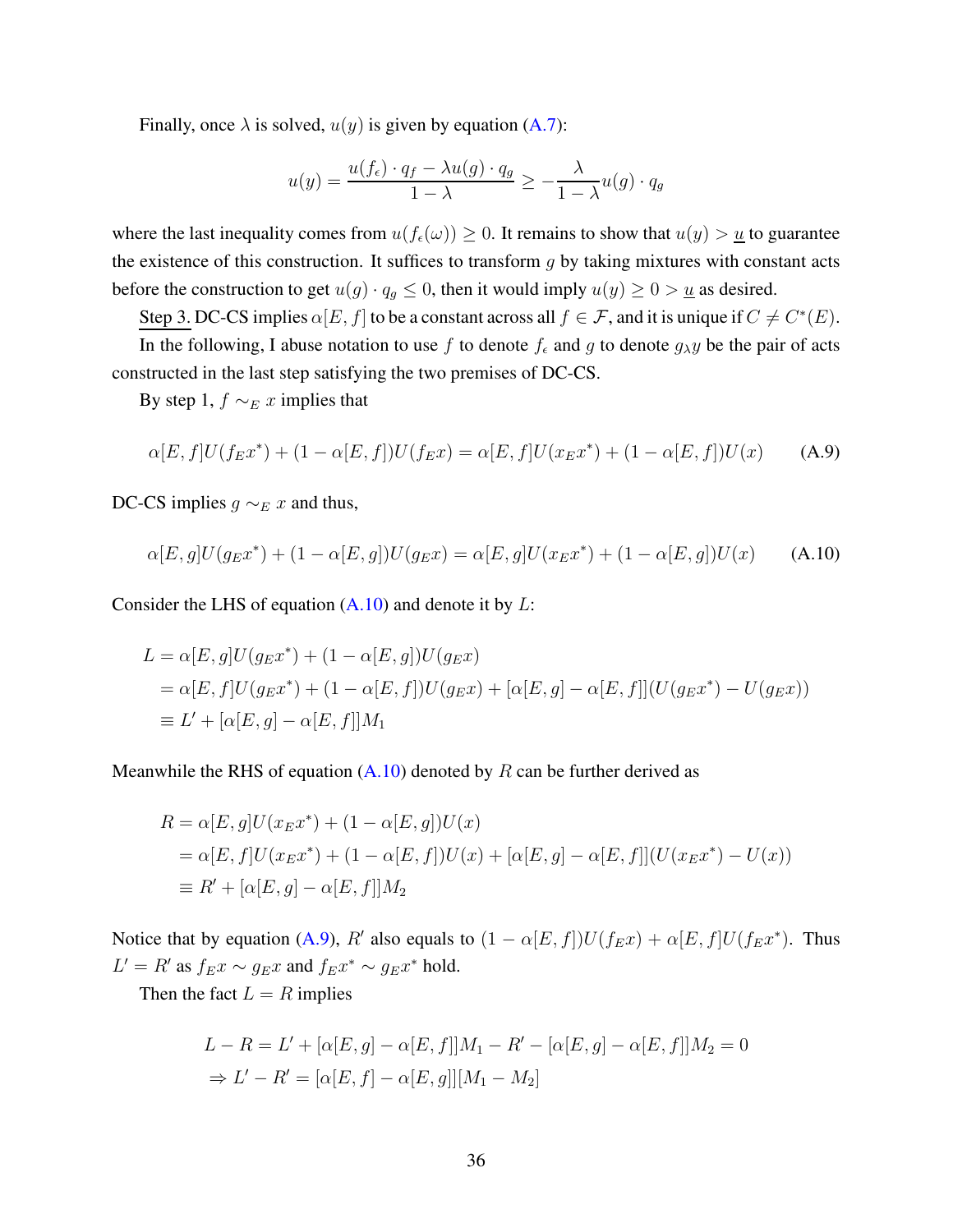Finally, once $\lambda$ is solved, $u(y)$ is given by equation (A.7):

$$u(y) = \frac{u(f_\epsilon) \cdot q_f - \lambda u(g) \cdot q_g}{1 - \lambda} \geq -\frac{\lambda}{1 - \lambda} u(g) \cdot q_g$$

where the last inequality comes from $u(f_\epsilon(\omega)) \geq 0$. It remains to show that $u(y) > \underline{u}$ to guarantee the existence of this construction. It suffices to transform $g$ by taking mixtures with constant acts before the construction to get $u(g) \cdot q_g \leq 0$, then it would imply $u(y) \geq 0 > \underline{u}$ as desired.

Step 3. DC-CS implies $\alpha[E, f]$ to be a constant across all $f \in \mathcal{F}$, and it is unique if $C \neq C^*(E)$.

In the following, I abuse notation to use $f$ to denote $f_\epsilon$ and $g$ to denote $g_\lambda y$ be the pair of acts constructed in the last step satisfying the two premises of DC-CS.

By step 1, $f \sim_E x$ implies that

$$\alpha[E, f]U(f_E x^*) + (1 - \alpha[E, f])U(f_E x) = \alpha[E, f]U(x_E x^*) + (1 - \alpha[E, f])U(x) \tag{A.9}$$

DC-CS implies $g \sim_E x$ and thus,

$$\alpha[E, g]U(g_E x^*) + (1 - \alpha[E, g])U(g_E x) = \alpha[E, g]U(x_E x^*) + (1 - \alpha[E, g])U(x) \tag{A.10}$$

Consider the LHS of equation (A.10) and denote it by $L$:

$$\begin{aligned}
L &= \alpha[E, g]U(g_E x^*) + (1 - \alpha[E, g])U(g_E x) \\
&= \alpha[E, f]U(g_E x^*) + (1 - \alpha[E, f])U(g_E x) + [\alpha[E, g] - \alpha[E, f]](U(g_E x^*) - U(g_E x)) \\
&\equiv L' + [\alpha[E, g] - \alpha[E, f]]M_1
\end{aligned}$$

Meanwhile the RHS of equation (A.10) denoted by $R$ can be further derived as

$$\begin{aligned}
R &= \alpha[E, g]U(x_E x^*) + (1 - \alpha[E, g])U(x) \\
&= \alpha[E, f]U(x_E x^*) + (1 - \alpha[E, f])U(x) + [\alpha[E, g] - \alpha[E, f]](U(x_E x^*) - U(x)) \\
&\equiv R' + [\alpha[E, g] - \alpha[E, f]]M_2
\end{aligned}$$

Notice that by equation (A.9), $R'$ also equals to $(1 - \alpha[E, f])U(f_E x) + \alpha[E, f]U(f_E x^*)$. Thus $L' = R'$ as $f_E x \sim g_E x$ and $f_E x^* \sim g_E x^*$ hold.

Then the fact $L = R$ implies

$$\begin{aligned}
&L - R = L' + [\alpha[E, g] - \alpha[E, f]]M_1 - R' - [\alpha[E, g] - \alpha[E, f]]M_2 = 0 \\
&\Rightarrow L' - R' = [\alpha[E, f] - \alpha[E, g]][M_1 - M_2]
\end{aligned}$$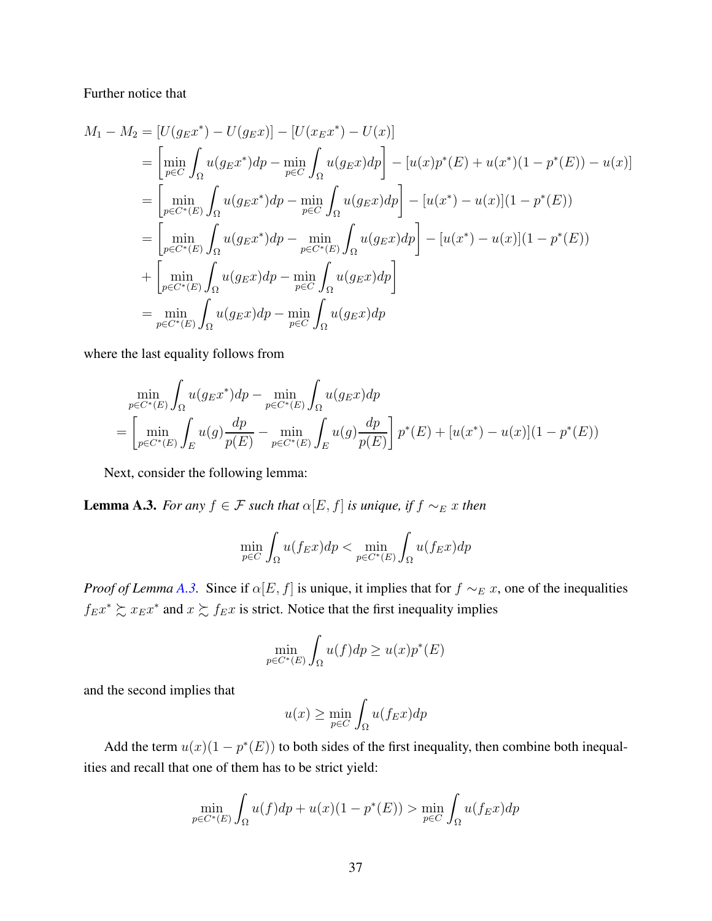Further notice that

$$
\begin{aligned}
M_1 - M_2 &= [U(g_E x^*) - U(g_E x)] - [U(x_E x^*) - U(x)] \\
&= \left[\min_{p \in C} \int_\Omega u(g_E x^*) dp - \min_{p \in C} \int_\Omega u(g_E x) dp\right] - [u(x)p^*(E) + u(x^*)(1 - p^*(E)) - u(x)] \\
&= \left[\min_{p \in C^*(E)} \int_\Omega u(g_E x^*) dp - \min_{p \in C} \int_\Omega u(g_E x) dp\right] - [u(x^*) - u(x)](1 - p^*(E)) \\
&= \left[\min_{p \in C^*(E)} \int_\Omega u(g_E x^*) dp - \min_{p \in C^*(E)} \int_\Omega u(g_E x) dp\right] - [u(x^*) - u(x)](1 - p^*(E)) \\
&+ \left[\min_{p \in C^*(E)} \int_\Omega u(g_E x) dp - \min_{p \in C} \int_\Omega u(g_E x) dp\right] \\
&= \min_{p \in C^*(E)} \int_\Omega u(g_E x) dp - \min_{p \in C} \int_\Omega u(g_E x) dp
\end{aligned}
$$

where the last equality follows from

$$
\begin{aligned}
&\min_{p \in C^*(E)} \int_\Omega u(g_E x^*) dp - \min_{p \in C^*(E)} \int_\Omega u(g_E x) dp \\
&= \left[\min_{p \in C^*(E)} \int_E u(g) \frac{dp}{p(E)} - \min_{p \in C^*(E)} \int_E u(g) \frac{dp}{p(E)}\right] p^*(E) + [u(x^*) - u(x)](1 - p^*(E))
\end{aligned}
$$

Next, consider the following lemma:

**Lemma A.3.** *For any $f \in \mathcal{F}$ such that $\alpha[E, f]$ is unique, if $f \sim_E x$ then*

$$
\min_{p \in C} \int_\Omega u(f_E x) dp < \min_{p \in C^*(E)} \int_\Omega u(f_E x) dp
$$

*Proof of Lemma A.3.* Since if $\alpha[E, f]$ is unique, it implies that for $f \sim_E x$, one of the inequalities $f_E x^* \succsim x_E x^*$ and $x \succsim f_E x$ is strict. Notice that the first inequality implies

$$
\min_{p \in C^*(E)} \int_\Omega u(f) dp \geq u(x) p^*(E)
$$

and the second implies that

$$
u(x) \geq \min_{p \in C} \int_\Omega u(f_E x) dp
$$

Add the term $u(x)(1 - p^*(E))$ to both sides of the first inequality, then combine both inequalities and recall that one of them has to be strict yield:

$$
\min_{p \in C^*(E)} \int_\Omega u(f) dp + u(x)(1 - p^*(E)) > \min_{p \in C} \int_\Omega u(f_E x) dp
$$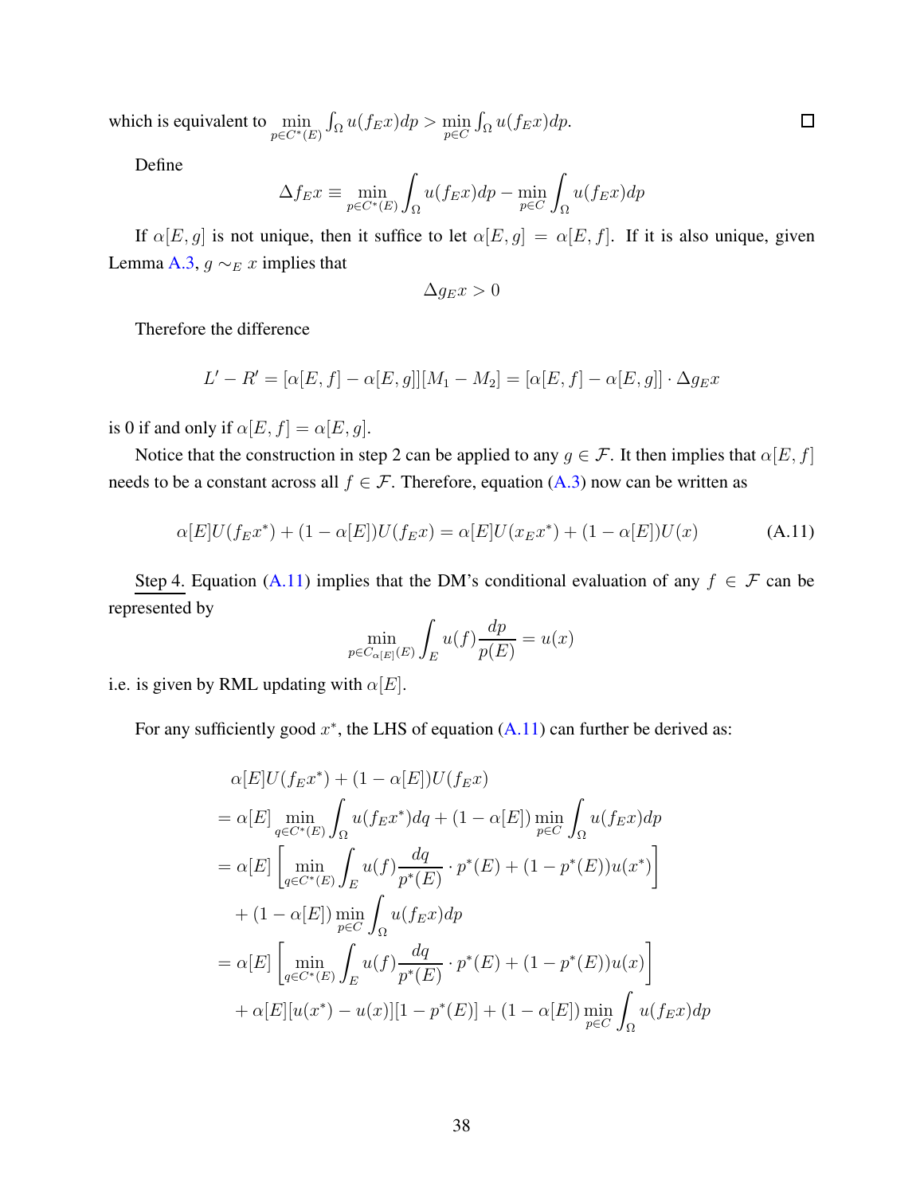which is equivalent to $\min_{p\in C^*(E)} \int_\Omega u(f_E x)dp > \min_{p\in C} \int_\Omega u(f_E x)dp$. □

Define

$$\Delta f_E x \equiv \min_{p\in C^*(E)} \int_\Omega u(f_E x)dp - \min_{p\in C} \int_\Omega u(f_E x)dp$$

If $\alpha[E,g]$ is not unique, then it suffice to let $\alpha[E,g] = \alpha[E,f]$. If it is also unique, given Lemma A.3, $g \sim_E x$ implies that

$$\Delta g_E x > 0$$

Therefore the difference

$$L' - R' = [\alpha[E,f] - \alpha[E,g]][M_1 - M_2] = [\alpha[E,f] - \alpha[E,g]] \cdot \Delta g_E x$$

is 0 if and only if $\alpha[E,f] = \alpha[E,g]$.

Notice that the construction in step 2 can be applied to any $g \in \mathcal{F}$. It then implies that $\alpha[E,f]$ needs to be a constant across all $f \in \mathcal{F}$. Therefore, equation (A.3) now can be written as

$$\alpha[E]U(f_E x^*) + (1-\alpha[E])U(f_E x) = \alpha[E]U(x_E x^*) + (1-\alpha[E])U(x) \tag{A.11}$$

Step 4. Equation (A.11) implies that the DM's conditional evaluation of any $f \in \mathcal{F}$ can be represented by

$$\min_{p\in C_{\alpha[E]}(E)} \int_E u(f)\frac{dp}{p(E)} = u(x)$$

i.e. is given by RML updating with $\alpha[E]$.

For any sufficiently good $x^*$, the LHS of equation (A.11) can further be derived as:

$$\begin{aligned}
&\alpha[E]U(f_E x^*) + (1-\alpha[E])U(f_E x) \\
&= \alpha[E] \min_{q\in C^*(E)} \int_\Omega u(f_E x^*)dq + (1-\alpha[E]) \min_{p\in C} \int_\Omega u(f_E x)dp \\
&= \alpha[E]\left[\min_{q\in C^*(E)} \int_E u(f)\frac{dq}{p^*(E)} \cdot p^*(E) + (1-p^*(E))u(x^*)\right] \\
&\quad + (1-\alpha[E]) \min_{p\in C} \int_\Omega u(f_E x)dp \\
&= \alpha[E]\left[\min_{q\in C^*(E)} \int_E u(f)\frac{dq}{p^*(E)} \cdot p^*(E) + (1-p^*(E))u(x)\right] \\
&\quad + \alpha[E][u(x^*) - u(x)][1-p^*(E)] + (1-\alpha[E]) \min_{p\in C} \int_\Omega u(f_E x)dp
\end{aligned}$$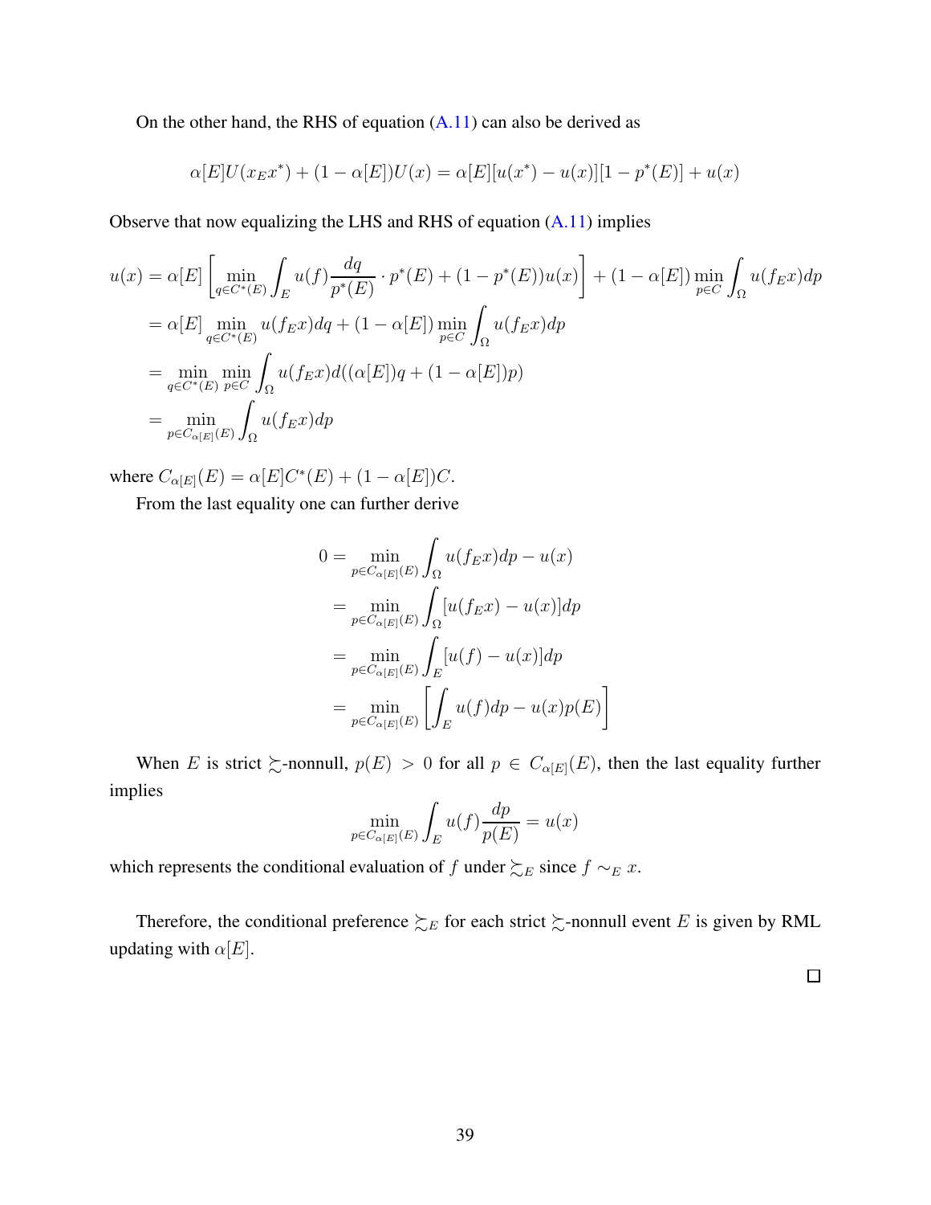On the other hand, the RHS of equation (A.11) can also be derived as

$$\alpha[E]U(x_E x^*) + (1-\alpha[E])U(x) = \alpha[E][u(x^*) - u(x)][1-p^*(E)] + u(x)$$

Observe that now equalizing the LHS and RHS of equation (A.11) implies

$$
\begin{aligned}
u(x) &= \alpha[E]\left[\min_{q\in C^*(E)} \int_E u(f)\frac{dq}{p^*(E)} \cdot p^*(E) + (1-p^*(E))u(x)\right] + (1-\alpha[E]) \min_{p\in C} \int_\Omega u(f_E x)dp \\
&= \alpha[E] \min_{q\in C^*(E)} u(f_E x)dq + (1-\alpha[E]) \min_{p\in C} \int_\Omega u(f_E x)dp \\
&= \min_{q\in C^*(E)} \min_{p\in C} \int_\Omega u(f_E x)d((\alpha[E])q + (1-\alpha[E])p) \\
&= \min_{p\in C_{\alpha[E]}(E)} \int_\Omega u(f_E x)dp
\end{aligned}
$$

where $C_{\alpha[E]}(E) = \alpha[E]C^*(E) + (1-\alpha[E])C$.

From the last equality one can further derive

$$
\begin{aligned}
0 &= \min_{p\in C_{\alpha[E]}(E)} \int_\Omega u(f_E x)dp - u(x) \\
&= \min_{p\in C_{\alpha[E]}(E)} \int_\Omega [u(f_E x) - u(x)]dp \\
&= \min_{p\in C_{\alpha[E]}(E)} \int_E [u(f) - u(x)]dp \\
&= \min_{p\in C_{\alpha[E]}(E)} \left[\int_E u(f)dp - u(x)p(E)\right]
\end{aligned}
$$

When $E$ is strict $\succsim$-nonnull, $p(E) > 0$ for all $p \in C_{\alpha[E]}(E)$, then the last equality further implies

$$\min_{p\in C_{\alpha[E]}(E)} \int_E u(f)\frac{dp}{p(E)} = u(x)$$

which represents the conditional evaluation of $f$ under $\succsim_E$ since $f \sim_E x$.

Therefore, the conditional preference $\succsim_E$ for each strict $\succsim$-nonnull event $E$ is given by RML updating with $\alpha[E]$.

□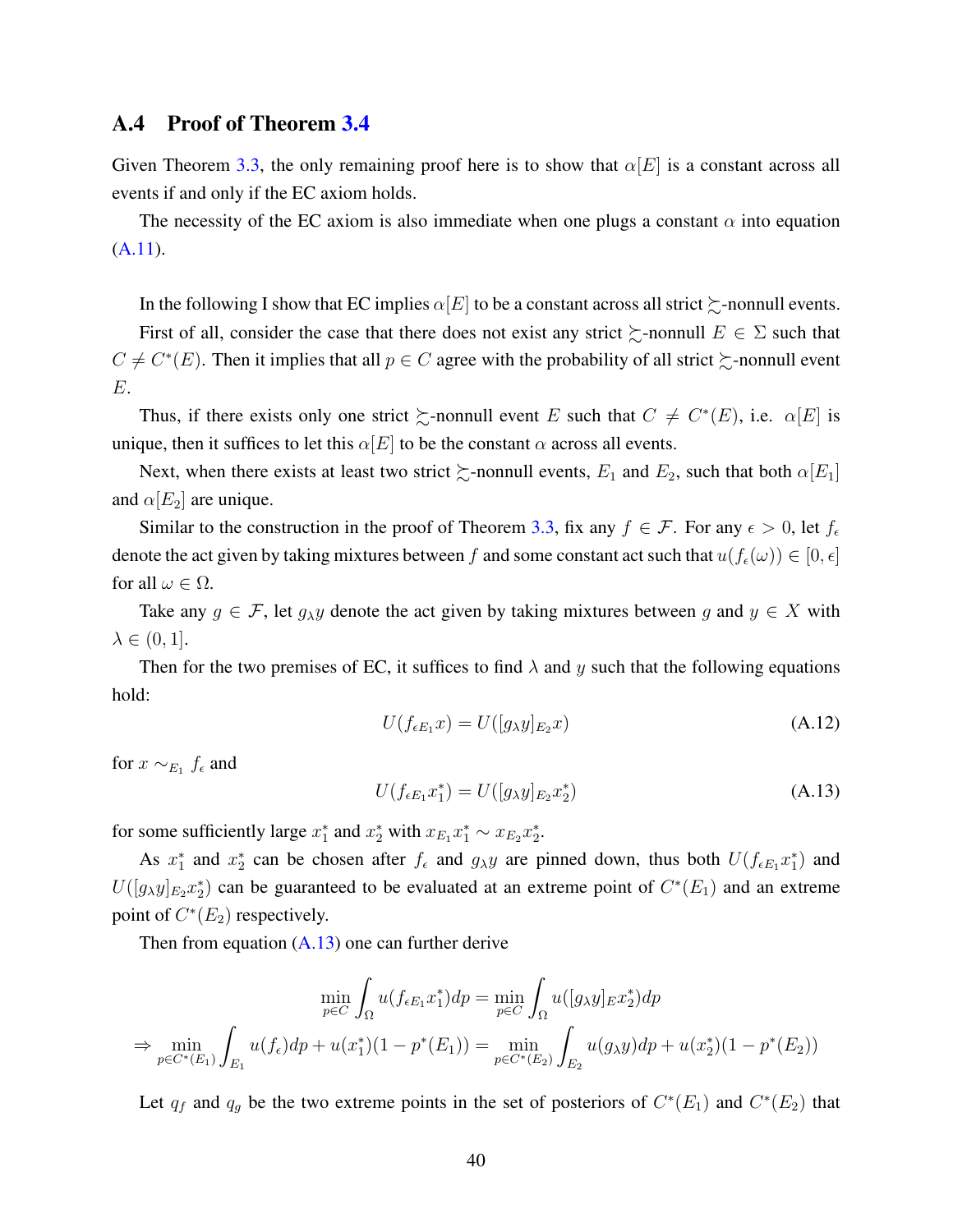## A.4 Proof of Theorem 3.4

Given Theorem 3.3, the only remaining proof here is to show that $\alpha[E]$ is a constant across all events if and only if the EC axiom holds.

The necessity of the EC axiom is also immediate when one plugs a constant $\alpha$ into equation (A.11).

In the following I show that EC implies $\alpha[E]$ to be a constant across all strict $\succsim$-nonnull events.

First of all, consider the case that there does not exist any strict $\succsim$-nonnull $E \in \Sigma$ such that $C \neq C^*(E)$. Then it implies that all $p \in C$ agree with the probability of all strict $\succsim$-nonnull event $E$.

Thus, if there exists only one strict $\succsim$-nonnull event $E$ such that $C \neq C^*(E)$, i.e. $\alpha[E]$ is unique, then it suffices to let this $\alpha[E]$ to be the constant $\alpha$ across all events.

Next, when there exists at least two strict $\succsim$-nonnull events, $E_1$ and $E_2$, such that both $\alpha[E_1]$ and $\alpha[E_2]$ are unique.

Similar to the construction in the proof of Theorem 3.3, fix any $f \in \mathcal{F}$. For any $\epsilon > 0$, let $f_\epsilon$ denote the act given by taking mixtures between $f$ and some constant act such that $u(f_\epsilon(\omega)) \in [0, \epsilon]$ for all $\omega \in \Omega$.

Take any $g \in \mathcal{F}$, let $g_\lambda y$ denote the act given by taking mixtures between $g$ and $y \in X$ with $\lambda \in (0, 1]$.

Then for the two premises of EC, it suffices to find $\lambda$ and $y$ such that the following equations hold:

$$U(f_{\epsilon E_1} x) = U([g_\lambda y]_{E_2} x) \tag{A.12}$$

for $x \sim_{E_1} f_\epsilon$ and

$$U(f_{\epsilon E_1} x_1^*) = U([g_\lambda y]_{E_2} x_2^*) \tag{A.13}$$

for some sufficiently large $x_1^*$ and $x_2^*$ with $x_{E_1} x_1^* \sim x_{E_2} x_2^*$.

As $x_1^*$ and $x_2^*$ can be chosen after $f_\epsilon$ and $g_\lambda y$ are pinned down, thus both $U(f_{\epsilon E_1} x_1^*)$ and $U([g_\lambda y]_{E_2} x_2^*)$ can be guaranteed to be evaluated at an extreme point of $C^*(E_1)$ and an extreme point of $C^*(E_2)$ respectively.

Then from equation (A.13) one can further derive

$$\min_{p \in C} \int_\Omega u(f_{\epsilon E_1} x_1^*) dp = \min_{p \in C} \int_\Omega u([g_\lambda y]_E x_2^*) dp$$
$$\Rightarrow \min_{p \in C^*(E_1)} \int_{E_1} u(f_\epsilon) dp + u(x_1^*)(1 - p^*(E_1)) = \min_{p \in C^*(E_2)} \int_{E_2} u(g_\lambda y) dp + u(x_2^*)(1 - p^*(E_2))$$

Let $q_f$ and $q_g$ be the two extreme points in the set of posteriors of $C^*(E_1)$ and $C^*(E_2)$ that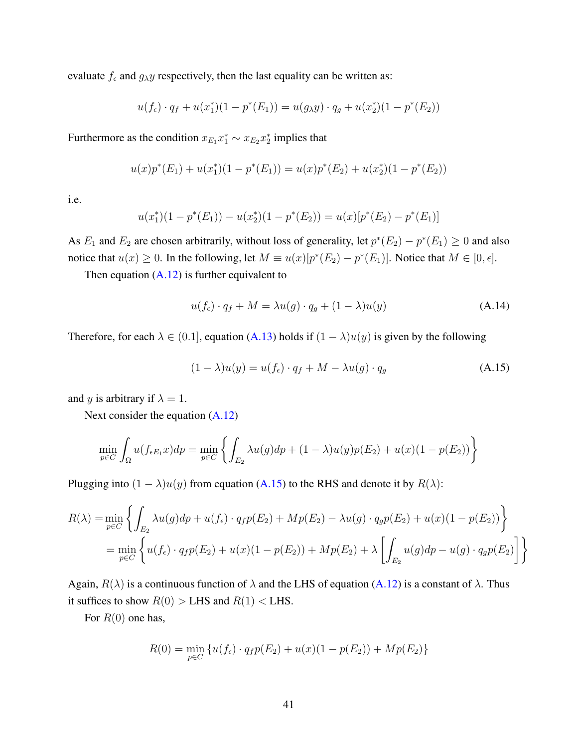evaluate $f_\epsilon$ and $g_\lambda y$ respectively, then the last equality can be written as:

$$u(f_\epsilon) \cdot q_f + u(x_1^*)(1 - p^*(E_1)) = u(g_\lambda y) \cdot q_g + u(x_2^*)(1 - p^*(E_2))$$

Furthermore as the condition $x_{E_1} x_1^* \sim x_{E_2} x_2^*$ implies that

$$u(x)p^*(E_1) + u(x_1^*)(1 - p^*(E_1)) = u(x)p^*(E_2) + u(x_2^*)(1 - p^*(E_2))$$

i.e.

$$u(x_1^*)(1 - p^*(E_1)) - u(x_2^*)(1 - p^*(E_2)) = u(x)[p^*(E_2) - p^*(E_1)]$$

As $E_1$ and $E_2$ are chosen arbitrarily, without loss of generality, let $p^*(E_2) - p^*(E_1) \geq 0$ and also notice that $u(x) \geq 0$. In the following, let $M \equiv u(x)[p^*(E_2) - p^*(E_1)]$. Notice that $M \in [0, \epsilon]$.

Then equation (A.12) is further equivalent to

$$u(f_\epsilon) \cdot q_f + M = \lambda u(g) \cdot q_g + (1 - \lambda) u(y) \tag{A.14}$$

Therefore, for each $\lambda \in (0.1]$, equation (A.13) holds if $(1 - \lambda)u(y)$ is given by the following

$$(1 - \lambda) u(y) = u(f_\epsilon) \cdot q_f + M - \lambda u(g) \cdot q_g \tag{A.15}$$

and $y$ is arbitrary if $\lambda = 1$.

Next consider the equation (A.12)

$$\min_{p \in C} \int_\Omega u(f_{\epsilon E_1} x) dp = \min_{p \in C} \left\{ \int_{E_2} \lambda u(g) dp + (1 - \lambda) u(y) p(E_2) + u(x)(1 - p(E_2)) \right\}$$

Plugging into $(1 - \lambda)u(y)$ from equation (A.15) to the RHS and denote it by $R(\lambda)$:

$$\begin{aligned}
R(\lambda) = &\min_{p \in C} \left\{ \int_{E_2} \lambda u(g) dp + u(f_\epsilon) \cdot q_f p(E_2) + M p(E_2) - \lambda u(g) \cdot q_g p(E_2) + u(x)(1 - p(E_2)) \right\} \\
= &\min_{p \in C} \left\{ u(f_\epsilon) \cdot q_f p(E_2) + u(x)(1 - p(E_2)) + M p(E_2) + \lambda \left[ \int_{E_2} u(g) dp - u(g) \cdot q_g p(E_2) \right] \right\}
\end{aligned}$$

Again, $R(\lambda)$ is a continuous function of $\lambda$ and the LHS of equation (A.12) is a constant of $\lambda$. Thus it suffices to show $R(0) >$ LHS and $R(1) <$ LHS.

For $R(0)$ one has,

$$R(0) = \min_{p \in C} \{ u(f_\epsilon) \cdot q_f p(E_2) + u(x)(1 - p(E_2)) + M p(E_2) \}$$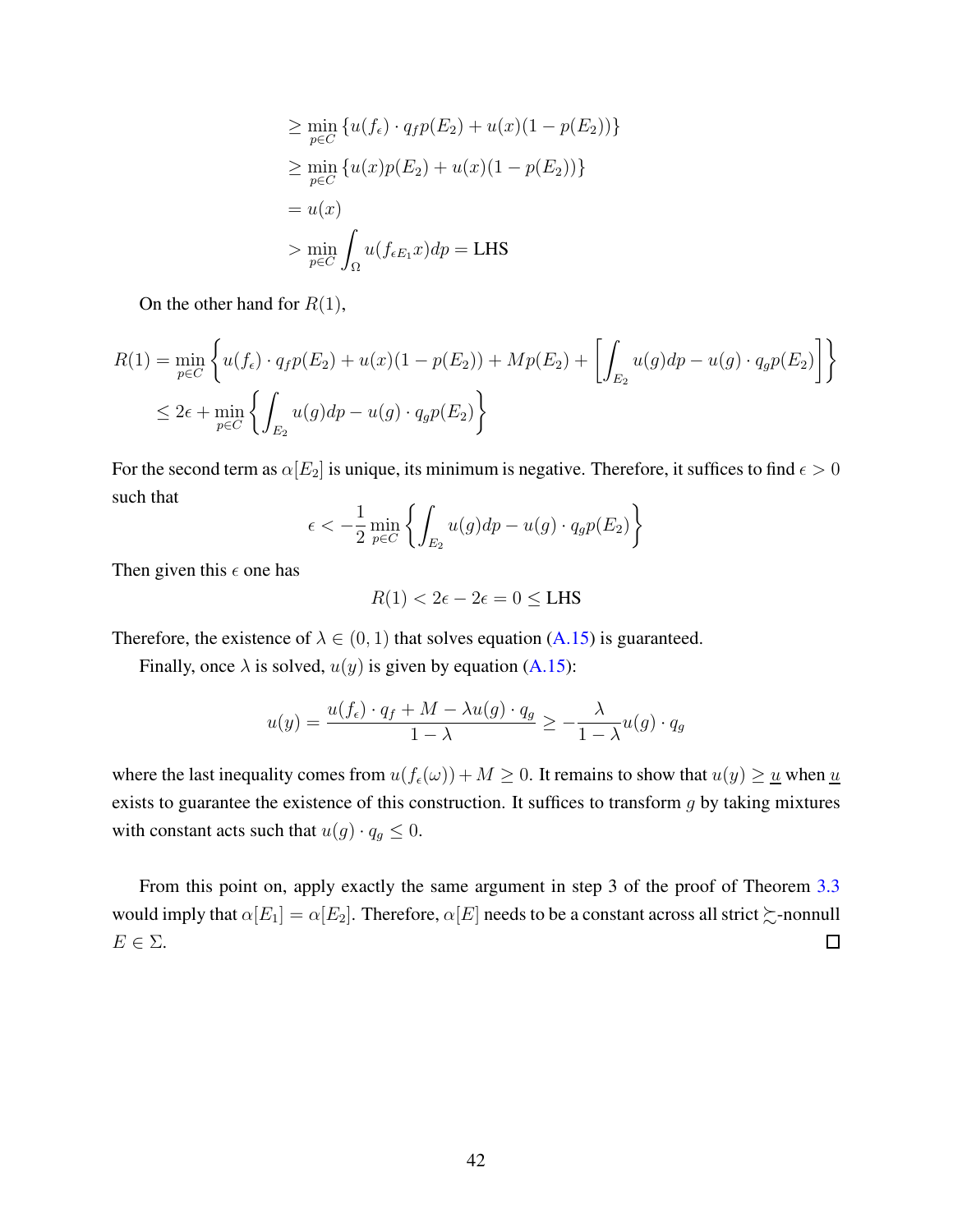$$
\begin{aligned}
&\geq \min_{p \in C} \{u(f_\epsilon) \cdot q_f p(E_2) + u(x)(1 - p(E_2))\} \\
&\geq \min_{p \in C} \{u(x) p(E_2) + u(x)(1 - p(E_2))\} \\
&= u(x) \\
&> \min_{p \in C} \int_\Omega u(f_{\epsilon E_1} x) dp = \text{LHS}
\end{aligned}
$$

On the other hand for $R(1)$,

$$
\begin{aligned}
R(1) &= \min_{p \in C} \left\{ u(f_\epsilon) \cdot q_f p(E_2) + u(x)(1 - p(E_2)) + M p(E_2) + \left[ \int_{E_2} u(g) dp - u(g) \cdot q_g p(E_2) \right] \right\} \\
&\leq 2\epsilon + \min_{p \in C} \left\{ \int_{E_2} u(g) dp - u(g) \cdot q_g p(E_2) \right\}
\end{aligned}
$$

For the second term as $\alpha[E_2]$ is unique, its minimum is negative. Therefore, it suffices to find $\epsilon > 0$ such that

$$
\epsilon < -\frac{1}{2} \min_{p \in C} \left\{ \int_{E_2} u(g) dp - u(g) \cdot q_g p(E_2) \right\}
$$

Then given this $\epsilon$ one has

$$
R(1) < 2\epsilon - 2\epsilon = 0 \leq \text{LHS}
$$

Therefore, the existence of $\lambda \in (0, 1)$ that solves equation (A.15) is guaranteed.

Finally, once $\lambda$ is solved, $u(y)$ is given by equation (A.15):

$$
u(y) = \frac{u(f_\epsilon) \cdot q_f + M - \lambda u(g) \cdot q_g}{1 - \lambda} \geq -\frac{\lambda}{1 - \lambda} u(g) \cdot q_g
$$

where the last inequality comes from $u(f_\epsilon(\omega)) + M \geq 0$. It remains to show that $u(y) \geq \underline{u}$ when $\underline{u}$ exists to guarantee the existence of this construction. It suffices to transform $g$ by taking mixtures with constant acts such that $u(g) \cdot q_g \leq 0$.

From this point on, apply exactly the same argument in step 3 of the proof of Theorem 3.3 would imply that $\alpha[E_1] = \alpha[E_2]$. Therefore, $\alpha[E]$ needs to be a constant across all strict $\succsim$-nonnull $E \in \Sigma$. $\square$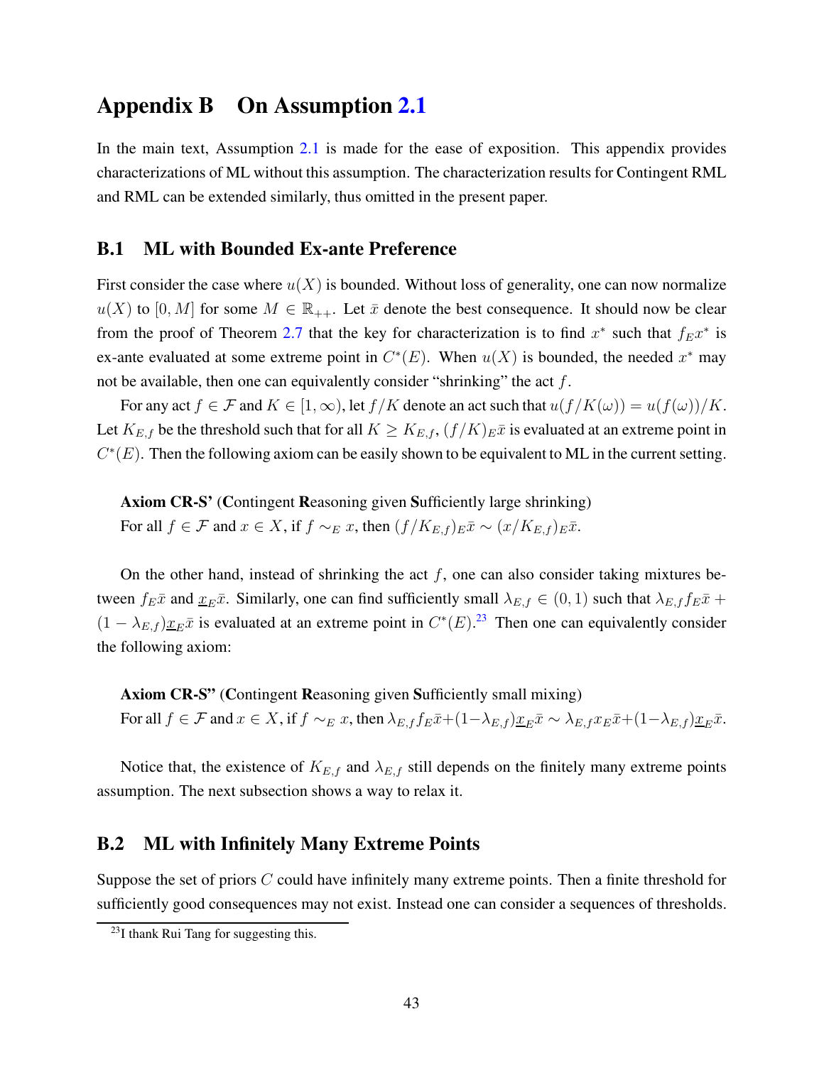# Appendix B On Assumption 2.1

In the main text, Assumption 2.1 is made for the ease of exposition. This appendix provides characterizations of ML without this assumption. The characterization results for Contingent RML and RML can be extended similarly, thus omitted in the present paper.

## B.1 ML with Bounded Ex-ante Preference

First consider the case where $u(X)$ is bounded. Without loss of generality, one can now normalize $u(X)$ to $[0, M]$ for some $M \in \mathbb{R}_{++}$. Let $\bar{x}$ denote the best consequence. It should now be clear from the proof of Theorem 2.7 that the key for characterization is to find $x^*$ such that $f_E x^*$ is ex-ante evaluated at some extreme point in $C^*(E)$. When $u(X)$ is bounded, the needed $x^*$ may not be available, then one can equivalently consider "shrinking" the act $f$.

For any act $f \in \mathcal{F}$ and $K \in [1, \infty)$, let $f/K$ denote an act such that $u(f/K(\omega)) = u(f(\omega))/K$. Let $K_{E,f}$ be the threshold such that for all $K \geq K_{E,f}$, $(f/K)_E \bar{x}$ is evaluated at an extreme point in $C^*(E)$. Then the following axiom can be easily shown to be equivalent to ML in the current setting.

> **Axiom CR-S'** (**C**ontingent **R**easoning given **S**ufficiently large shrinking)
> For all $f \in \mathcal{F}$ and $x \in X$, if $f \sim_E x$, then $(f/K_{E,f})_E \bar{x} \sim (x/K_{E,f})_E \bar{x}$.

On the other hand, instead of shrinking the act $f$, one can also consider taking mixtures between $f_E \bar{x}$ and $\underline{x}_E \bar{x}$. Similarly, one can find sufficiently small $\lambda_{E,f} \in (0, 1)$ such that $\lambda_{E,f} f_E \bar{x} + (1 - \lambda_{E,f}) \underline{x}_E \bar{x}$ is evaluated at an extreme point in $C^*(E)$.[23] Then one can equivalently consider the following axiom:

> **Axiom CR-S''** (**C**ontingent **R**easoning given **S**ufficiently small mixing)
> For all $f \in \mathcal{F}$ and $x \in X$, if $f \sim_E x$, then $\lambda_{E,f} f_E \bar{x} + (1 - \lambda_{E,f}) \underline{x}_E \bar{x} \sim \lambda_{E,f} x_E \bar{x} + (1 - \lambda_{E,f}) \underline{x}_E \bar{x}$.

Notice that, the existence of $K_{E,f}$ and $\lambda_{E,f}$ still depends on the finitely many extreme points assumption. The next subsection shows a way to relax it.

## B.2 ML with Infinitely Many Extreme Points

Suppose the set of priors $C$ could have infinitely many extreme points. Then a finite threshold for sufficiently good consequences may not exist. Instead one can consider a sequences of thresholds.

[23] I thank Rui Tang for suggesting this.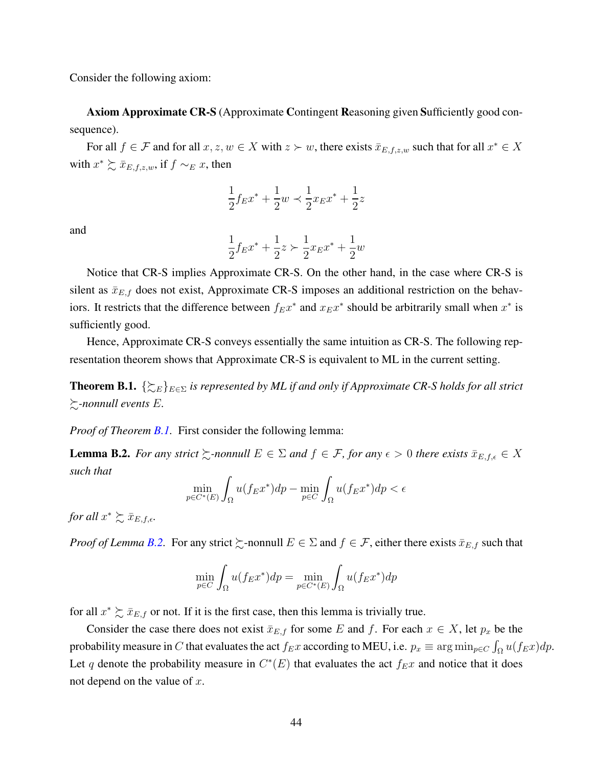Consider the following axiom:

**Axiom Approximate CR-S** (Approximate **C**ontingent **R**easoning given **S**ufficiently good consequence).

For all $f \in \mathcal{F}$ and for all $x, z, w \in X$ with $z \succ w$, there exists $\bar{x}_{E,f,z,w}$ such that for all $x^* \in X$ with $x^* \succsim \bar{x}_{E,f,z,w}$, if $f \sim_E x$, then

$$\frac{1}{2} f_E x^* + \frac{1}{2} w \prec \frac{1}{2} x_E x^* + \frac{1}{2} z$$

and

$$\frac{1}{2} f_E x^* + \frac{1}{2} z \succ \frac{1}{2} x_E x^* + \frac{1}{2} w$$

Notice that CR-S implies Approximate CR-S. On the other hand, in the case where CR-S is silent as $\bar{x}_{E,f}$ does not exist, Approximate CR-S imposes an additional restriction on the behaviors. It restricts that the difference between $f_E x^*$ and $x_E x^*$ should be arbitrarily small when $x^*$ is sufficiently good.

Hence, Approximate CR-S conveys essentially the same intuition as CR-S. The following representation theorem shows that Approximate CR-S is equivalent to ML in the current setting.

**Theorem B.1.** *$\{\succsim_E\}_{E \in \Sigma}$ is represented by ML if and only if Approximate CR-S holds for all strict $\succsim$-nonnull events $E$.*

*Proof of Theorem B.1.* First consider the following lemma:

**Lemma B.2.** *For any strict $\succsim$-nonnull $E \in \Sigma$ and $f \in \mathcal{F}$, for any $\epsilon > 0$ there exists $\bar{x}_{E,f,\epsilon} \in X$ such that*

$$\min_{p \in C^*(E)} \int_\Omega u(f_E x^*) dp - \min_{p \in C} \int_\Omega u(f_E x^*) dp < \epsilon$$

*for all $x^* \succsim \bar{x}_{E,f,\epsilon}$.*

*Proof of Lemma B.2.* For any strict $\succsim$-nonnull $E \in \Sigma$ and $f \in \mathcal{F}$, either there exists $\bar{x}_{E,f}$ such that

$$\min_{p \in C} \int_\Omega u(f_E x^*) dp = \min_{p \in C^*(E)} \int_\Omega u(f_E x^*) dp$$

for all $x^* \succsim \bar{x}_{E,f}$ or not. If it is the first case, then this lemma is trivially true.

Consider the case there does not exist $\bar{x}_{E,f}$ for some $E$ and $f$. For each $x \in X$, let $p_x$ be the probability measure in $C$ that evaluates the act $f_E x$ according to MEU, i.e. $p_x \equiv \arg\min_{p \in C} \int_\Omega u(f_E x) dp$. Let $q$ denote the probability measure in $C^*(E)$ that evaluates the act $f_E x$ and notice that it does not depend on the value of $x$.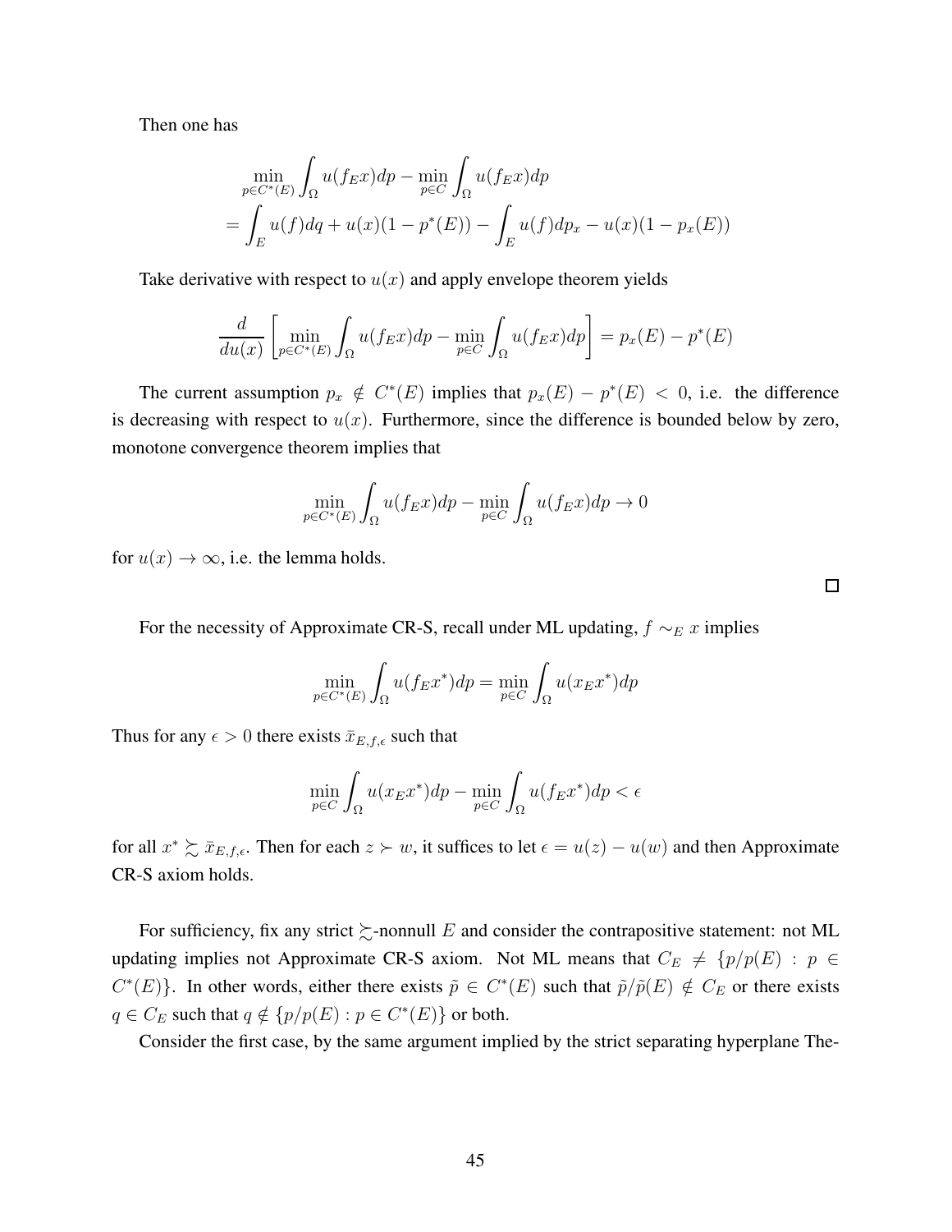Then one has

$$
\begin{aligned}
&\min_{p\in C^*(E)}\int_\Omega u(f_E x)dp - \min_{p\in C}\int_\Omega u(f_E x)dp \\
=&\int_E u(f)dq + u(x)(1-p^*(E)) - \int_E u(f)dp_x - u(x)(1-p_x(E))
\end{aligned}
$$

Take derivative with respect to $u(x)$ and apply envelope theorem yields

$$
\frac{d}{du(x)}\left[\min_{p\in C^*(E)}\int_\Omega u(f_E x)dp - \min_{p\in C}\int_\Omega u(f_E x)dp\right] = p_x(E) - p^*(E)
$$

The current assumption $p_x \notin C^*(E)$ implies that $p_x(E) - p^*(E) < 0$, i.e. the difference is decreasing with respect to $u(x)$. Furthermore, since the difference is bounded below by zero, monotone convergence theorem implies that

$$
\min_{p\in C^*(E)}\int_\Omega u(f_E x)dp - \min_{p\in C}\int_\Omega u(f_E x)dp \to 0
$$

for $u(x)\to\infty$, i.e. the lemma holds.

□

For the necessity of Approximate CR-S, recall under ML updating, $f \sim_E x$ implies

$$
\min_{p\in C^*(E)}\int_\Omega u(f_E x^*)dp = \min_{p\in C}\int_\Omega u(x_E x^*)dp
$$

Thus for any $\epsilon > 0$ there exists $\bar{x}_{E,f,\epsilon}$ such that

$$
\min_{p\in C}\int_\Omega u(x_E x^*)dp - \min_{p\in C}\int_\Omega u(f_E x^*)dp < \epsilon
$$

for all $x^* \succsim \bar{x}_{E,f,\epsilon}$. Then for each $z \succ w$, it suffices to let $\epsilon = u(z) - u(w)$ and then Approximate CR-S axiom holds.

For sufficiency, fix any strict $\succsim$-nonnull $E$ and consider the contrapositive statement: not ML updating implies not Approximate CR-S axiom. Not ML means that $C_E \neq \{p/p(E) : p \in C^*(E)\}$. In other words, either there exists $\tilde{p} \in C^*(E)$ such that $\tilde{p}/\tilde{p}(E) \notin C_E$ or there exists $q \in C_E$ such that $q \notin \{p/p(E) : p \in C^*(E)\}$ or both.

Consider the first case, by the same argument implied by the strict separating hyperplane The-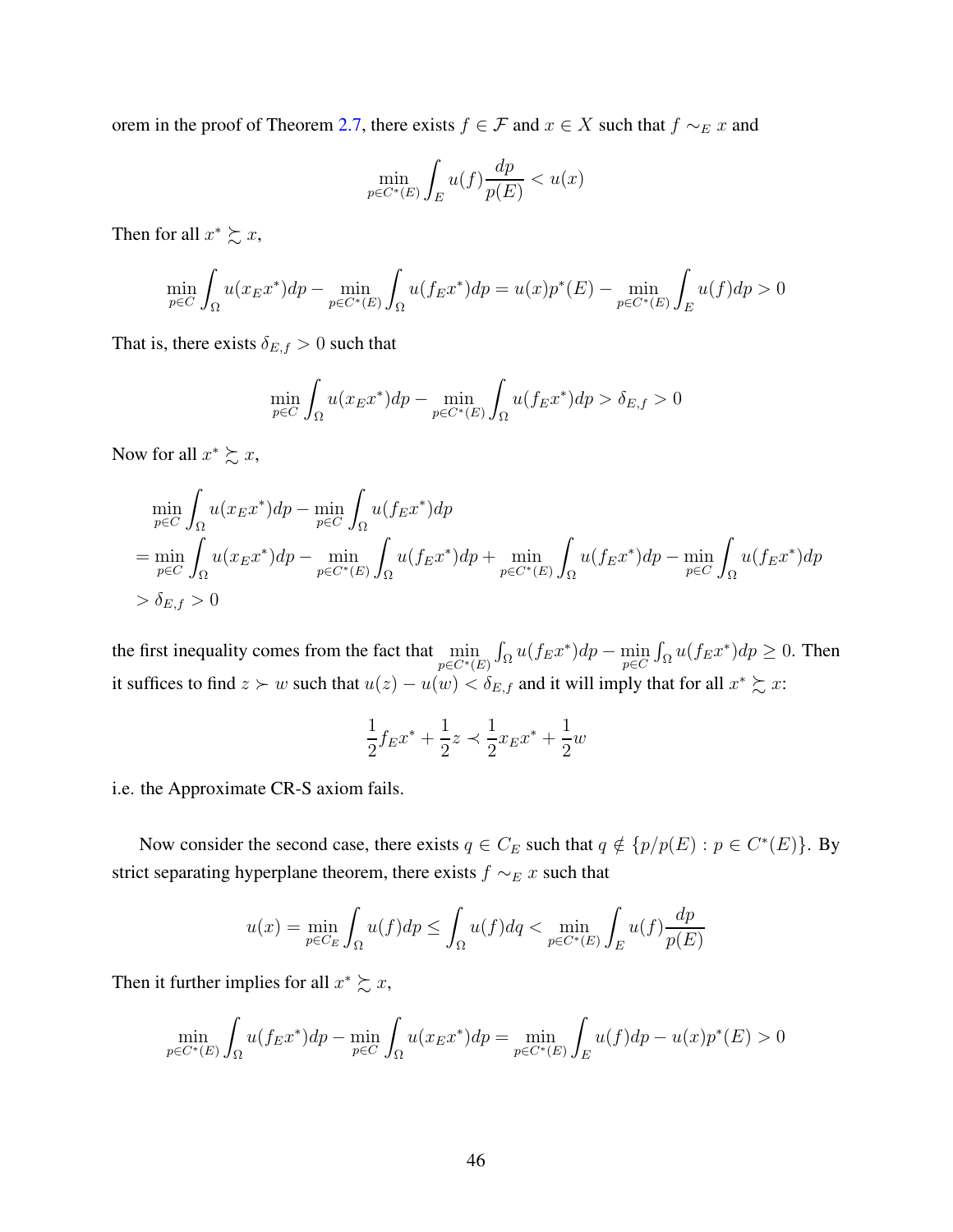orem in the proof of Theorem 2.7, there exists $f \in \mathcal{F}$ and $x \in X$ such that $f \sim_E x$ and

$$\min_{p \in C^*(E)} \int_E u(f) \frac{dp}{p(E)} < u(x)$$

Then for all $x^* \succsim x$,

$$\min_{p \in C} \int_\Omega u(x_E x^*) dp - \min_{p \in C^*(E)} \int_\Omega u(f_E x^*) dp = u(x) p^*(E) - \min_{p \in C^*(E)} \int_E u(f) dp > 0$$

That is, there exists $\delta_{E,f} > 0$ such that

$$\min_{p \in C} \int_\Omega u(x_E x^*) dp - \min_{p \in C^*(E)} \int_\Omega u(f_E x^*) dp > \delta_{E,f} > 0$$

Now for all $x^* \succsim x$,

$$\begin{aligned}
&\min_{p \in C} \int_\Omega u(x_E x^*) dp - \min_{p \in C} \int_\Omega u(f_E x^*) dp \\
=& \min_{p \in C} \int_\Omega u(x_E x^*) dp - \min_{p \in C^*(E)} \int_\Omega u(f_E x^*) dp + \min_{p \in C^*(E)} \int_\Omega u(f_E x^*) dp - \min_{p \in C} \int_\Omega u(f_E x^*) dp \\
>& \delta_{E,f} > 0
\end{aligned}$$

the first inequality comes from the fact that $\min_{p \in C^*(E)} \int_\Omega u(f_E x^*) dp - \min_{p \in C} \int_\Omega u(f_E x^*) dp \geq 0$. Then it suffices to find $z \succ w$ such that $u(z) - u(w) < \delta_{E,f}$ and it will imply that for all $x^* \succsim x$:

$$\frac{1}{2} f_E x^* + \frac{1}{2} z \prec \frac{1}{2} x_E x^* + \frac{1}{2} w$$

i.e. the Approximate CR-S axiom fails.

Now consider the second case, there exists $q \in C_E$ such that $q \notin \{p/p(E) : p \in C^*(E)\}$. By strict separating hyperplane theorem, there exists $f \sim_E x$ such that

$$u(x) = \min_{p \in C_E} \int_\Omega u(f) dp \leq \int_\Omega u(f) dq < \min_{p \in C^*(E)} \int_E u(f) \frac{dp}{p(E)}$$

Then it further implies for all $x^* \succsim x$,

$$\min_{p \in C^*(E)} \int_\Omega u(f_E x^*) dp - \min_{p \in C} \int_\Omega u(x_E x^*) dp = \min_{p \in C^*(E)} \int_E u(f) dp - u(x) p^*(E) > 0$$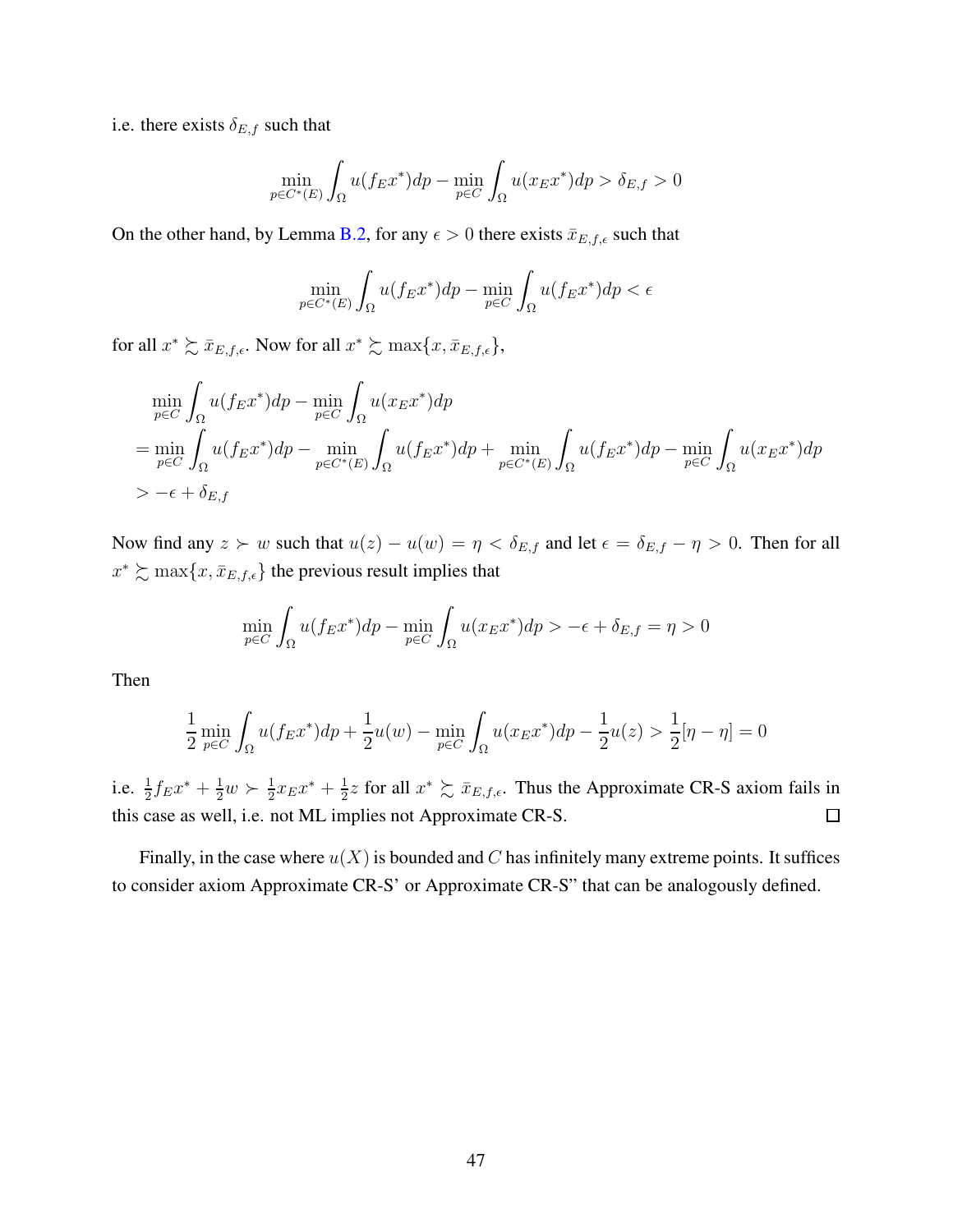i.e. there exists $\delta_{E,f}$ such that

$$\min_{p\in C^*(E)} \int_\Omega u(f_E x^*)dp - \min_{p\in C} \int_\Omega u(x_E x^*)dp > \delta_{E,f} > 0$$

On the other hand, by Lemma B.2, for any $\epsilon > 0$ there exists $\bar{x}_{E,f,\epsilon}$ such that

$$\min_{p\in C^*(E)} \int_\Omega u(f_E x^*)dp - \min_{p\in C} \int_\Omega u(f_E x^*)dp < \epsilon$$

for all $x^* \succsim \bar{x}_{E,f,\epsilon}$. Now for all $x^* \succsim \max\{x, \bar{x}_{E,f,\epsilon}\}$,

$$\begin{aligned}
&\min_{p\in C} \int_\Omega u(f_E x^*)dp - \min_{p\in C} \int_\Omega u(x_E x^*)dp \\
&= \min_{p\in C} \int_\Omega u(f_E x^*)dp - \min_{p\in C^*(E)} \int_\Omega u(f_E x^*)dp + \min_{p\in C^*(E)} \int_\Omega u(f_E x^*)dp - \min_{p\in C} \int_\Omega u(x_E x^*)dp \\
&> -\epsilon + \delta_{E,f}
\end{aligned}$$

Now find any $z \succ w$ such that $u(z) - u(w) = \eta < \delta_{E,f}$ and let $\epsilon = \delta_{E,f} - \eta > 0$. Then for all $x^* \succsim \max\{x, \bar{x}_{E,f,\epsilon}\}$ the previous result implies that

$$\min_{p\in C} \int_\Omega u(f_E x^*)dp - \min_{p\in C} \int_\Omega u(x_E x^*)dp > -\epsilon + \delta_{E,f} = \eta > 0$$

Then

$$\frac{1}{2} \min_{p\in C} \int_\Omega u(f_E x^*)dp + \frac{1}{2}u(w) - \min_{p\in C} \int_\Omega u(x_E x^*)dp - \frac{1}{2}u(z) > \frac{1}{2}[\eta - \eta] = 0$$

i.e. $\frac{1}{2}f_E x^* + \frac{1}{2}w \succ \frac{1}{2}x_E x^* + \frac{1}{2}z$ for all $x^* \succsim \bar{x}_{E,f,\epsilon}$. Thus the Approximate CR-S axiom fails in this case as well, i.e. not ML implies not Approximate CR-S. □

Finally, in the case where $u(X)$ is bounded and $C$ has infinitely many extreme points. It suffices to consider axiom Approximate CR-S' or Approximate CR-S" that can be analogously defined.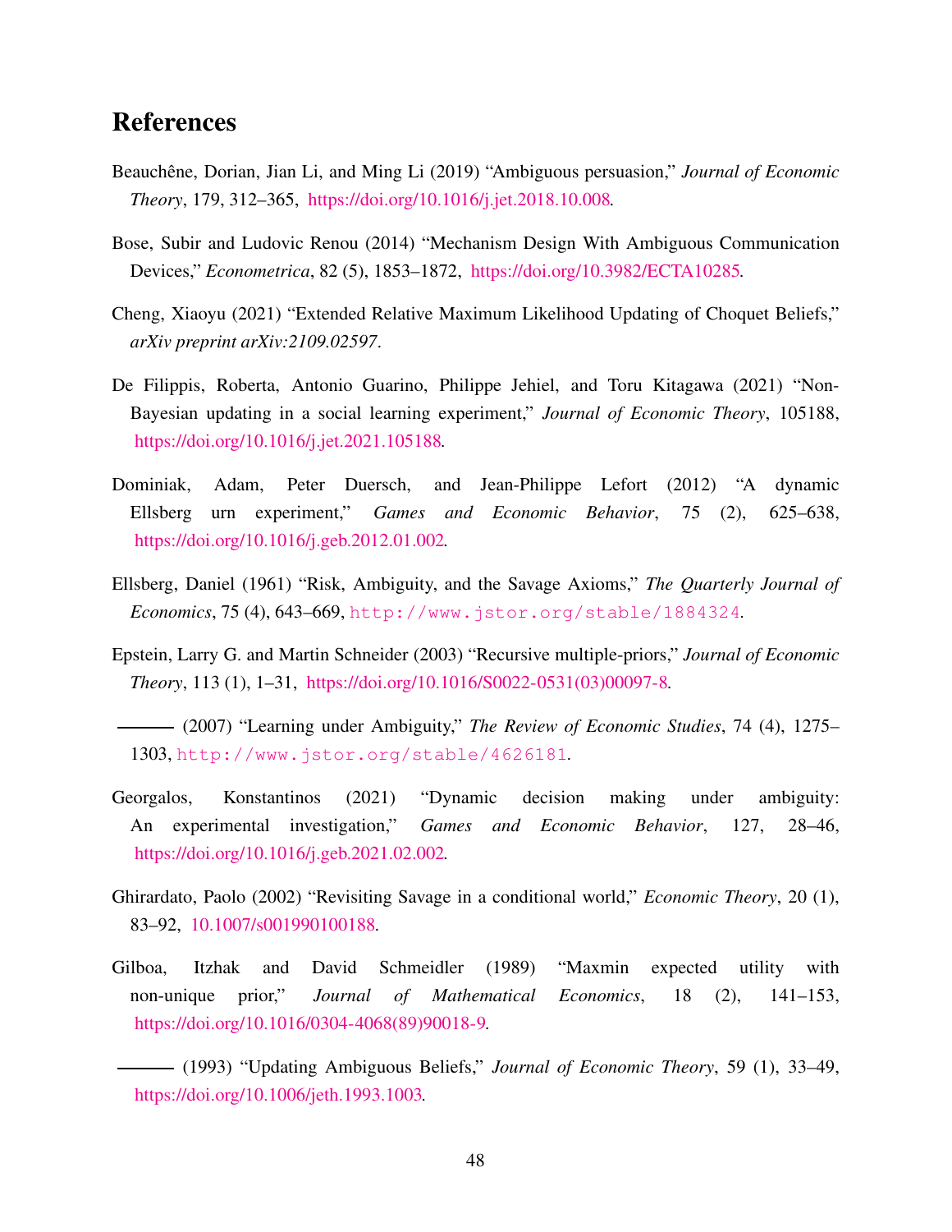# References

Beauchêne, Dorian, Jian Li, and Ming Li (2019) "Ambiguous persuasion," *Journal of Economic Theory*, 179, 312–365, https://doi.org/10.1016/j.jet.2018.10.008.

Bose, Subir and Ludovic Renou (2014) "Mechanism Design With Ambiguous Communication Devices," *Econometrica*, 82 (5), 1853–1872, https://doi.org/10.3982/ECTA10285.

Cheng, Xiaoyu (2021) "Extended Relative Maximum Likelihood Updating of Choquet Beliefs," *arXiv preprint arXiv:2109.02597*.

De Filippis, Roberta, Antonio Guarino, Philippe Jehiel, and Toru Kitagawa (2021) "Non-Bayesian updating in a social learning experiment," *Journal of Economic Theory*, 105188, https://doi.org/10.1016/j.jet.2021.105188.

Dominiak, Adam, Peter Duersch, and Jean-Philippe Lefort (2012) "A dynamic Ellsberg urn experiment," *Games and Economic Behavior*, 75 (2), 625–638, https://doi.org/10.1016/j.geb.2012.01.002.

Ellsberg, Daniel (1961) "Risk, Ambiguity, and the Savage Axioms," *The Quarterly Journal of Economics*, 75 (4), 643–669, http://www.jstor.org/stable/1884324.

Epstein, Larry G. and Martin Schneider (2003) "Recursive multiple-priors," *Journal of Economic Theory*, 113 (1), 1–31, https://doi.org/10.1016/S0022-0531(03)00097-8.

——— (2007) "Learning under Ambiguity," *The Review of Economic Studies*, 74 (4), 1275–1303, http://www.jstor.org/stable/4626181.

Georgalos, Konstantinos (2021) "Dynamic decision making under ambiguity: An experimental investigation," *Games and Economic Behavior*, 127, 28–46, https://doi.org/10.1016/j.geb.2021.02.002.

Ghirardato, Paolo (2002) "Revisiting Savage in a conditional world," *Economic Theory*, 20 (1), 83–92, 10.1007/s001990100188.

Gilboa, Itzhak and David Schmeidler (1989) "Maxmin expected utility with non-unique prior," *Journal of Mathematical Economics*, 18 (2), 141–153, https://doi.org/10.1016/0304-4068(89)90018-9.

——— (1993) "Updating Ambiguous Beliefs," *Journal of Economic Theory*, 59 (1), 33–49, https://doi.org/10.1006/jeth.1993.1003.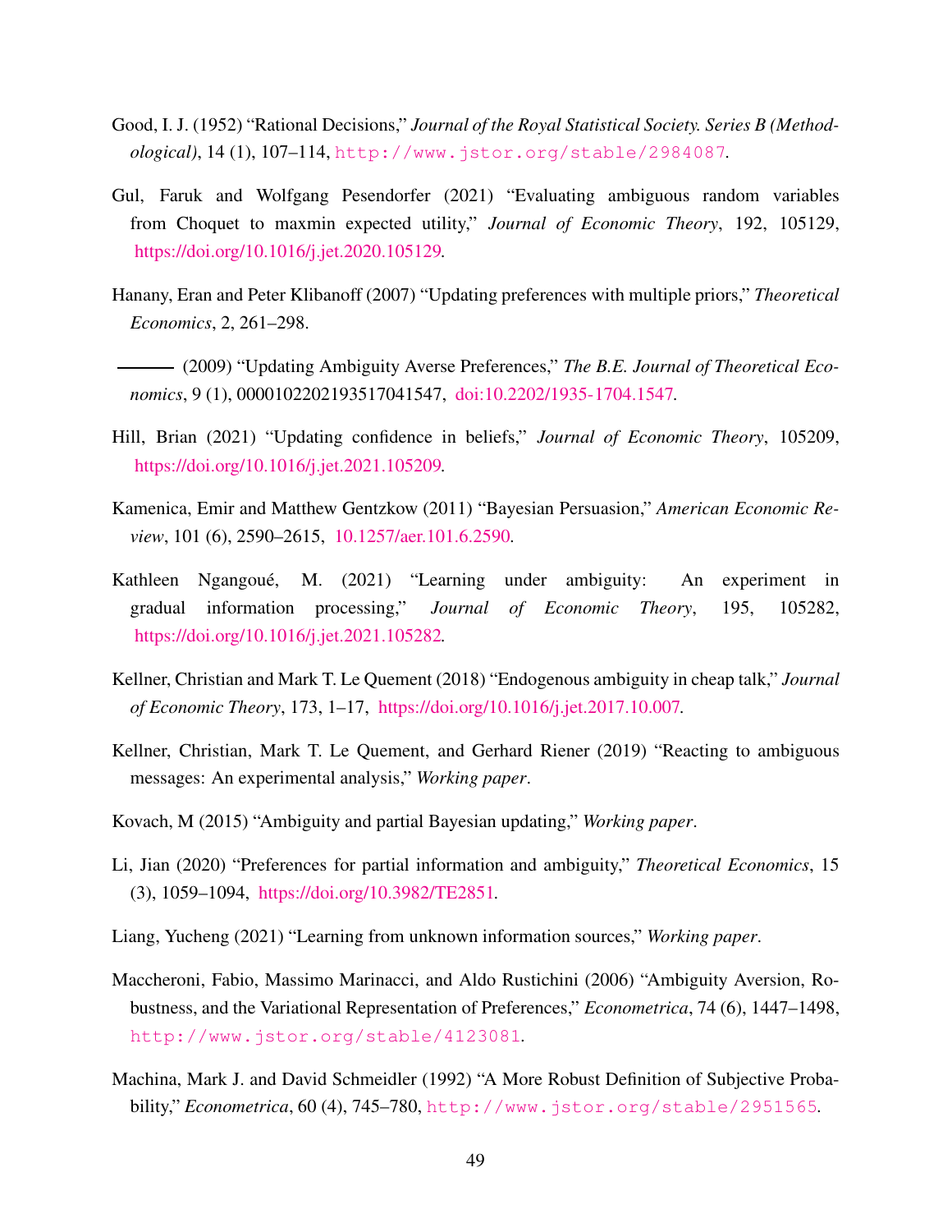Good, I. J. (1952) "Rational Decisions," *Journal of the Royal Statistical Society. Series B (Methodological)*, 14 (1), 107–114, http://www.jstor.org/stable/2984087.

Gul, Faruk and Wolfgang Pesendorfer (2021) "Evaluating ambiguous random variables from Choquet to maxmin expected utility," *Journal of Economic Theory*, 192, 105129, https://doi.org/10.1016/j.jet.2020.105129.

Hanany, Eran and Peter Klibanoff (2007) "Updating preferences with multiple priors," *Theoretical Economics*, 2, 261–298.

——— (2009) "Updating Ambiguity Averse Preferences," *The B.E. Journal of Theoretical Economics*, 9 (1), 0000102202193517041547, doi:10.2202/1935-1704.1547.

Hill, Brian (2021) "Updating confidence in beliefs," *Journal of Economic Theory*, 105209, https://doi.org/10.1016/j.jet.2021.105209.

Kamenica, Emir and Matthew Gentzkow (2011) "Bayesian Persuasion," *American Economic Review*, 101 (6), 2590–2615, 10.1257/aer.101.6.2590.

Kathleen Ngangoué, M. (2021) "Learning under ambiguity: An experiment in gradual information processing," *Journal of Economic Theory*, 195, 105282, https://doi.org/10.1016/j.jet.2021.105282.

Kellner, Christian and Mark T. Le Quement (2018) "Endogenous ambiguity in cheap talk," *Journal of Economic Theory*, 173, 1–17, https://doi.org/10.1016/j.jet.2017.10.007.

Kellner, Christian, Mark T. Le Quement, and Gerhard Riener (2019) "Reacting to ambiguous messages: An experimental analysis," *Working paper*.

Kovach, M (2015) "Ambiguity and partial Bayesian updating," *Working paper*.

Li, Jian (2020) "Preferences for partial information and ambiguity," *Theoretical Economics*, 15 (3), 1059–1094, https://doi.org/10.3982/TE2851.

Liang, Yucheng (2021) "Learning from unknown information sources," *Working paper*.

Maccheroni, Fabio, Massimo Marinacci, and Aldo Rustichini (2006) "Ambiguity Aversion, Robustness, and the Variational Representation of Preferences," *Econometrica*, 74 (6), 1447–1498, http://www.jstor.org/stable/4123081.

Machina, Mark J. and David Schmeidler (1992) "A More Robust Definition of Subjective Probability," *Econometrica*, 60 (4), 745–780, http://www.jstor.org/stable/2951565.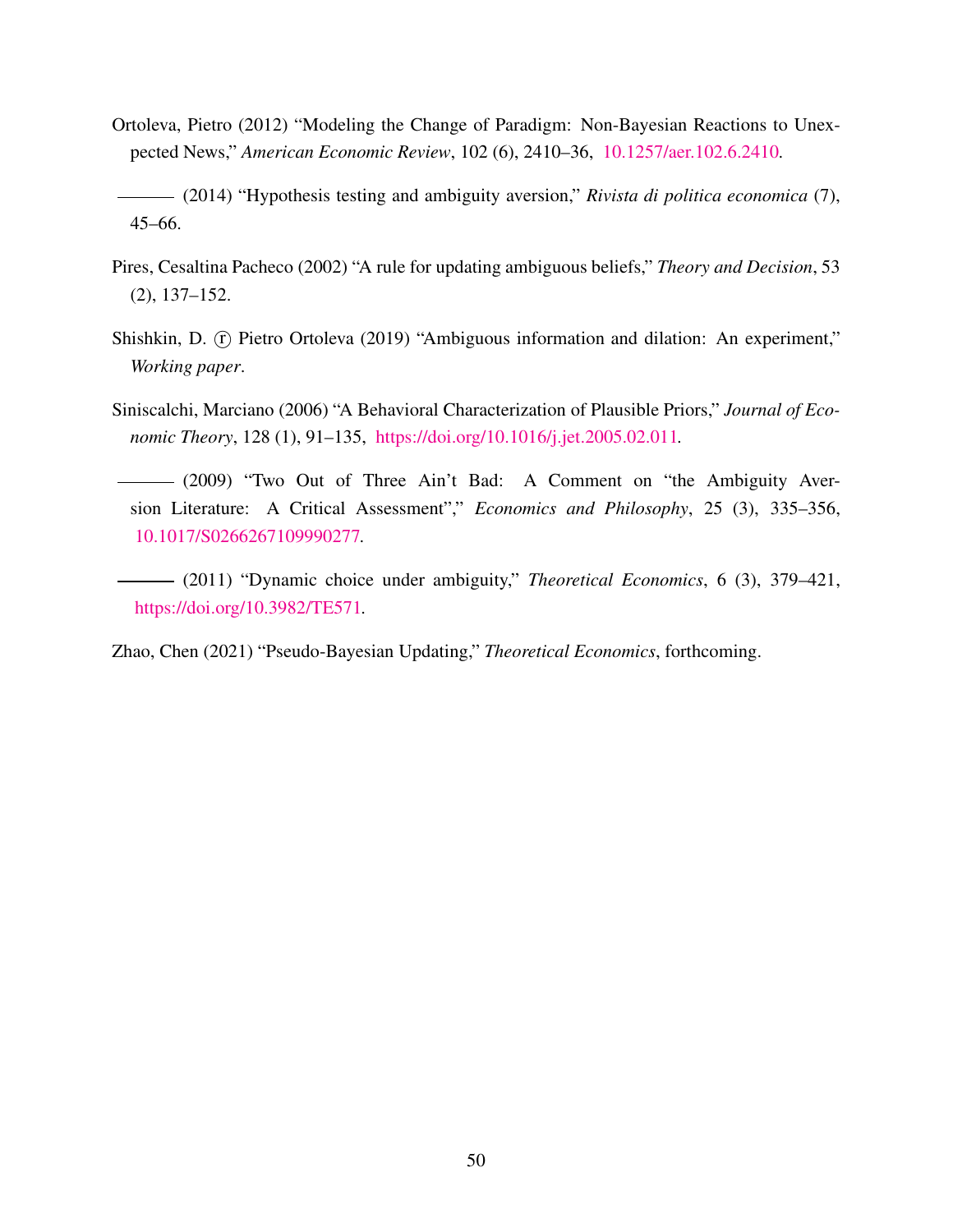Ortoleva, Pietro (2012) "Modeling the Change of Paradigm: Non-Bayesian Reactions to Unexpected News," *American Economic Review*, 102 (6), 2410–36, 10.1257/aer.102.6.2410.

——— (2014) "Hypothesis testing and ambiguity aversion," *Rivista di politica economica* (7), 45–66.

Pires, Cesaltina Pacheco (2002) "A rule for updating ambiguous beliefs," *Theory and Decision*, 53 (2), 137–152.

Shishkin, D. ⓡ Pietro Ortoleva (2019) "Ambiguous information and dilation: An experiment," *Working paper*.

Siniscalchi, Marciano (2006) "A Behavioral Characterization of Plausible Priors," *Journal of Economic Theory*, 128 (1), 91–135, https://doi.org/10.1016/j.jet.2005.02.011.

——— (2009) "Two Out of Three Ain't Bad: A Comment on "the Ambiguity Aversion Literature: A Critical Assessment"," *Economics and Philosophy*, 25 (3), 335–356, 10.1017/S0266267109990277.

——— (2011) "Dynamic choice under ambiguity," *Theoretical Economics*, 6 (3), 379–421, https://doi.org/10.3982/TE571.

Zhao, Chen (2021) "Pseudo-Bayesian Updating," *Theoretical Economics*, forthcoming.